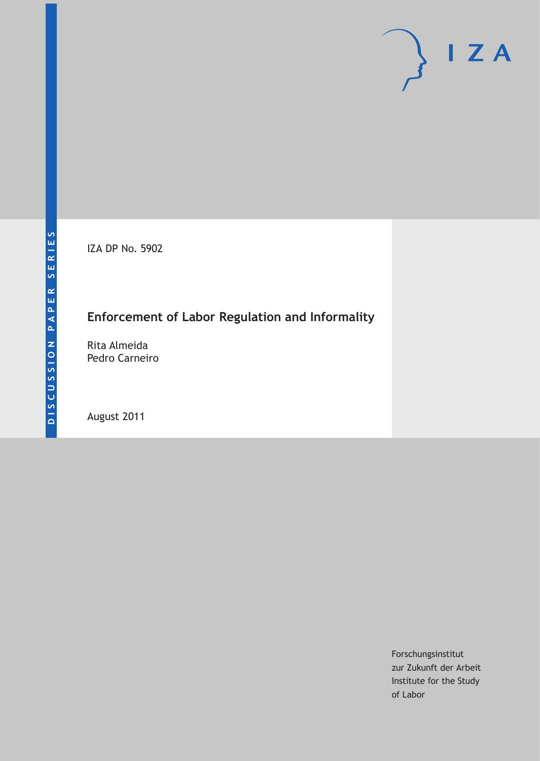IZA DP No. 5902

# Enforcement of Labor Regulation and Informality

Rita Almeida
Pedro Carneiro

August 2011

Forschungsinstitut
zur Zukunft der Arbeit
Institute for the Study
of Labor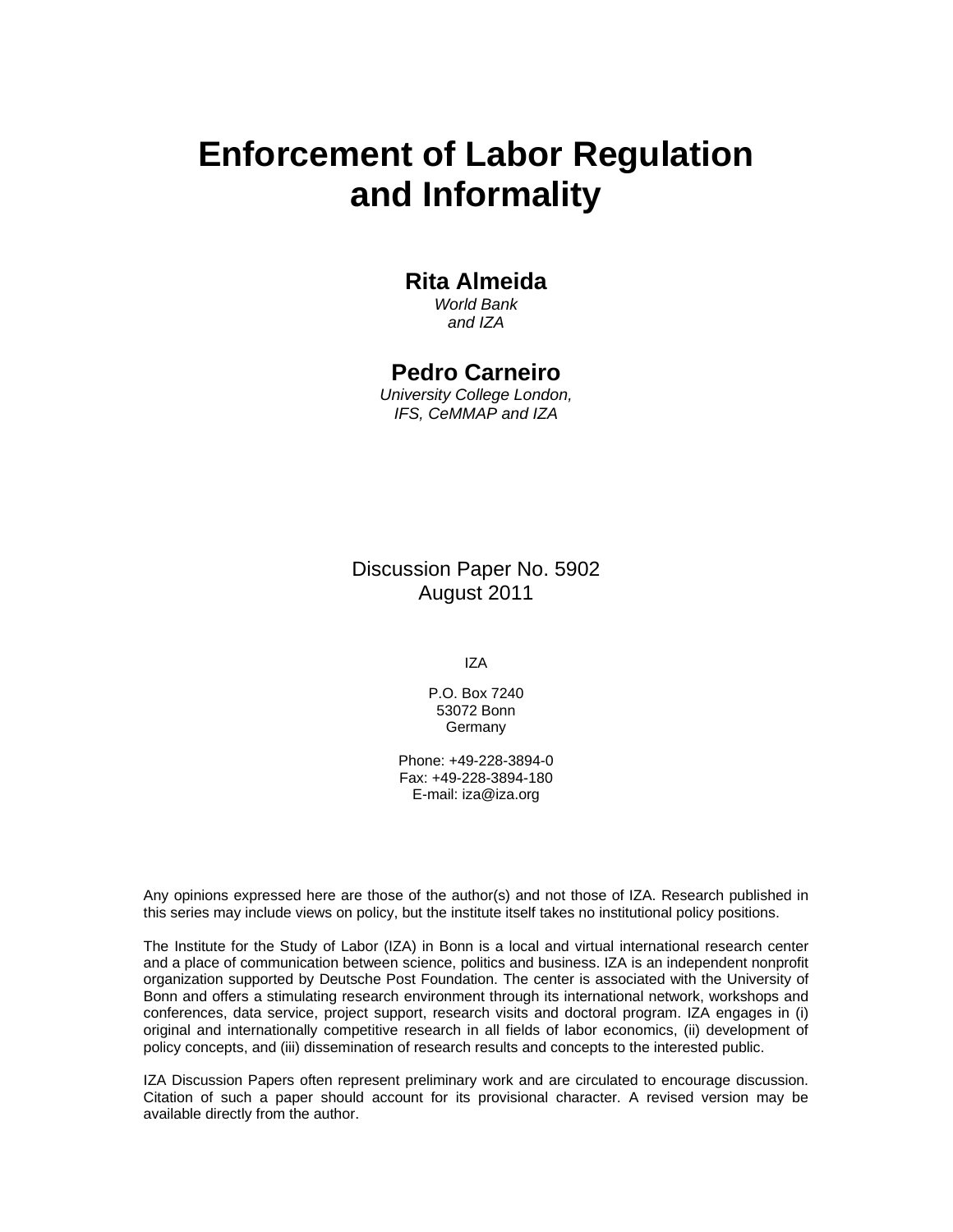# Enforcement of Labor Regulation and Informality

**Rita Almeida**
*World Bank*
*and IZA*

**Pedro Carneiro**
*University College London,*
*IFS, CeMMAP and IZA*

Discussion Paper No. 5902
August 2011

IZA

P.O. Box 7240
53072 Bonn
Germany

Phone: +49-228-3894-0
Fax: +49-228-3894-180
E-mail: iza@iza.org

Any opinions expressed here are those of the author(s) and not those of IZA. Research published in this series may include views on policy, but the institute itself takes no institutional policy positions.

The Institute for the Study of Labor (IZA) in Bonn is a local and virtual international research center and a place of communication between science, politics and business. IZA is an independent nonprofit organization supported by Deutsche Post Foundation. The center is associated with the University of Bonn and offers a stimulating research environment through its international network, workshops and conferences, data service, project support, research visits and doctoral program. IZA engages in (i) original and internationally competitive research in all fields of labor economics, (ii) development of policy concepts, and (iii) dissemination of research results and concepts to the interested public.

IZA Discussion Papers often represent preliminary work and are circulated to encourage discussion. Citation of such a paper should account for its provisional character. A revised version may be available directly from the author.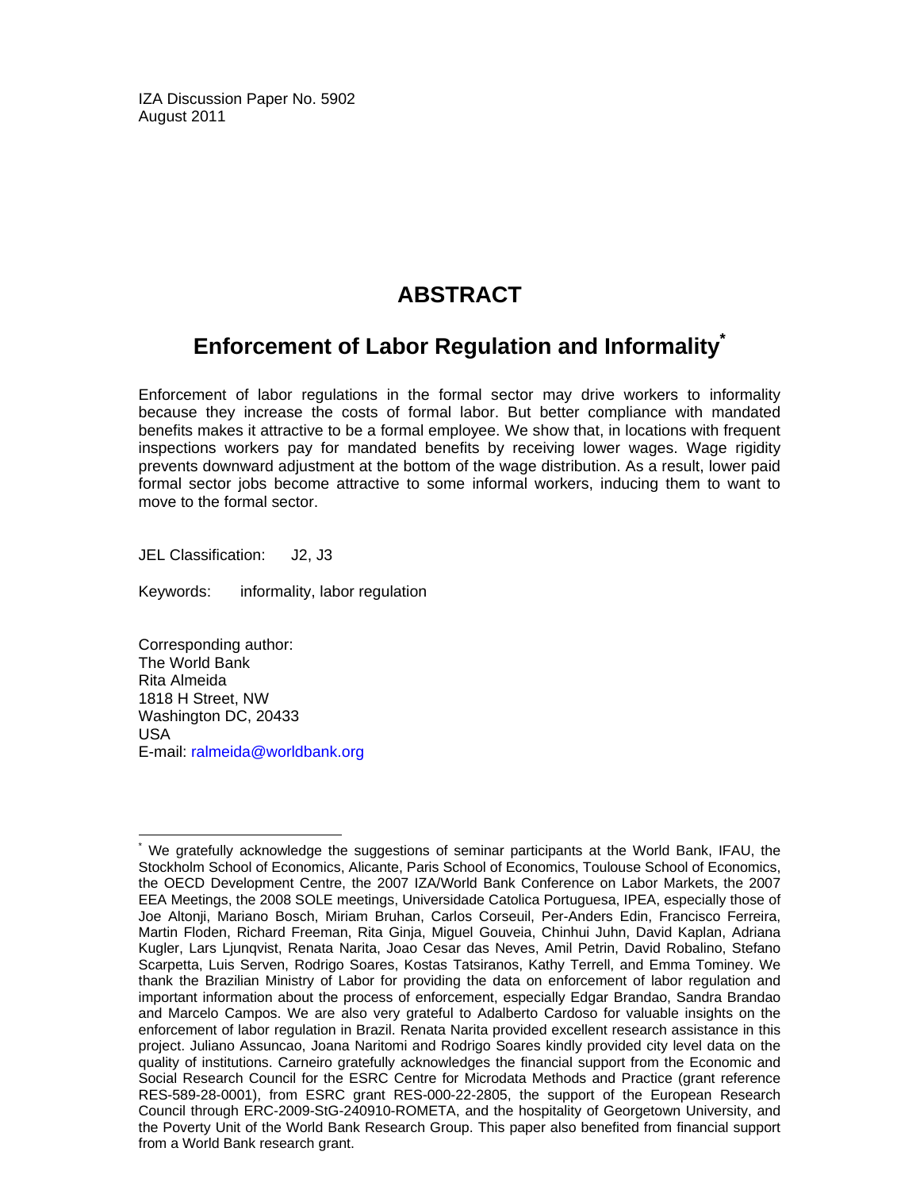IZA Discussion Paper No. 5902
August 2011

# ABSTRACT

## Enforcement of Labor Regulation and Informality*

Enforcement of labor regulations in the formal sector may drive workers to informality because they increase the costs of formal labor. But better compliance with mandated benefits makes it attractive to be a formal employee. We show that, in locations with frequent inspections workers pay for mandated benefits by receiving lower wages. Wage rigidity prevents downward adjustment at the bottom of the wage distribution. As a result, lower paid formal sector jobs become attractive to some informal workers, inducing them to want to move to the formal sector.

JEL Classification: J2, J3

Keywords: informality, labor regulation

Corresponding author:
The World Bank
Rita Almeida
1818 H Street, NW
Washington DC, 20433
USA
E-mail: ralmeida@worldbank.org

---

* We gratefully acknowledge the suggestions of seminar participants at the World Bank, IFAU, the Stockholm School of Economics, Alicante, Paris School of Economics, Toulouse School of Economics, the OECD Development Centre, the 2007 IZA/World Bank Conference on Labor Markets, the 2007 EEA Meetings, the 2008 SOLE meetings, Universidade Catolica Portuguesa, IPEA, especially those of Joe Altonji, Mariano Bosch, Miriam Bruhan, Carlos Corseuil, Per-Anders Edin, Francisco Ferreira, Martin Floden, Richard Freeman, Rita Ginja, Miguel Gouveia, Chinhui Juhn, David Kaplan, Adriana Kugler, Lars Ljunqvist, Renata Narita, Joao Cesar das Neves, Amil Petrin, David Robalino, Stefano Scarpetta, Luis Serven, Rodrigo Soares, Kostas Tatsiranos, Kathy Terrell, and Emma Tominey. We thank the Brazilian Ministry of Labor for providing the data on enforcement of labor regulation and important information about the process of enforcement, especially Edgar Brandao, Sandra Brandao and Marcelo Campos. We are also very grateful to Adalberto Cardoso for valuable insights on the enforcement of labor regulation in Brazil. Renata Narita provided excellent research assistance in this project. Juliano Assuncao, Joana Naritomi and Rodrigo Soares kindly provided city level data on the quality of institutions. Carneiro gratefully acknowledges the financial support from the Economic and Social Research Council for the ESRC Centre for Microdata Methods and Practice (grant reference RES-589-28-0001), from ESRC grant RES-000-22-2805, the support of the European Research Council through ERC-2009-StG-240910-ROMETA, and the hospitality of Georgetown University, and the Poverty Unit of the World Bank Research Group. This paper also benefited from financial support from a World Bank research grant.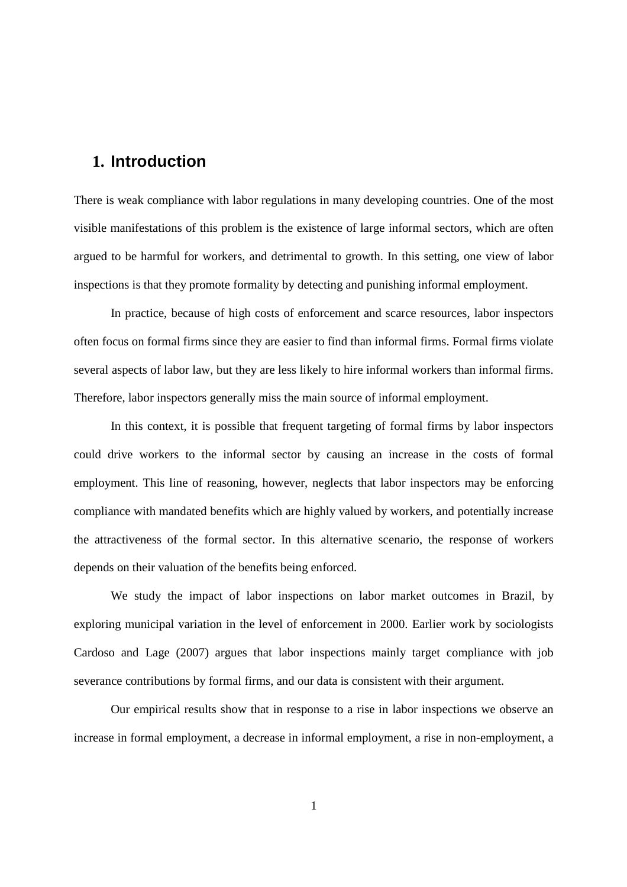# 1. Introduction

There is weak compliance with labor regulations in many developing countries. One of the most visible manifestations of this problem is the existence of large informal sectors, which are often argued to be harmful for workers, and detrimental to growth. In this setting, one view of labor inspections is that they promote formality by detecting and punishing informal employment.

In practice, because of high costs of enforcement and scarce resources, labor inspectors often focus on formal firms since they are easier to find than informal firms. Formal firms violate several aspects of labor law, but they are less likely to hire informal workers than informal firms. Therefore, labor inspectors generally miss the main source of informal employment.

In this context, it is possible that frequent targeting of formal firms by labor inspectors could drive workers to the informal sector by causing an increase in the costs of formal employment. This line of reasoning, however, neglects that labor inspectors may be enforcing compliance with mandated benefits which are highly valued by workers, and potentially increase the attractiveness of the formal sector. In this alternative scenario, the response of workers depends on their valuation of the benefits being enforced.

We study the impact of labor inspections on labor market outcomes in Brazil, by exploring municipal variation in the level of enforcement in 2000. Earlier work by sociologists Cardoso and Lage (2007) argues that labor inspections mainly target compliance with job severance contributions by formal firms, and our data is consistent with their argument.

Our empirical results show that in response to a rise in labor inspections we observe an increase in formal employment, a decrease in informal employment, a rise in non-employment, a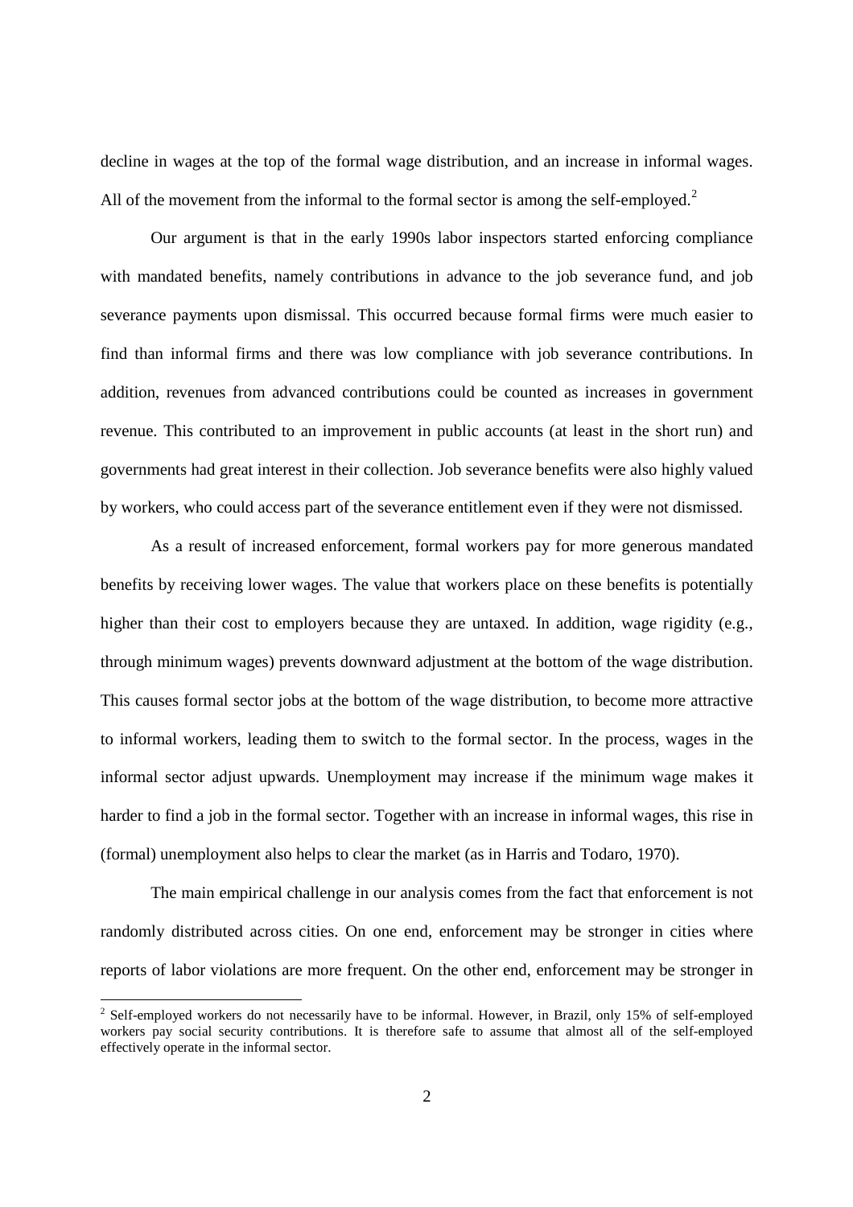decline in wages at the top of the formal wage distribution, and an increase in informal wages. All of the movement from the informal to the formal sector is among the self-employed.[2]

Our argument is that in the early 1990s labor inspectors started enforcing compliance with mandated benefits, namely contributions in advance to the job severance fund, and job severance payments upon dismissal. This occurred because formal firms were much easier to find than informal firms and there was low compliance with job severance contributions. In addition, revenues from advanced contributions could be counted as increases in government revenue. This contributed to an improvement in public accounts (at least in the short run) and governments had great interest in their collection. Job severance benefits were also highly valued by workers, who could access part of the severance entitlement even if they were not dismissed.

As a result of increased enforcement, formal workers pay for more generous mandated benefits by receiving lower wages. The value that workers place on these benefits is potentially higher than their cost to employers because they are untaxed. In addition, wage rigidity (e.g., through minimum wages) prevents downward adjustment at the bottom of the wage distribution. This causes formal sector jobs at the bottom of the wage distribution, to become more attractive to informal workers, leading them to switch to the formal sector. In the process, wages in the informal sector adjust upwards. Unemployment may increase if the minimum wage makes it harder to find a job in the formal sector. Together with an increase in informal wages, this rise in (formal) unemployment also helps to clear the market (as in Harris and Todaro, 1970).

The main empirical challenge in our analysis comes from the fact that enforcement is not randomly distributed across cities. On one end, enforcement may be stronger in cities where reports of labor violations are more frequent. On the other end, enforcement may be stronger in

[2] Self-employed workers do not necessarily have to be informal. However, in Brazil, only 15% of self-employed workers pay social security contributions. It is therefore safe to assume that almost all of the self-employed effectively operate in the informal sector.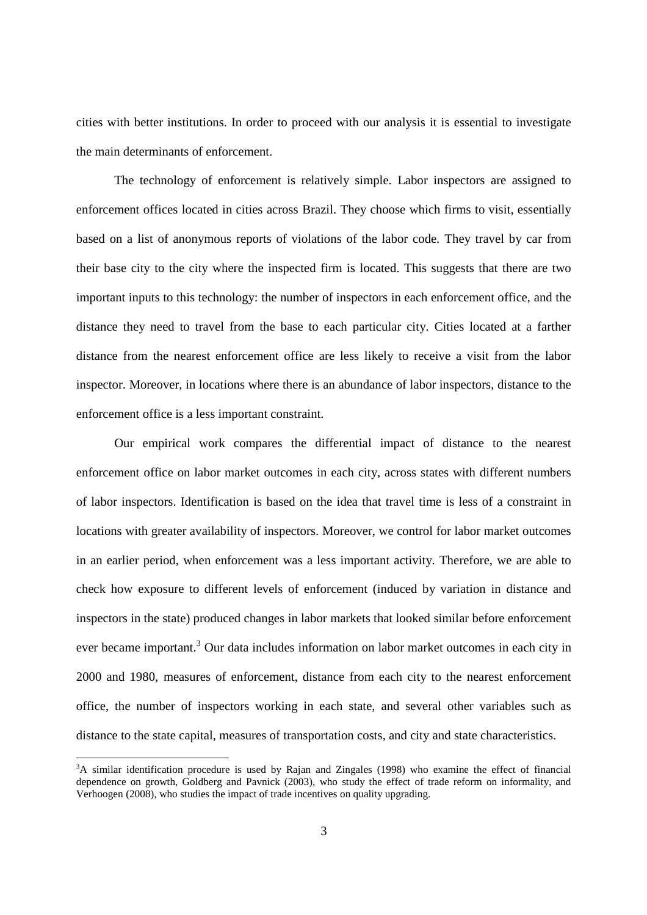cities with better institutions. In order to proceed with our analysis it is essential to investigate the main determinants of enforcement.

The technology of enforcement is relatively simple. Labor inspectors are assigned to enforcement offices located in cities across Brazil. They choose which firms to visit, essentially based on a list of anonymous reports of violations of the labor code. They travel by car from their base city to the city where the inspected firm is located. This suggests that there are two important inputs to this technology: the number of inspectors in each enforcement office, and the distance they need to travel from the base to each particular city. Cities located at a farther distance from the nearest enforcement office are less likely to receive a visit from the labor inspector. Moreover, in locations where there is an abundance of labor inspectors, distance to the enforcement office is a less important constraint.

Our empirical work compares the differential impact of distance to the nearest enforcement office on labor market outcomes in each city, across states with different numbers of labor inspectors. Identification is based on the idea that travel time is less of a constraint in locations with greater availability of inspectors. Moreover, we control for labor market outcomes in an earlier period, when enforcement was a less important activity. Therefore, we are able to check how exposure to different levels of enforcement (induced by variation in distance and inspectors in the state) produced changes in labor markets that looked similar before enforcement ever became important.[3] Our data includes information on labor market outcomes in each city in 2000 and 1980, measures of enforcement, distance from each city to the nearest enforcement office, the number of inspectors working in each state, and several other variables such as distance to the state capital, measures of transportation costs, and city and state characteristics.

[3] A similar identification procedure is used by Rajan and Zingales (1998) who examine the effect of financial dependence on growth, Goldberg and Pavnick (2003), who study the effect of trade reform on informality, and Verhoogen (2008), who studies the impact of trade incentives on quality upgrading.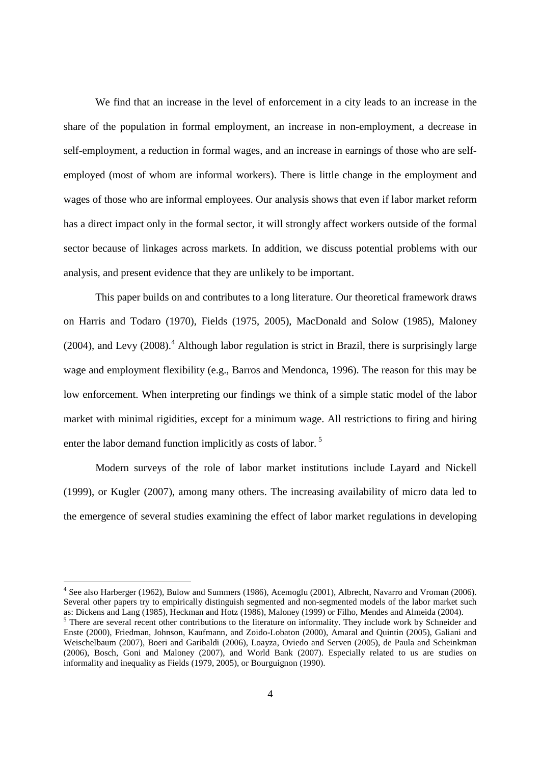We find that an increase in the level of enforcement in a city leads to an increase in the share of the population in formal employment, an increase in non-employment, a decrease in self-employment, a reduction in formal wages, and an increase in earnings of those who are self-employed (most of whom are informal workers). There is little change in the employment and wages of those who are informal employees. Our analysis shows that even if labor market reform has a direct impact only in the formal sector, it will strongly affect workers outside of the formal sector because of linkages across markets. In addition, we discuss potential problems with our analysis, and present evidence that they are unlikely to be important.

This paper builds on and contributes to a long literature. Our theoretical framework draws on Harris and Todaro (1970), Fields (1975, 2005), MacDonald and Solow (1985), Maloney (2004), and Levy (2008).[4] Although labor regulation is strict in Brazil, there is surprisingly large wage and employment flexibility (e.g., Barros and Mendonca, 1996). The reason for this may be low enforcement. When interpreting our findings we think of a simple static model of the labor market with minimal rigidities, except for a minimum wage. All restrictions to firing and hiring enter the labor demand function implicitly as costs of labor. [5]

Modern surveys of the role of labor market institutions include Layard and Nickell (1999), or Kugler (2007), among many others. The increasing availability of micro data led to the emergence of several studies examining the effect of labor market regulations in developing

---

[4] See also Harberger (1962), Bulow and Summers (1986), Acemoglu (2001), Albrecht, Navarro and Vroman (2006). Several other papers try to empirically distinguish segmented and non-segmented models of the labor market such as: Dickens and Lang (1985), Heckman and Hotz (1986), Maloney (1999) or Filho, Mendes and Almeida (2004).

[5] There are several recent other contributions to the literature on informality. They include work by Schneider and Enste (2000), Friedman, Johnson, Kaufmann, and Zoido-Lobaton (2000), Amaral and Quintin (2005), Galiani and Weischelbaum (2007), Boeri and Garibaldi (2006), Loayza, Oviedo and Serven (2005), de Paula and Scheinkman (2006), Bosch, Goni and Maloney (2007), and World Bank (2007). Especially related to us are studies on informality and inequality as Fields (1979, 2005), or Bourguignon (1990).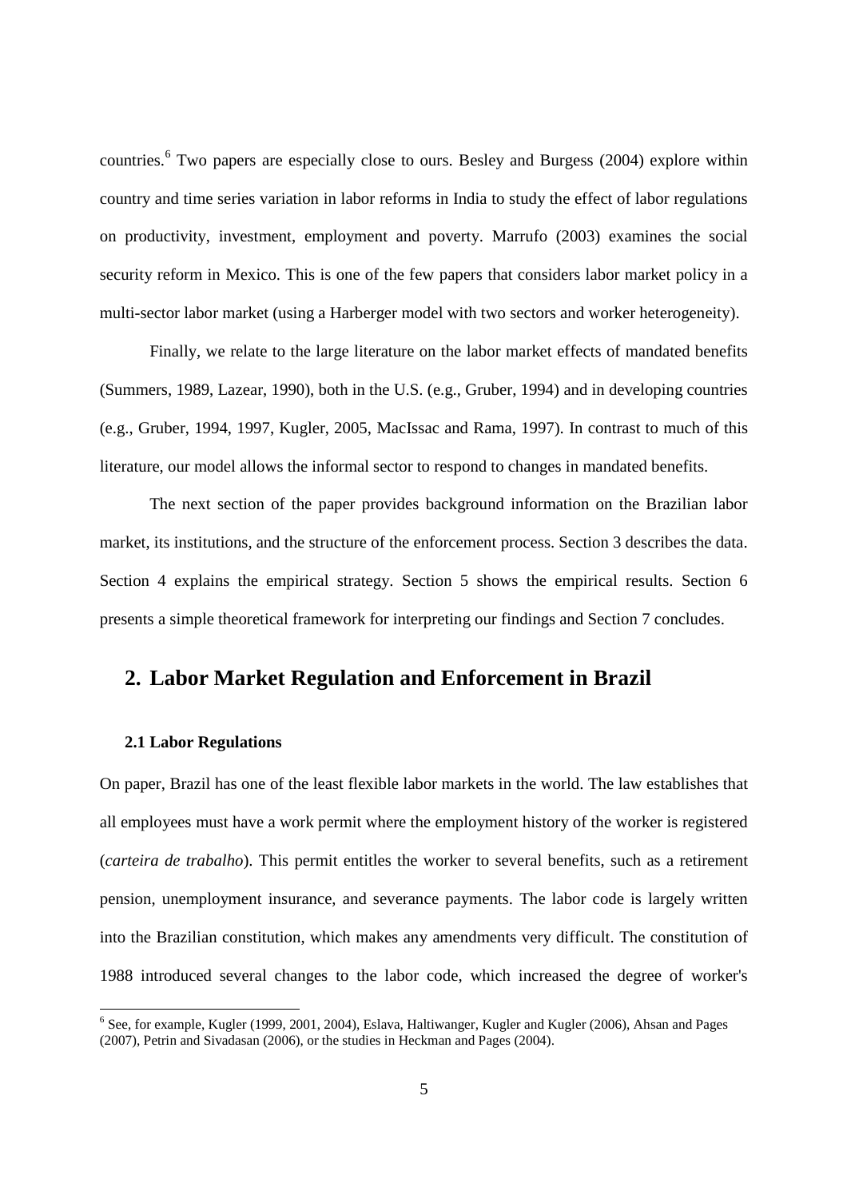countries.[6] Two papers are especially close to ours. Besley and Burgess (2004) explore within country and time series variation in labor reforms in India to study the effect of labor regulations on productivity, investment, employment and poverty. Marrufo (2003) examines the social security reform in Mexico. This is one of the few papers that considers labor market policy in a multi-sector labor market (using a Harberger model with two sectors and worker heterogeneity).

Finally, we relate to the large literature on the labor market effects of mandated benefits (Summers, 1989, Lazear, 1990), both in the U.S. (e.g., Gruber, 1994) and in developing countries (e.g., Gruber, 1994, 1997, Kugler, 2005, MacIssac and Rama, 1997). In contrast to much of this literature, our model allows the informal sector to respond to changes in mandated benefits.

The next section of the paper provides background information on the Brazilian labor market, its institutions, and the structure of the enforcement process. Section 3 describes the data. Section 4 explains the empirical strategy. Section 5 shows the empirical results. Section 6 presents a simple theoretical framework for interpreting our findings and Section 7 concludes.

## 2. Labor Market Regulation and Enforcement in Brazil

### 2.1 Labor Regulations

On paper, Brazil has one of the least flexible labor markets in the world. The law establishes that all employees must have a work permit where the employment history of the worker is registered (*carteira de trabalho*). This permit entitles the worker to several benefits, such as a retirement pension, unemployment insurance, and severance payments. The labor code is largely written into the Brazilian constitution, which makes any amendments very difficult. The constitution of 1988 introduced several changes to the labor code, which increased the degree of worker's

[6] See, for example, Kugler (1999, 2001, 2004), Eslava, Haltiwanger, Kugler and Kugler (2006), Ahsan and Pages (2007), Petrin and Sivadasan (2006), or the studies in Heckman and Pages (2004).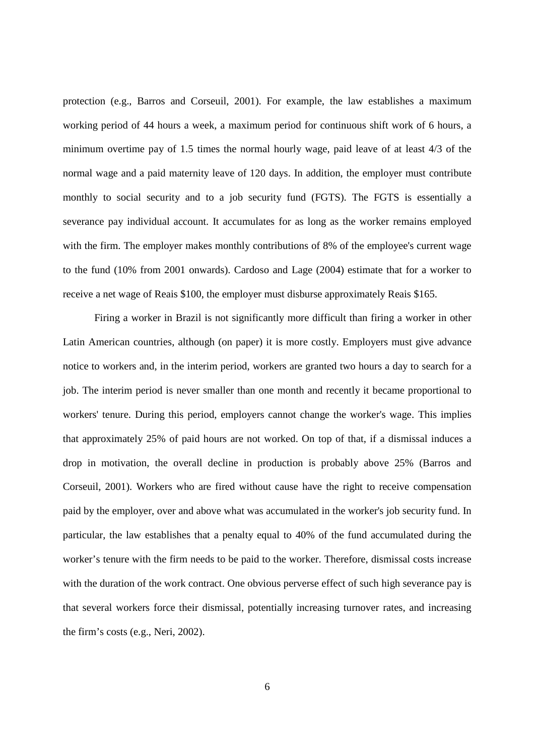protection (e.g., Barros and Corseuil, 2001). For example, the law establishes a maximum working period of 44 hours a week, a maximum period for continuous shift work of 6 hours, a minimum overtime pay of 1.5 times the normal hourly wage, paid leave of at least 4/3 of the normal wage and a paid maternity leave of 120 days. In addition, the employer must contribute monthly to social security and to a job security fund (FGTS). The FGTS is essentially a severance pay individual account. It accumulates for as long as the worker remains employed with the firm. The employer makes monthly contributions of 8% of the employee's current wage to the fund (10% from 2001 onwards). Cardoso and Lage (2004) estimate that for a worker to receive a net wage of Reais $100, the employer must disburse approximately Reais $165.

Firing a worker in Brazil is not significantly more difficult than firing a worker in other Latin American countries, although (on paper) it is more costly. Employers must give advance notice to workers and, in the interim period, workers are granted two hours a day to search for a job. The interim period is never smaller than one month and recently it became proportional to workers' tenure. During this period, employers cannot change the worker's wage. This implies that approximately 25% of paid hours are not worked. On top of that, if a dismissal induces a drop in motivation, the overall decline in production is probably above 25% (Barros and Corseuil, 2001). Workers who are fired without cause have the right to receive compensation paid by the employer, over and above what was accumulated in the worker's job security fund. In particular, the law establishes that a penalty equal to 40% of the fund accumulated during the worker's tenure with the firm needs to be paid to the worker. Therefore, dismissal costs increase with the duration of the work contract. One obvious perverse effect of such high severance pay is that several workers force their dismissal, potentially increasing turnover rates, and increasing the firm's costs (e.g., Neri, 2002).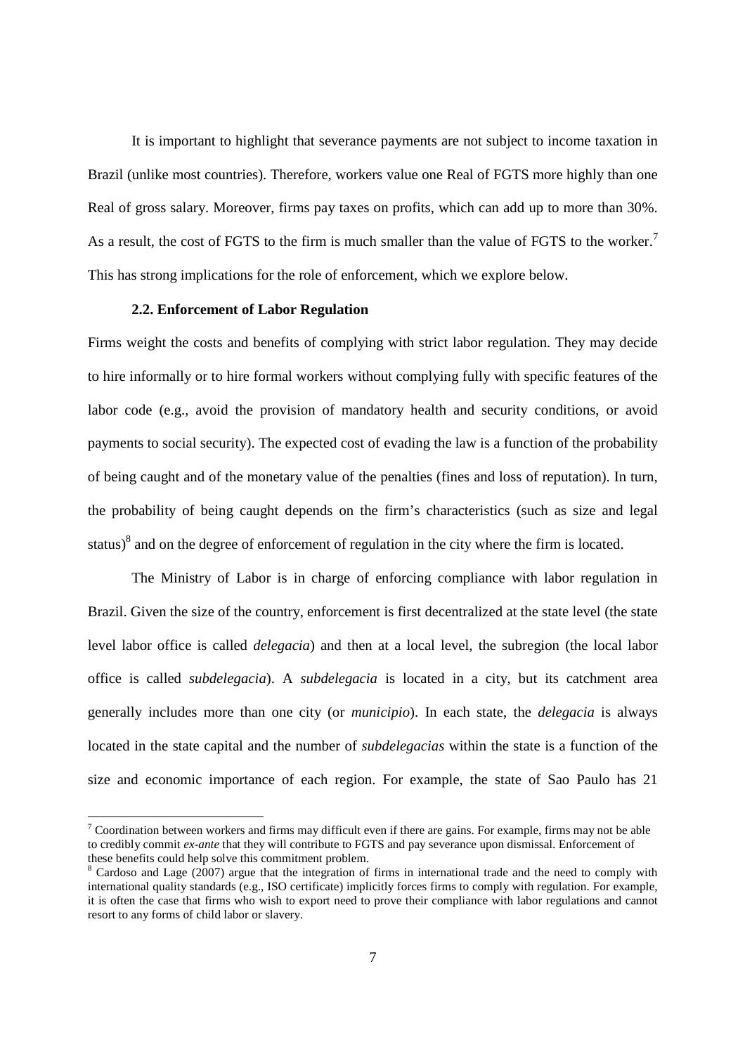It is important to highlight that severance payments are not subject to income taxation in Brazil (unlike most countries). Therefore, workers value one Real of FGTS more highly than one Real of gross salary. Moreover, firms pay taxes on profits, which can add up to more than 30%. As a result, the cost of FGTS to the firm is much smaller than the value of FGTS to the worker.[7] This has strong implications for the role of enforcement, which we explore below.

### 2.2. Enforcement of Labor Regulation

Firms weight the costs and benefits of complying with strict labor regulation. They may decide to hire informally or to hire formal workers without complying fully with specific features of the labor code (e.g., avoid the provision of mandatory health and security conditions, or avoid payments to social security). The expected cost of evading the law is a function of the probability of being caught and of the monetary value of the penalties (fines and loss of reputation). In turn, the probability of being caught depends on the firm's characteristics (such as size and legal status)[8] and on the degree of enforcement of regulation in the city where the firm is located.

The Ministry of Labor is in charge of enforcing compliance with labor regulation in Brazil. Given the size of the country, enforcement is first decentralized at the state level (the state level labor office is called *delegacia*) and then at a local level, the subregion (the local labor office is called *subdelegacia*). A *subdelegacia* is located in a city, but its catchment area generally includes more than one city (or *municipio*). In each state, the *delegacia* is always located in the state capital and the number of *subdelegacias* within the state is a function of the size and economic importance of each region. For example, the state of Sao Paulo has 21

---

[7] Coordination between workers and firms may difficult even if there are gains. For example, firms may not be able to credibly commit *ex-ante* that they will contribute to FGTS and pay severance upon dismissal. Enforcement of these benefits could help solve this commitment problem.

[8] Cardoso and Lage (2007) argue that the integration of firms in international trade and the need to comply with international quality standards (e.g., ISO certificate) implicitly forces firms to comply with regulation. For example, it is often the case that firms who wish to export need to prove their compliance with labor regulations and cannot resort to any forms of child labor or slavery.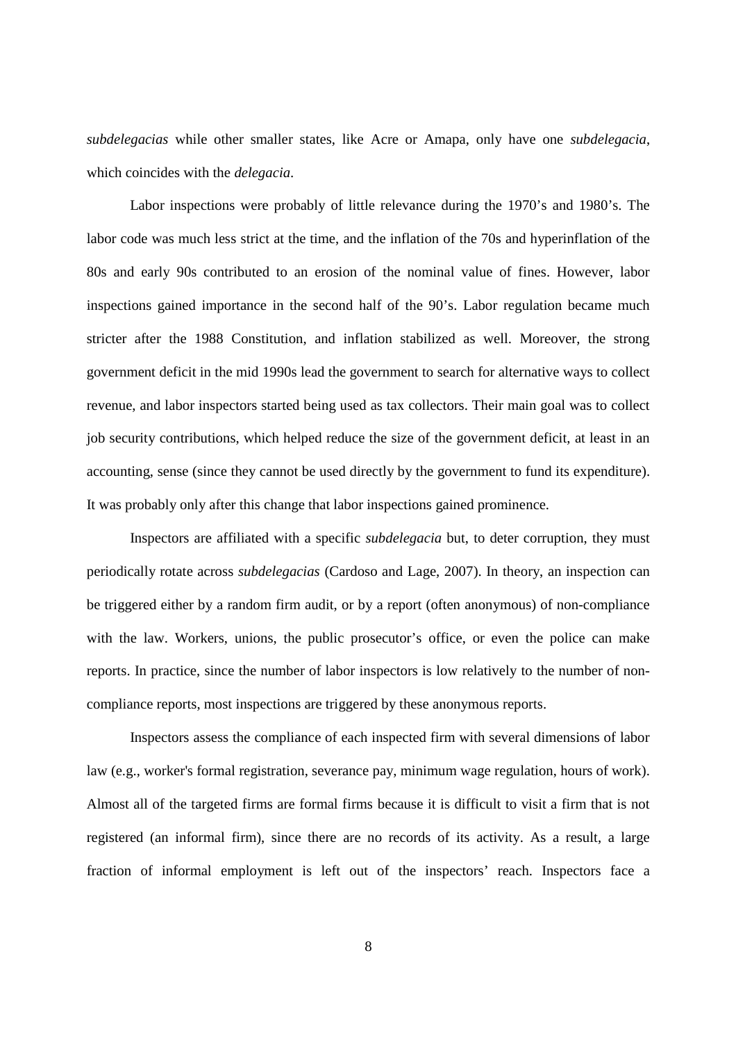*subdelegacias* while other smaller states, like Acre or Amapa, only have one *subdelegacia*, which coincides with the *delegacia*.

Labor inspections were probably of little relevance during the 1970's and 1980's. The labor code was much less strict at the time, and the inflation of the 70s and hyperinflation of the 80s and early 90s contributed to an erosion of the nominal value of fines. However, labor inspections gained importance in the second half of the 90's. Labor regulation became much stricter after the 1988 Constitution, and inflation stabilized as well. Moreover, the strong government deficit in the mid 1990s lead the government to search for alternative ways to collect revenue, and labor inspectors started being used as tax collectors. Their main goal was to collect job security contributions, which helped reduce the size of the government deficit, at least in an accounting, sense (since they cannot be used directly by the government to fund its expenditure). It was probably only after this change that labor inspections gained prominence.

Inspectors are affiliated with a specific *subdelegacia* but, to deter corruption, they must periodically rotate across *subdelegacias* (Cardoso and Lage, 2007). In theory, an inspection can be triggered either by a random firm audit, or by a report (often anonymous) of non-compliance with the law. Workers, unions, the public prosecutor's office, or even the police can make reports. In practice, since the number of labor inspectors is low relatively to the number of non-compliance reports, most inspections are triggered by these anonymous reports.

Inspectors assess the compliance of each inspected firm with several dimensions of labor law (e.g., worker's formal registration, severance pay, minimum wage regulation, hours of work). Almost all of the targeted firms are formal firms because it is difficult to visit a firm that is not registered (an informal firm), since there are no records of its activity. As a result, a large fraction of informal employment is left out of the inspectors' reach. Inspectors face a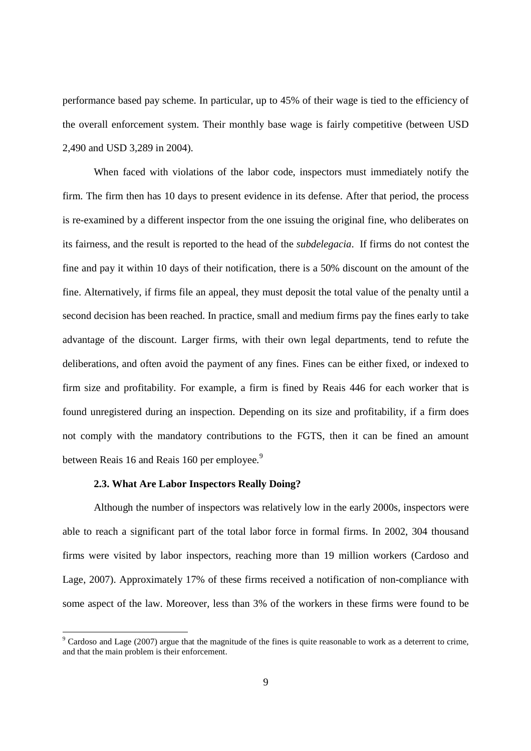performance based pay scheme. In particular, up to 45% of their wage is tied to the efficiency of the overall enforcement system. Their monthly base wage is fairly competitive (between USD 2,490 and USD 3,289 in 2004).

When faced with violations of the labor code, inspectors must immediately notify the firm. The firm then has 10 days to present evidence in its defense. After that period, the process is re-examined by a different inspector from the one issuing the original fine, who deliberates on its fairness, and the result is reported to the head of the *subdelegacia*. If firms do not contest the fine and pay it within 10 days of their notification, there is a 50% discount on the amount of the fine. Alternatively, if firms file an appeal, they must deposit the total value of the penalty until a second decision has been reached. In practice, small and medium firms pay the fines early to take advantage of the discount. Larger firms, with their own legal departments, tend to refute the deliberations, and often avoid the payment of any fines. Fines can be either fixed, or indexed to firm size and profitability. For example, a firm is fined by Reais 446 for each worker that is found unregistered during an inspection. Depending on its size and profitability, if a firm does not comply with the mandatory contributions to the FGTS, then it can be fined an amount between Reais 16 and Reais 160 per employee.[9]

### 2.3. What Are Labor Inspectors Really Doing?

Although the number of inspectors was relatively low in the early 2000s, inspectors were able to reach a significant part of the total labor force in formal firms. In 2002, 304 thousand firms were visited by labor inspectors, reaching more than 19 million workers (Cardoso and Lage, 2007). Approximately 17% of these firms received a notification of non-compliance with some aspect of the law. Moreover, less than 3% of the workers in these firms were found to be

[9] Cardoso and Lage (2007) argue that the magnitude of the fines is quite reasonable to work as a deterrent to crime, and that the main problem is their enforcement.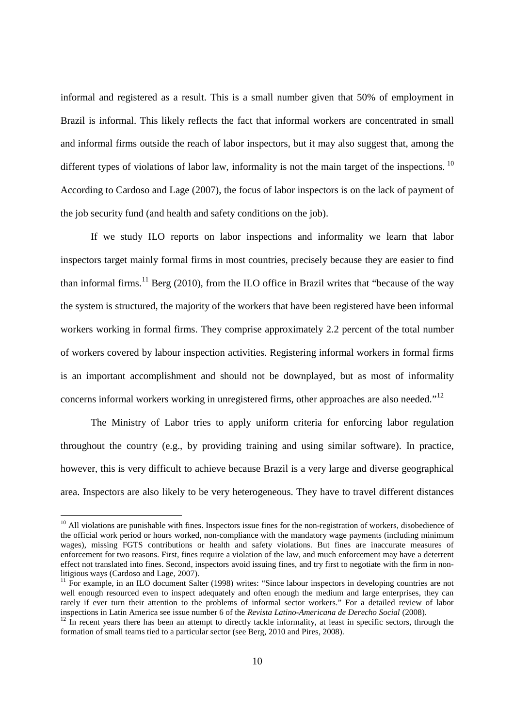informal and registered as a result. This is a small number given that 50% of employment in Brazil is informal. This likely reflects the fact that informal workers are concentrated in small and informal firms outside the reach of labor inspectors, but it may also suggest that, among the different types of violations of labor law, informality is not the main target of the inspections. [10] According to Cardoso and Lage (2007), the focus of labor inspectors is on the lack of payment of the job security fund (and health and safety conditions on the job).

If we study ILO reports on labor inspections and informality we learn that labor inspectors target mainly formal firms in most countries, precisely because they are easier to find than informal firms.[11] Berg (2010), from the ILO office in Brazil writes that "because of the way the system is structured, the majority of the workers that have been registered have been informal workers working in formal firms. They comprise approximately 2.2 percent of the total number of workers covered by labour inspection activities. Registering informal workers in formal firms is an important accomplishment and should not be downplayed, but as most of informality concerns informal workers working in unregistered firms, other approaches are also needed."[12]

The Ministry of Labor tries to apply uniform criteria for enforcing labor regulation throughout the country (e.g., by providing training and using similar software). In practice, however, this is very difficult to achieve because Brazil is a very large and diverse geographical area. Inspectors are also likely to be very heterogeneous. They have to travel different distances

---

[10] All violations are punishable with fines. Inspectors issue fines for the non-registration of workers, disobedience of the official work period or hours worked, non-compliance with the mandatory wage payments (including minimum wages), missing FGTS contributions or health and safety violations. But fines are inaccurate measures of enforcement for two reasons. First, fines require a violation of the law, and much enforcement may have a deterrent effect not translated into fines. Second, inspectors avoid issuing fines, and try first to negotiate with the firm in non-litigious ways (Cardoso and Lage, 2007).

[11] For example, in an ILO document Salter (1998) writes: "Since labour inspectors in developing countries are not well enough resourced even to inspect adequately and often enough the medium and large enterprises, they can rarely if ever turn their attention to the problems of informal sector workers." For a detailed review of labor inspections in Latin America see issue number 6 of the *Revista Latino-Americana de Derecho Social* (2008).

[12] In recent years there has been an attempt to directly tackle informality, at least in specific sectors, through the formation of small teams tied to a particular sector (see Berg, 2010 and Pires, 2008).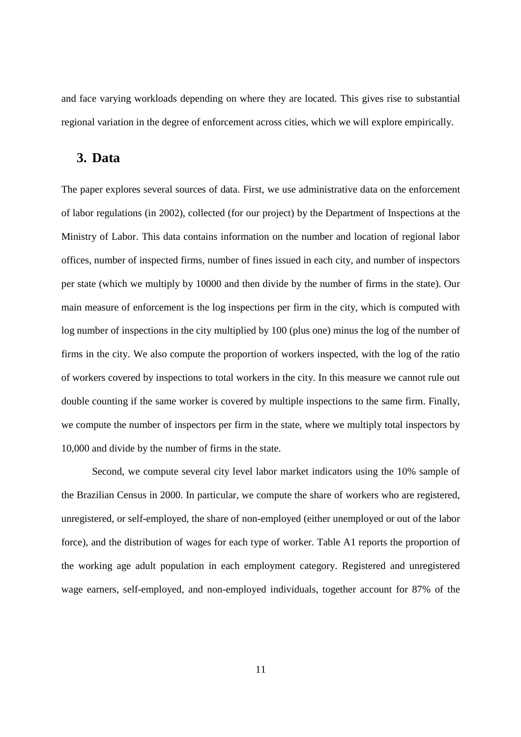and face varying workloads depending on where they are located. This gives rise to substantial regional variation in the degree of enforcement across cities, which we will explore empirically.

## 3. Data

The paper explores several sources of data. First, we use administrative data on the enforcement of labor regulations (in 2002), collected (for our project) by the Department of Inspections at the Ministry of Labor. This data contains information on the number and location of regional labor offices, number of inspected firms, number of fines issued in each city, and number of inspectors per state (which we multiply by 10000 and then divide by the number of firms in the state). Our main measure of enforcement is the log inspections per firm in the city, which is computed with log number of inspections in the city multiplied by 100 (plus one) minus the log of the number of firms in the city. We also compute the proportion of workers inspected, with the log of the ratio of workers covered by inspections to total workers in the city. In this measure we cannot rule out double counting if the same worker is covered by multiple inspections to the same firm. Finally, we compute the number of inspectors per firm in the state, where we multiply total inspectors by 10,000 and divide by the number of firms in the state.

Second, we compute several city level labor market indicators using the 10% sample of the Brazilian Census in 2000. In particular, we compute the share of workers who are registered, unregistered, or self-employed, the share of non-employed (either unemployed or out of the labor force), and the distribution of wages for each type of worker. Table A1 reports the proportion of the working age adult population in each employment category. Registered and unregistered wage earners, self-employed, and non-employed individuals, together account for 87% of the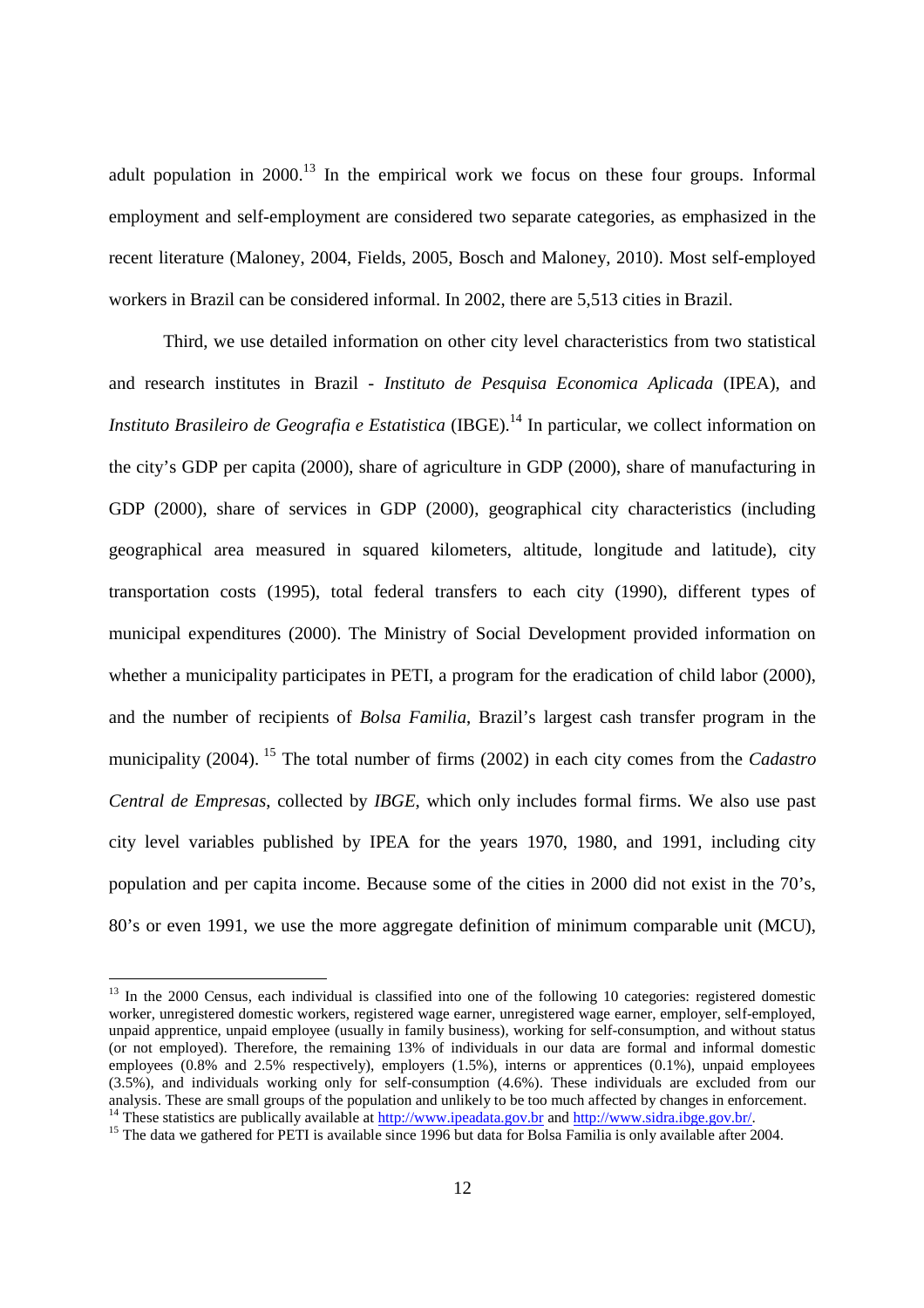adult population in 2000.[13] In the empirical work we focus on these four groups. Informal employment and self-employment are considered two separate categories, as emphasized in the recent literature (Maloney, 2004, Fields, 2005, Bosch and Maloney, 2010). Most self-employed workers in Brazil can be considered informal. In 2002, there are 5,513 cities in Brazil.

Third, we use detailed information on other city level characteristics from two statistical and research institutes in Brazil - *Instituto de Pesquisa Economica Aplicada* (IPEA), and *Instituto Brasileiro de Geografia e Estatistica* (IBGE).[14] In particular, we collect information on the city's GDP per capita (2000), share of agriculture in GDP (2000), share of manufacturing in GDP (2000), share of services in GDP (2000), geographical city characteristics (including geographical area measured in squared kilometers, altitude, longitude and latitude), city transportation costs (1995), total federal transfers to each city (1990), different types of municipal expenditures (2000). The Ministry of Social Development provided information on whether a municipality participates in PETI, a program for the eradication of child labor (2000), and the number of recipients of *Bolsa Familia*, Brazil's largest cash transfer program in the municipality (2004).[15] The total number of firms (2002) in each city comes from the *Cadastro Central de Empresas*, collected by *IBGE*, which only includes formal firms. We also use past city level variables published by IPEA for the years 1970, 1980, and 1991, including city population and per capita income. Because some of the cities in 2000 did not exist in the 70's, 80's or even 1991, we use the more aggregate definition of minimum comparable unit (MCU),

---

[13] In the 2000 Census, each individual is classified into one of the following 10 categories: registered domestic worker, unregistered domestic workers, registered wage earner, unregistered wage earner, employer, self-employed, unpaid apprentice, unpaid employee (usually in family business), working for self-consumption, and without status (or not employed). Therefore, the remaining 13% of individuals in our data are formal and informal domestic employees (0.8% and 2.5% respectively), employers (1.5%), interns or apprentices (0.1%), unpaid employees (3.5%), and individuals working only for self-consumption (4.6%). These individuals are excluded from our analysis. These are small groups of the population and unlikely to be too much affected by changes in enforcement.

[14] These statistics are publically available at http://www.ipeadata.gov.br and http://www.sidra.ibge.gov.br/.

[15] The data we gathered for PETI is available since 1996 but data for Bolsa Familia is only available after 2004.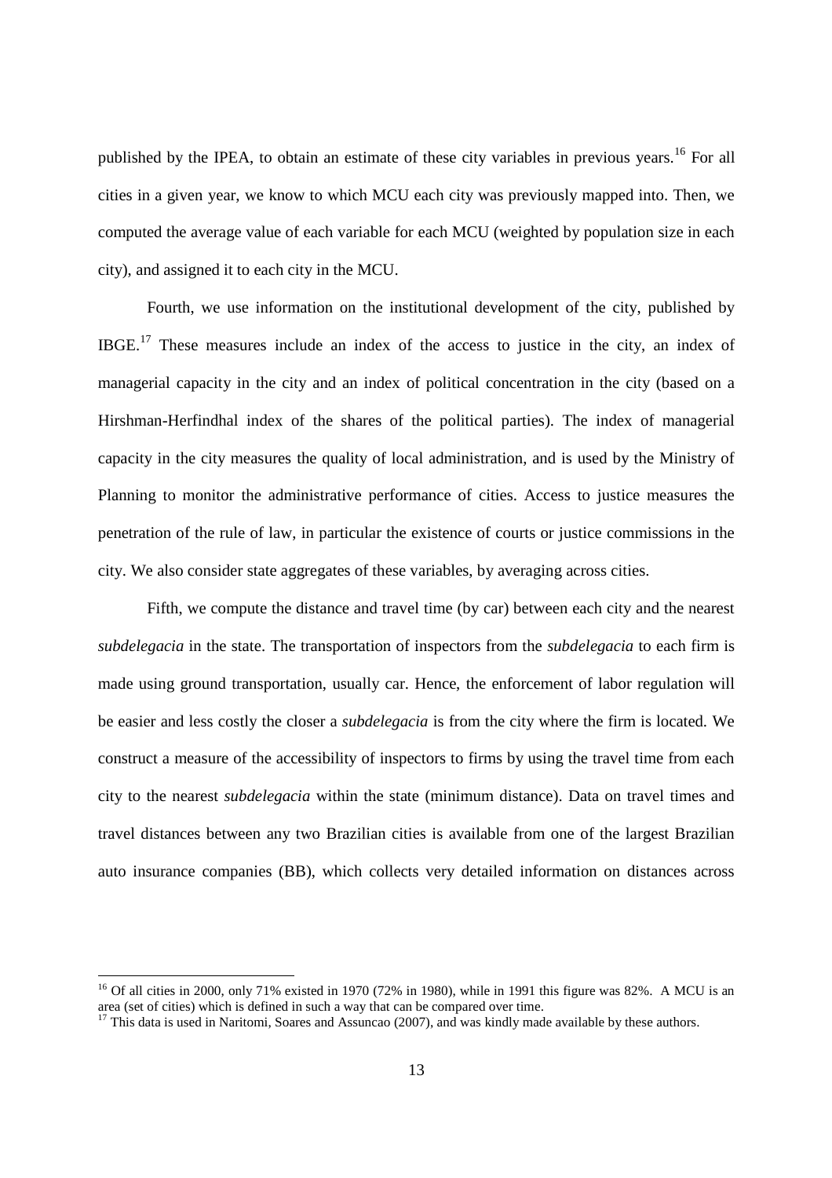published by the IPEA, to obtain an estimate of these city variables in previous years.[16] For all cities in a given year, we know to which MCU each city was previously mapped into. Then, we computed the average value of each variable for each MCU (weighted by population size in each city), and assigned it to each city in the MCU.

Fourth, we use information on the institutional development of the city, published by IBGE.[17] These measures include an index of the access to justice in the city, an index of managerial capacity in the city and an index of political concentration in the city (based on a Hirshman-Herfindhal index of the shares of the political parties). The index of managerial capacity in the city measures the quality of local administration, and is used by the Ministry of Planning to monitor the administrative performance of cities. Access to justice measures the penetration of the rule of law, in particular the existence of courts or justice commissions in the city. We also consider state aggregates of these variables, by averaging across cities.

Fifth, we compute the distance and travel time (by car) between each city and the nearest *subdelegacia* in the state. The transportation of inspectors from the *subdelegacia* to each firm is made using ground transportation, usually car. Hence, the enforcement of labor regulation will be easier and less costly the closer a *subdelegacia* is from the city where the firm is located. We construct a measure of the accessibility of inspectors to firms by using the travel time from each city to the nearest *subdelegacia* within the state (minimum distance). Data on travel times and travel distances between any two Brazilian cities is available from one of the largest Brazilian auto insurance companies (BB), which collects very detailed information on distances across

---

[16] Of all cities in 2000, only 71% existed in 1970 (72% in 1980), while in 1991 this figure was 82%. A MCU is an area (set of cities) which is defined in such a way that can be compared over time.

[17] This data is used in Naritomi, Soares and Assuncao (2007), and was kindly made available by these authors.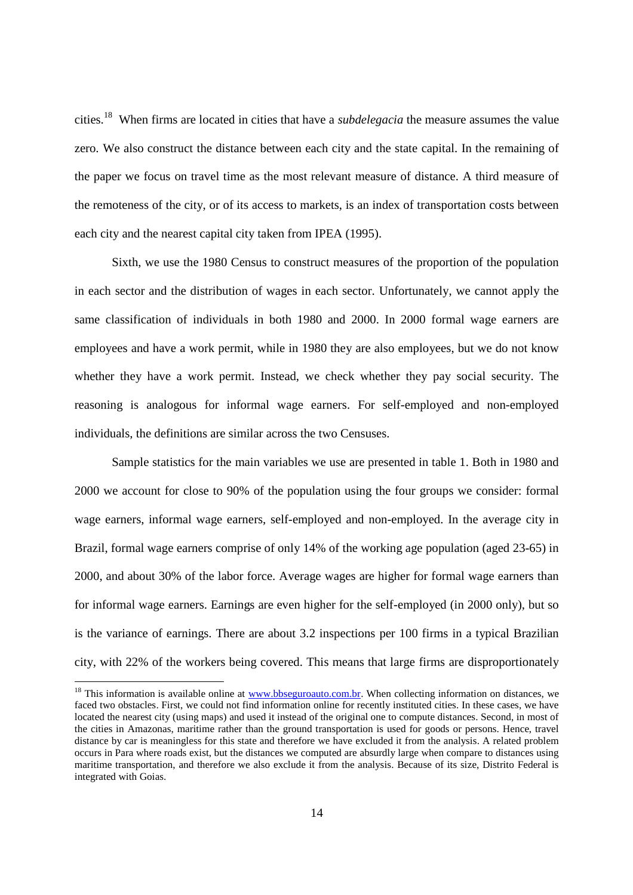cities.[18] When firms are located in cities that have a *subdelegacia* the measure assumes the value zero. We also construct the distance between each city and the state capital. In the remaining of the paper we focus on travel time as the most relevant measure of distance. A third measure of the remoteness of the city, or of its access to markets, is an index of transportation costs between each city and the nearest capital city taken from IPEA (1995).

Sixth, we use the 1980 Census to construct measures of the proportion of the population in each sector and the distribution of wages in each sector. Unfortunately, we cannot apply the same classification of individuals in both 1980 and 2000. In 2000 formal wage earners are employees and have a work permit, while in 1980 they are also employees, but we do not know whether they have a work permit. Instead, we check whether they pay social security. The reasoning is analogous for informal wage earners. For self-employed and non-employed individuals, the definitions are similar across the two Censuses.

Sample statistics for the main variables we use are presented in table 1. Both in 1980 and 2000 we account for close to 90% of the population using the four groups we consider: formal wage earners, informal wage earners, self-employed and non-employed. In the average city in Brazil, formal wage earners comprise of only 14% of the working age population (aged 23-65) in 2000, and about 30% of the labor force. Average wages are higher for formal wage earners than for informal wage earners. Earnings are even higher for the self-employed (in 2000 only), but so is the variance of earnings. There are about 3.2 inspections per 100 firms in a typical Brazilian city, with 22% of the workers being covered. This means that large firms are disproportionately

[18] This information is available online at www.bbseguroauto.com.br. When collecting information on distances, we faced two obstacles. First, we could not find information online for recently instituted cities. In these cases, we have located the nearest city (using maps) and used it instead of the original one to compute distances. Second, in most of the cities in Amazonas, maritime rather than the ground transportation is used for goods or persons. Hence, travel distance by car is meaningless for this state and therefore we have excluded it from the analysis. A related problem occurs in Para where roads exist, but the distances we computed are absurdly large when compare to distances using maritime transportation, and therefore we also exclude it from the analysis. Because of its size, Distrito Federal is integrated with Goias.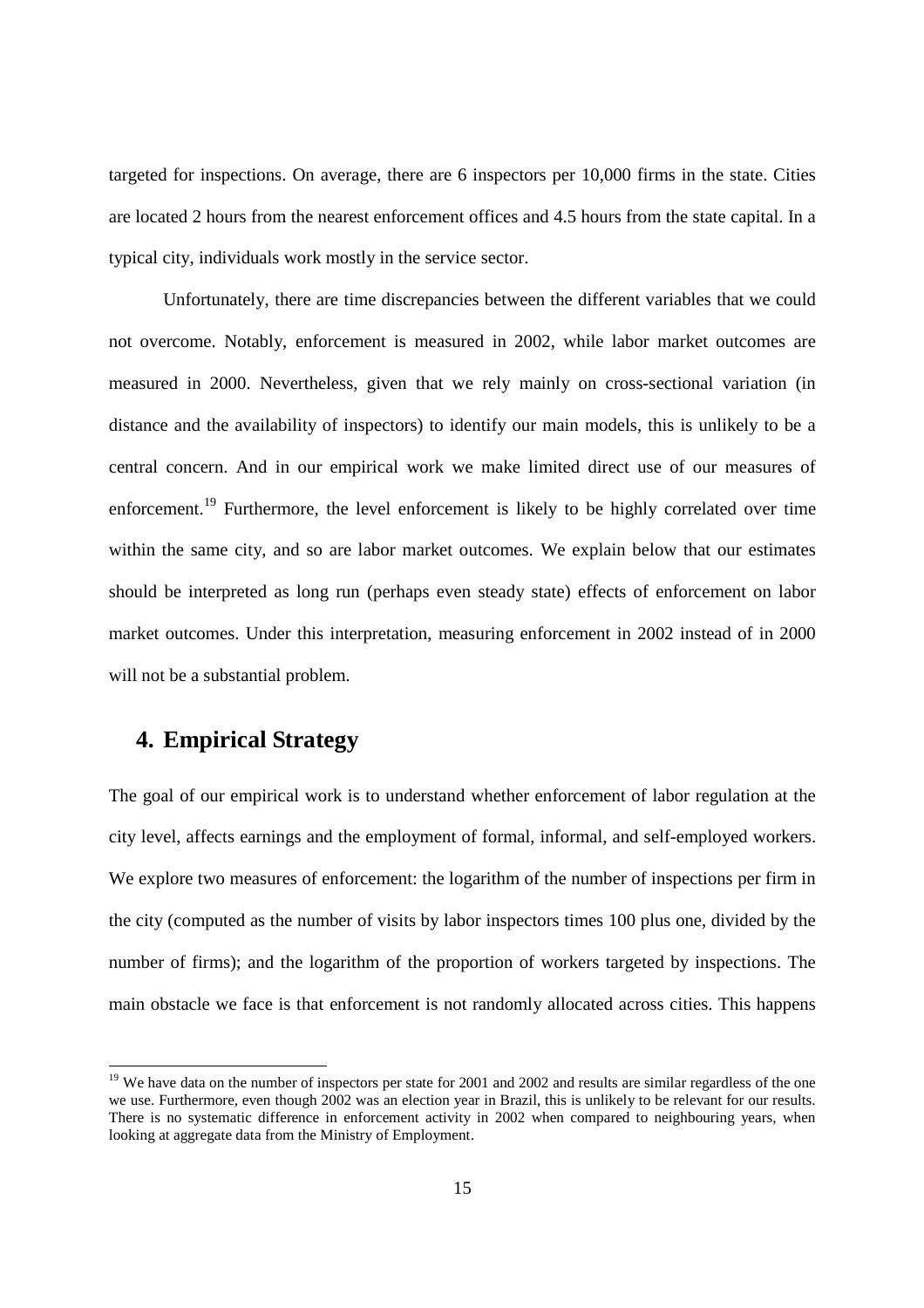targeted for inspections. On average, there are 6 inspectors per 10,000 firms in the state. Cities are located 2 hours from the nearest enforcement offices and 4.5 hours from the state capital. In a typical city, individuals work mostly in the service sector.

Unfortunately, there are time discrepancies between the different variables that we could not overcome. Notably, enforcement is measured in 2002, while labor market outcomes are measured in 2000. Nevertheless, given that we rely mainly on cross-sectional variation (in distance and the availability of inspectors) to identify our main models, this is unlikely to be a central concern. And in our empirical work we make limited direct use of our measures of enforcement.[19] Furthermore, the level enforcement is likely to be highly correlated over time within the same city, and so are labor market outcomes. We explain below that our estimates should be interpreted as long run (perhaps even steady state) effects of enforcement on labor market outcomes. Under this interpretation, measuring enforcement in 2002 instead of in 2000 will not be a substantial problem.

## 4. Empirical Strategy

The goal of our empirical work is to understand whether enforcement of labor regulation at the city level, affects earnings and the employment of formal, informal, and self-employed workers. We explore two measures of enforcement: the logarithm of the number of inspections per firm in the city (computed as the number of visits by labor inspectors times 100 plus one, divided by the number of firms); and the logarithm of the proportion of workers targeted by inspections. The main obstacle we face is that enforcement is not randomly allocated across cities. This happens

---

[19] We have data on the number of inspectors per state for 2001 and 2002 and results are similar regardless of the one we use. Furthermore, even though 2002 was an election year in Brazil, this is unlikely to be relevant for our results. There is no systematic difference in enforcement activity in 2002 when compared to neighbouring years, when looking at aggregate data from the Ministry of Employment.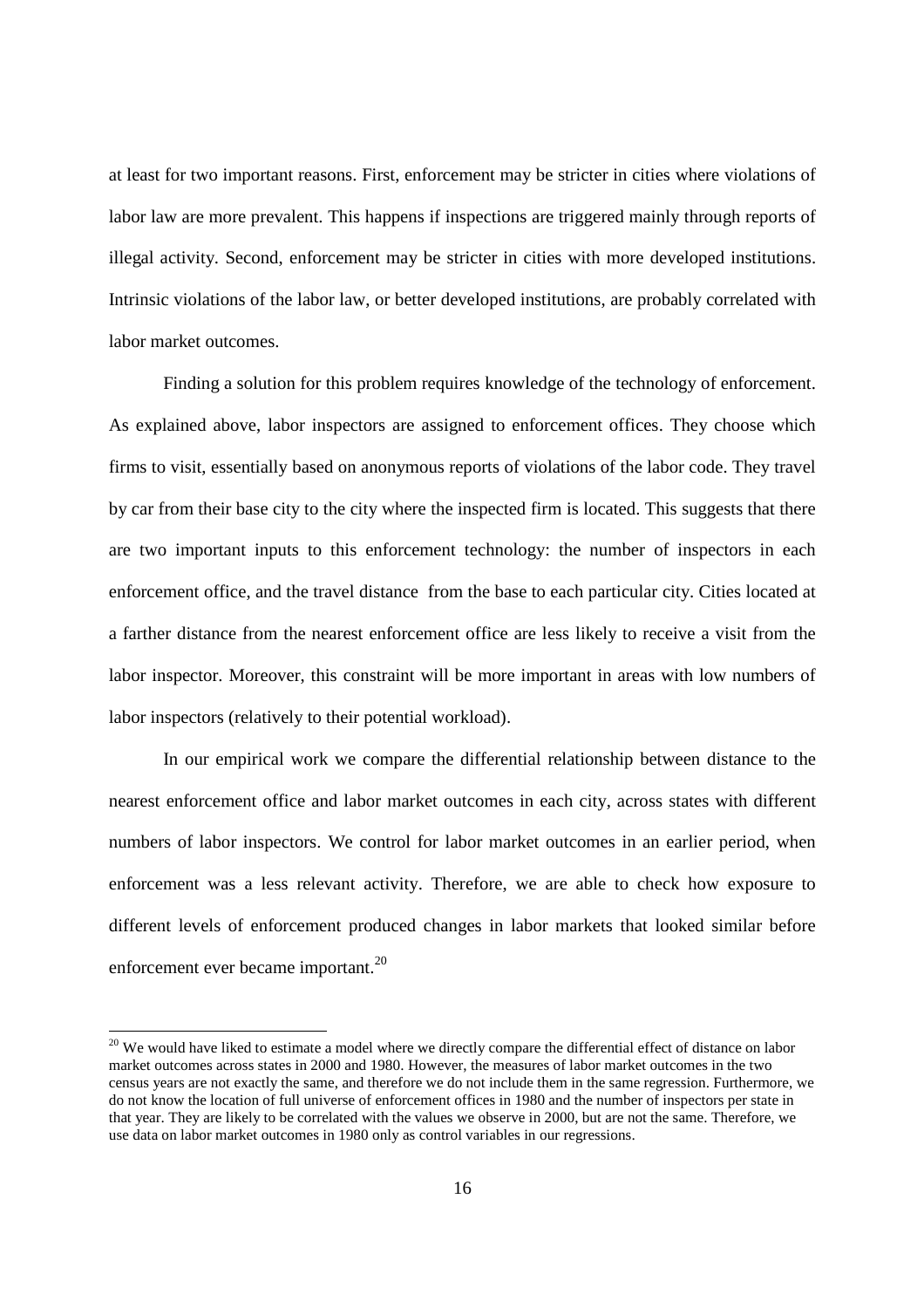at least for two important reasons. First, enforcement may be stricter in cities where violations of labor law are more prevalent. This happens if inspections are triggered mainly through reports of illegal activity. Second, enforcement may be stricter in cities with more developed institutions. Intrinsic violations of the labor law, or better developed institutions, are probably correlated with labor market outcomes.

Finding a solution for this problem requires knowledge of the technology of enforcement. As explained above, labor inspectors are assigned to enforcement offices. They choose which firms to visit, essentially based on anonymous reports of violations of the labor code. They travel by car from their base city to the city where the inspected firm is located. This suggests that there are two important inputs to this enforcement technology: the number of inspectors in each enforcement office, and the travel distance from the base to each particular city. Cities located at a farther distance from the nearest enforcement office are less likely to receive a visit from the labor inspector. Moreover, this constraint will be more important in areas with low numbers of labor inspectors (relatively to their potential workload).

In our empirical work we compare the differential relationship between distance to the nearest enforcement office and labor market outcomes in each city, across states with different numbers of labor inspectors. We control for labor market outcomes in an earlier period, when enforcement was a less relevant activity. Therefore, we are able to check how exposure to different levels of enforcement produced changes in labor markets that looked similar before enforcement ever became important.[20]

[20] We would have liked to estimate a model where we directly compare the differential effect of distance on labor market outcomes across states in 2000 and 1980. However, the measures of labor market outcomes in the two census years are not exactly the same, and therefore we do not include them in the same regression. Furthermore, we do not know the location of full universe of enforcement offices in 1980 and the number of inspectors per state in that year. They are likely to be correlated with the values we observe in 2000, but are not the same. Therefore, we use data on labor market outcomes in 1980 only as control variables in our regressions.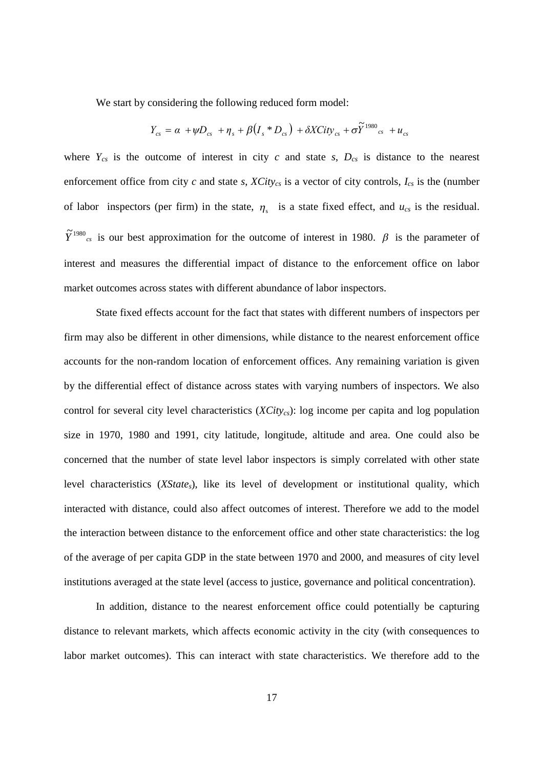We start by considering the following reduced form model:

$$Y_{cs} = \alpha + \psi D_{cs} + \eta_s + \beta\left(I_s * D_{cs}\right) + \delta XCity_{cs} + \sigma \widetilde{Y}^{1980}{}_{cs} + u_{cs}$$

where $Y_{cs}$ is the outcome of interest in city $c$ and state $s$, $D_{cs}$ is distance to the nearest enforcement office from city $c$ and state $s$, $XCity_{cs}$ is a vector of city controls, $I_{cs}$ is the (number of labor inspectors (per firm) in the state, $\eta_s$ is a state fixed effect, and $u_{cs}$ is the residual. $\widetilde{Y}^{1980}{}_{cs}$ is our best approximation for the outcome of interest in 1980. $\beta$ is the parameter of interest and measures the differential impact of distance to the enforcement office on labor market outcomes across states with different abundance of labor inspectors.

State fixed effects account for the fact that states with different numbers of inspectors per firm may also be different in other dimensions, while distance to the nearest enforcement office accounts for the non-random location of enforcement offices. Any remaining variation is given by the differential effect of distance across states with varying numbers of inspectors. We also control for several city level characteristics ($XCity_{cs}$): log income per capita and log population size in 1970, 1980 and 1991, city latitude, longitude, altitude and area. One could also be concerned that the number of state level labor inspectors is simply correlated with other state level characteristics ($XState_s$), like its level of development or institutional quality, which interacted with distance, could also affect outcomes of interest. Therefore we add to the model the interaction between distance to the enforcement office and other state characteristics: the log of the average of per capita GDP in the state between 1970 and 2000, and measures of city level institutions averaged at the state level (access to justice, governance and political concentration).

In addition, distance to the nearest enforcement office could potentially be capturing distance to relevant markets, which affects economic activity in the city (with consequences to labor market outcomes). This can interact with state characteristics. We therefore add to the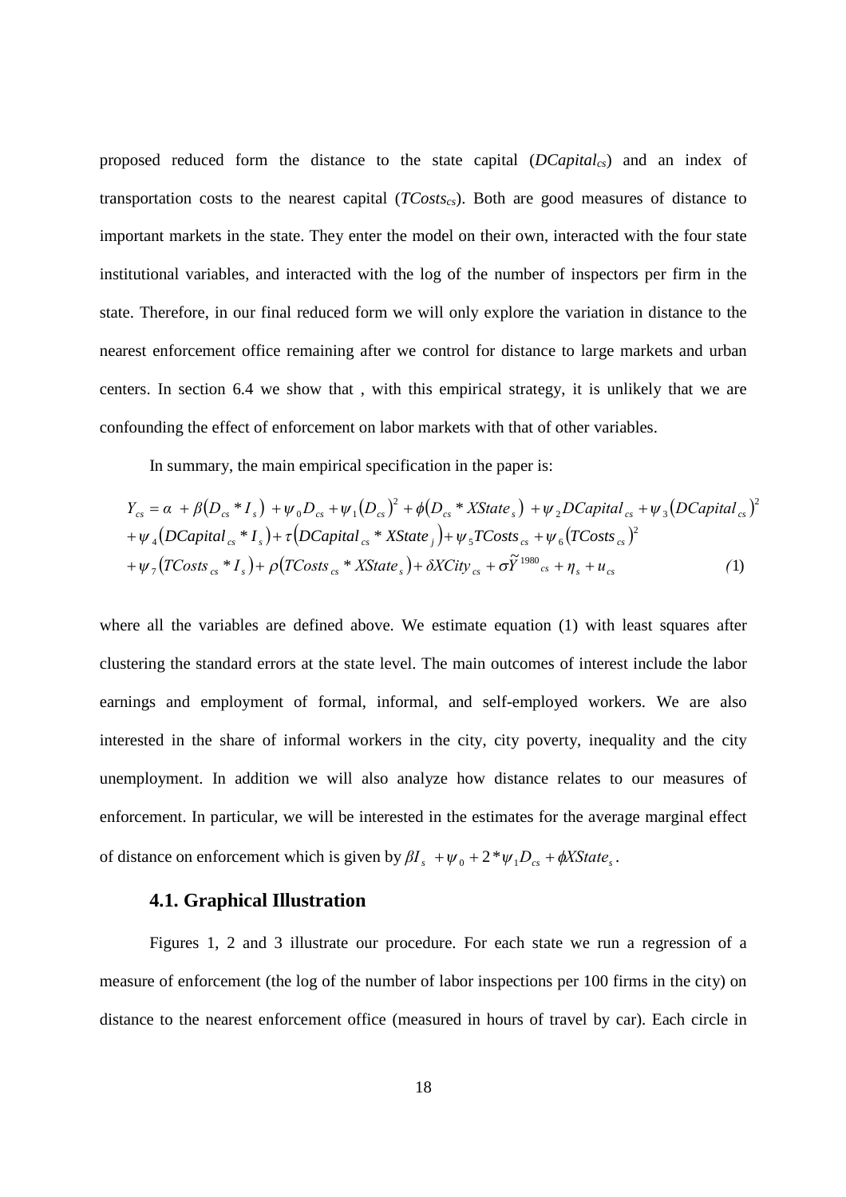proposed reduced form the distance to the state capital (*DCapital$_{cs}$*) and an index of transportation costs to the nearest capital (*TCosts$_{cs}$*). Both are good measures of distance to important markets in the state. They enter the model on their own, interacted with the four state institutional variables, and interacted with the log of the number of inspectors per firm in the state. Therefore, in our final reduced form we will only explore the variation in distance to the nearest enforcement office remaining after we control for distance to large markets and urban centers. In section 6.4 we show that , with this empirical strategy, it is unlikely that we are confounding the effect of enforcement on labor markets with that of other variables.

In summary, the main empirical specification in the paper is:

$$
\begin{aligned}
Y_{cs} &= \alpha + \beta(D_{cs} * I_s) + \psi_0 D_{cs} + \psi_1 (D_{cs})^2 + \phi(D_{cs} * XState_s) + \psi_2 DCapital_{cs} + \psi_3 (DCapital_{cs})^2 \\
&+ \psi_4 (DCapital_{cs} * I_s) + \tau(DCapital_{cs} * XState_j) + \psi_5 TCosts_{cs} + \psi_6 (TCosts_{cs})^2 \\
&+ \psi_7 (TCosts_{cs} * I_s) + \rho(TCosts_{cs} * XState_s) + \delta XCity_{cs} + \sigma \widetilde{Y}^{1980}{}_{cs} + \eta_s + u_{cs} \qquad (1)
\end{aligned}
$$

where all the variables are defined above. We estimate equation (1) with least squares after clustering the standard errors at the state level. The main outcomes of interest include the labor earnings and employment of formal, informal, and self-employed workers. We are also interested in the share of informal workers in the city, city poverty, inequality and the city unemployment. In addition we will also analyze how distance relates to our measures of enforcement. In particular, we will be interested in the estimates for the average marginal effect of distance on enforcement which is given by $\beta I_s + \psi_0 + 2 * \psi_1 D_{cs} + \phi XState_s$.

### 4.1. Graphical Illustration

Figures 1, 2 and 3 illustrate our procedure. For each state we run a regression of a measure of enforcement (the log of the number of labor inspections per 100 firms in the city) on distance to the nearest enforcement office (measured in hours of travel by car). Each circle in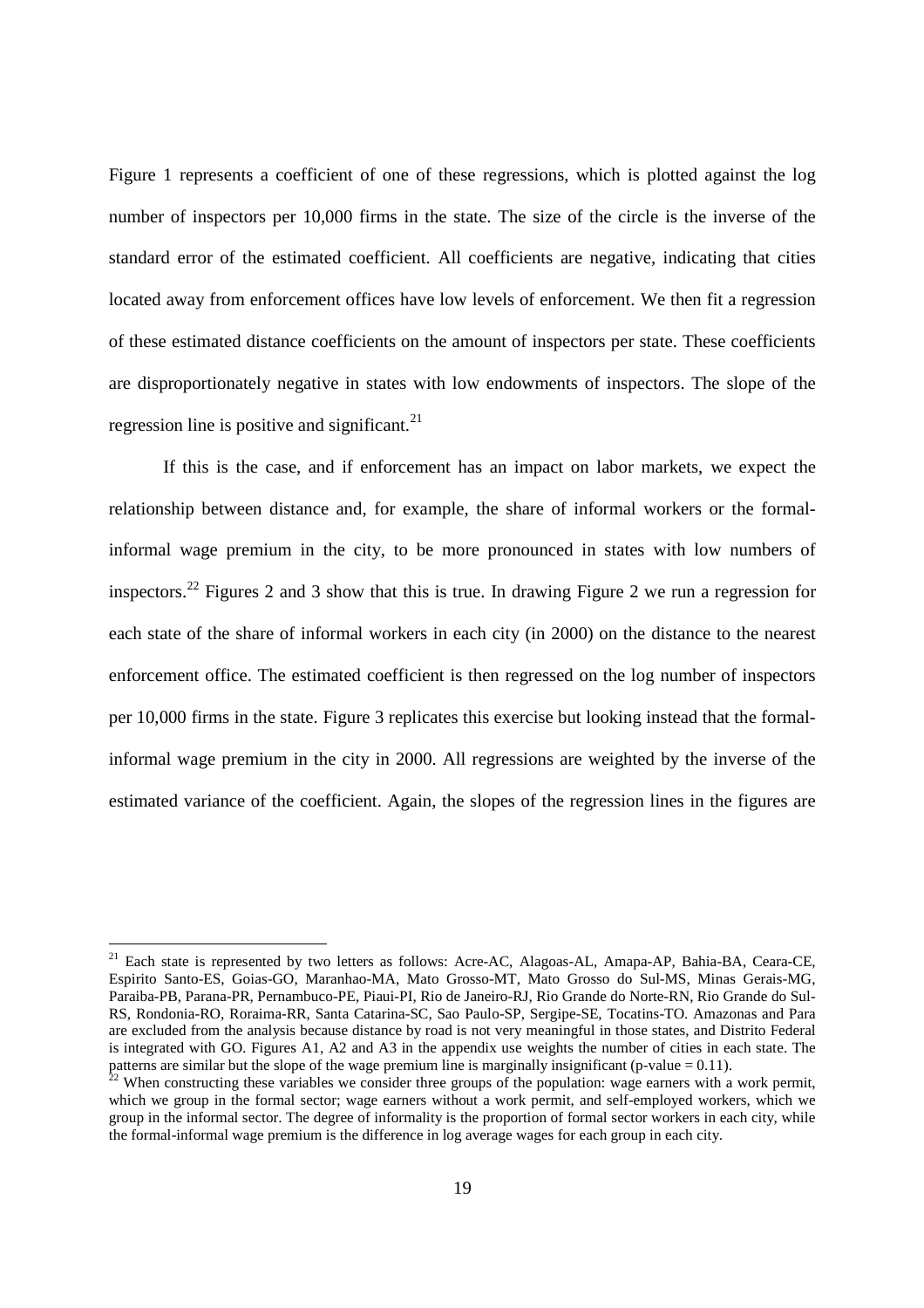Figure 1 represents a coefficient of one of these regressions, which is plotted against the log number of inspectors per 10,000 firms in the state. The size of the circle is the inverse of the standard error of the estimated coefficient. All coefficients are negative, indicating that cities located away from enforcement offices have low levels of enforcement. We then fit a regression of these estimated distance coefficients on the amount of inspectors per state. These coefficients are disproportionately negative in states with low endowments of inspectors. The slope of the regression line is positive and significant.[21]

If this is the case, and if enforcement has an impact on labor markets, we expect the relationship between distance and, for example, the share of informal workers or the formal-informal wage premium in the city, to be more pronounced in states with low numbers of inspectors.[22] Figures 2 and 3 show that this is true. In drawing Figure 2 we run a regression for each state of the share of informal workers in each city (in 2000) on the distance to the nearest enforcement office. The estimated coefficient is then regressed on the log number of inspectors per 10,000 firms in the state. Figure 3 replicates this exercise but looking instead that the formal-informal wage premium in the city in 2000. All regressions are weighted by the inverse of the estimated variance of the coefficient. Again, the slopes of the regression lines in the figures are

---

[21] Each state is represented by two letters as follows: Acre-AC, Alagoas-AL, Amapa-AP, Bahia-BA, Ceara-CE, Espirito Santo-ES, Goias-GO, Maranhao-MA, Mato Grosso-MT, Mato Grosso do Sul-MS, Minas Gerais-MG, Paraiba-PB, Parana-PR, Pernambuco-PE, Piaui-PI, Rio de Janeiro-RJ, Rio Grande do Norte-RN, Rio Grande do Sul-RS, Rondonia-RO, Roraima-RR, Santa Catarina-SC, Sao Paulo-SP, Sergipe-SE, Tocatins-TO. Amazonas and Para are excluded from the analysis because distance by road is not very meaningful in those states, and Distrito Federal is integrated with GO. Figures A1, A2 and A3 in the appendix use weights the number of cities in each state. The patterns are similar but the slope of the wage premium line is marginally insignificant (p-value = 0.11).

[22] When constructing these variables we consider three groups of the population: wage earners with a work permit, which we group in the formal sector; wage earners without a work permit, and self-employed workers, which we group in the informal sector. The degree of informality is the proportion of formal sector workers in each city, while the formal-informal wage premium is the difference in log average wages for each group in each city.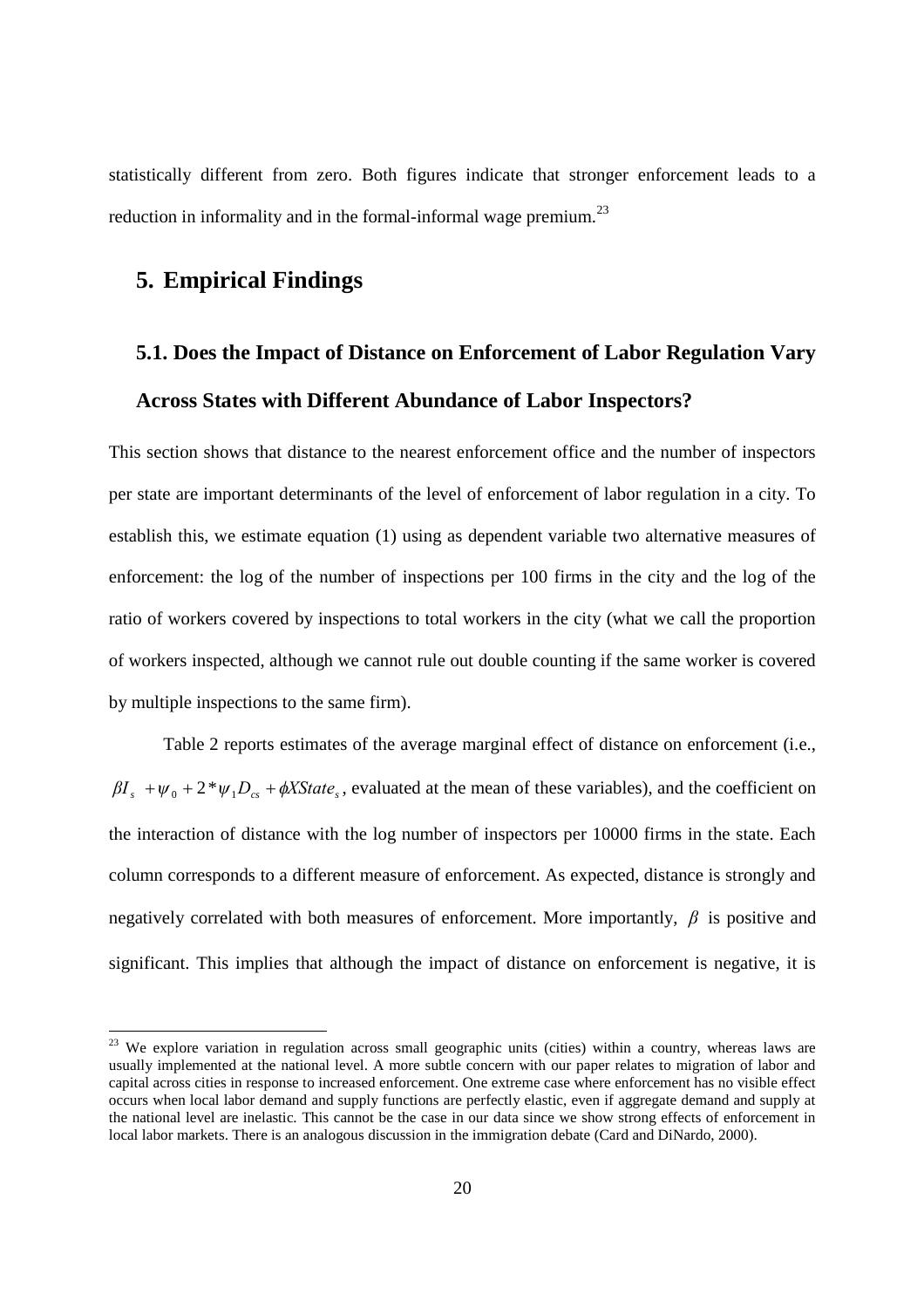statistically different from zero. Both figures indicate that stronger enforcement leads to a reduction in informality and in the formal-informal wage premium.[23]

## 5. Empirical Findings

### 5.1. Does the Impact of Distance on Enforcement of Labor Regulation Vary Across States with Different Abundance of Labor Inspectors?

This section shows that distance to the nearest enforcement office and the number of inspectors per state are important determinants of the level of enforcement of labor regulation in a city. To establish this, we estimate equation (1) using as dependent variable two alternative measures of enforcement: the log of the number of inspections per 100 firms in the city and the log of the ratio of workers covered by inspections to total workers in the city (what we call the proportion of workers inspected, although we cannot rule out double counting if the same worker is covered by multiple inspections to the same firm).

Table 2 reports estimates of the average marginal effect of distance on enforcement (i.e., $\beta I_s + \psi_0 + 2 * \psi_1 D_{cs} + \phi XState_s$, evaluated at the mean of these variables), and the coefficient on the interaction of distance with the log number of inspectors per 10000 firms in the state. Each column corresponds to a different measure of enforcement. As expected, distance is strongly and negatively correlated with both measures of enforcement. More importantly, $\beta$ is positive and significant. This implies that although the impact of distance on enforcement is negative, it is

[23] We explore variation in regulation across small geographic units (cities) within a country, whereas laws are usually implemented at the national level. A more subtle concern with our paper relates to migration of labor and capital across cities in response to increased enforcement. One extreme case where enforcement has no visible effect occurs when local labor demand and supply functions are perfectly elastic, even if aggregate demand and supply at the national level are inelastic. This cannot be the case in our data since we show strong effects of enforcement in local labor markets. There is an analogous discussion in the immigration debate (Card and DiNardo, 2000).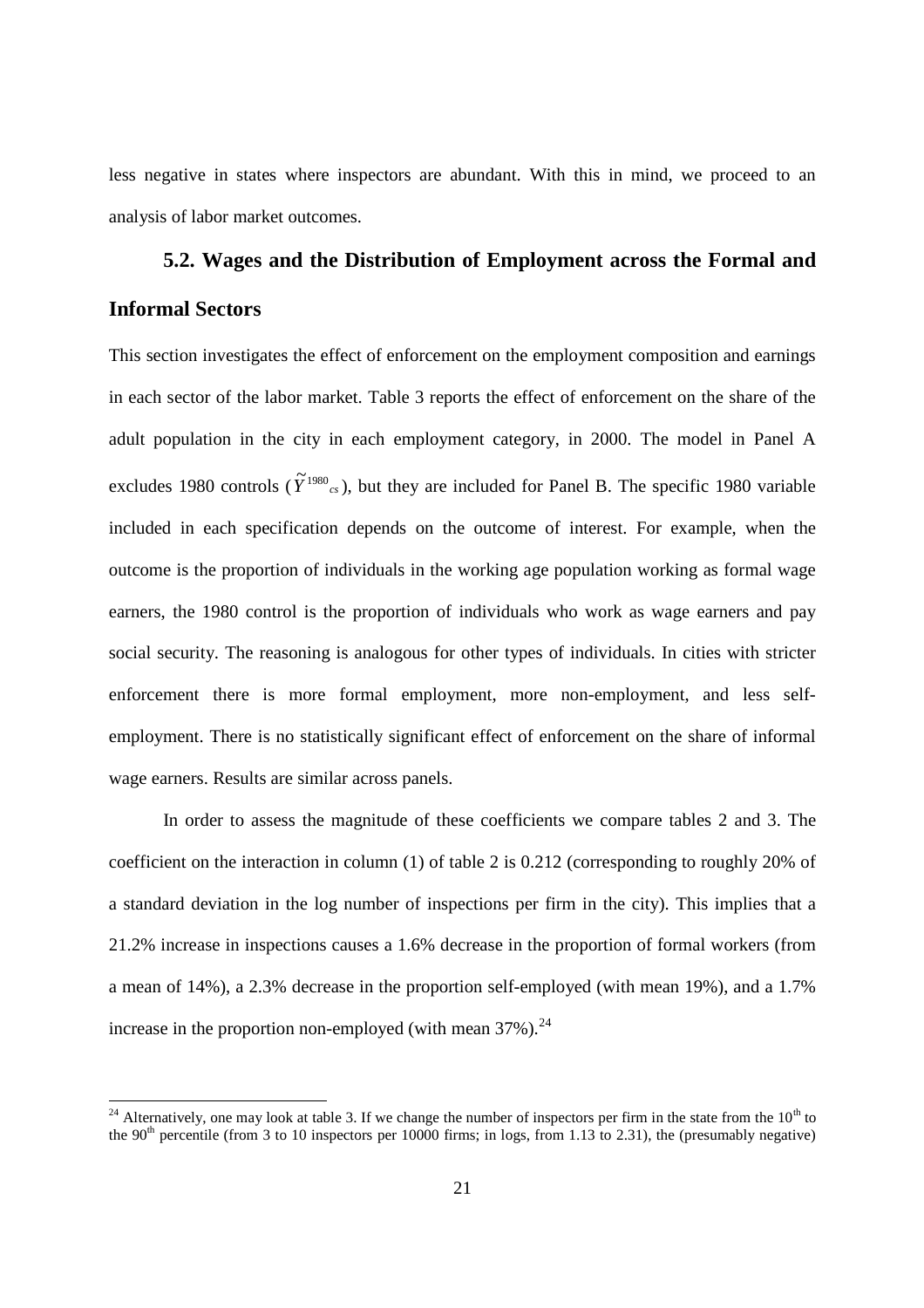less negative in states where inspectors are abundant. With this in mind, we proceed to an analysis of labor market outcomes.

## 5.2. Wages and the Distribution of Employment across the Formal and Informal Sectors

This section investigates the effect of enforcement on the employment composition and earnings in each sector of the labor market. Table 3 reports the effect of enforcement on the share of the adult population in the city in each employment category, in 2000. The model in Panel A excludes 1980 controls ($\tilde{Y}^{1980}_{cs}$), but they are included for Panel B. The specific 1980 variable included in each specification depends on the outcome of interest. For example, when the outcome is the proportion of individuals in the working age population working as formal wage earners, the 1980 control is the proportion of individuals who work as wage earners and pay social security. The reasoning is analogous for other types of individuals. In cities with stricter enforcement there is more formal employment, more non-employment, and less self-employment. There is no statistically significant effect of enforcement on the share of informal wage earners. Results are similar across panels.

In order to assess the magnitude of these coefficients we compare tables 2 and 3. The coefficient on the interaction in column (1) of table 2 is 0.212 (corresponding to roughly 20% of a standard deviation in the log number of inspections per firm in the city). This implies that a 21.2% increase in inspections causes a 1.6% decrease in the proportion of formal workers (from a mean of 14%), a 2.3% decrease in the proportion self-employed (with mean 19%), and a 1.7% increase in the proportion non-employed (with mean 37%).[24]

[24] Alternatively, one may look at table 3. If we change the number of inspectors per firm in the state from the 10[th] to the 90[th] percentile (from 3 to 10 inspectors per 10000 firms; in logs, from 1.13 to 2.31), the (presumably negative)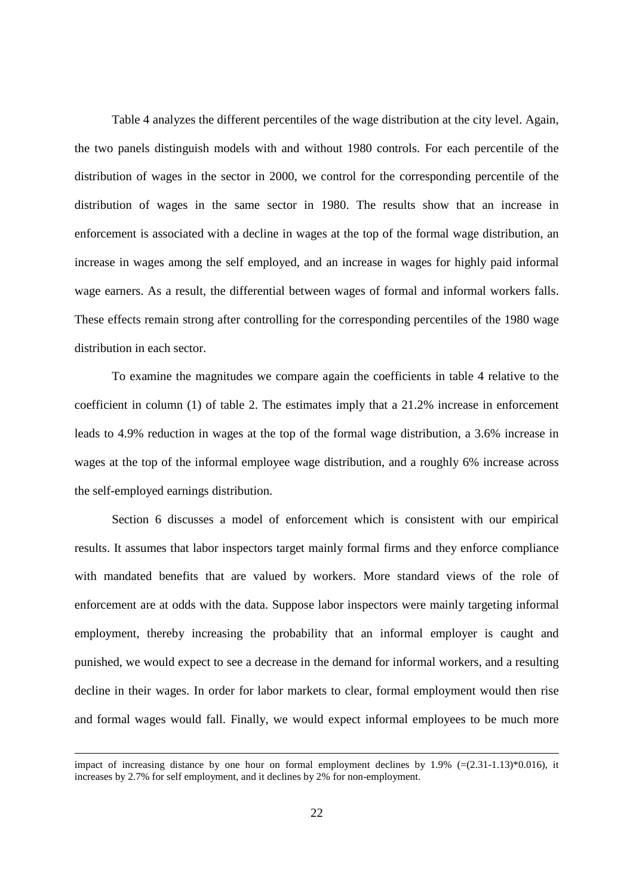Table 4 analyzes the different percentiles of the wage distribution at the city level. Again, the two panels distinguish models with and without 1980 controls. For each percentile of the distribution of wages in the sector in 2000, we control for the corresponding percentile of the distribution of wages in the same sector in 1980. The results show that an increase in enforcement is associated with a decline in wages at the top of the formal wage distribution, an increase in wages among the self employed, and an increase in wages for highly paid informal wage earners. As a result, the differential between wages of formal and informal workers falls. These effects remain strong after controlling for the corresponding percentiles of the 1980 wage distribution in each sector.

To examine the magnitudes we compare again the coefficients in table 4 relative to the coefficient in column (1) of table 2. The estimates imply that a 21.2% increase in enforcement leads to 4.9% reduction in wages at the top of the formal wage distribution, a 3.6% increase in wages at the top of the informal employee wage distribution, and a roughly 6% increase across the self-employed earnings distribution.

Section 6 discusses a model of enforcement which is consistent with our empirical results. It assumes that labor inspectors target mainly formal firms and they enforce compliance with mandated benefits that are valued by workers. More standard views of the role of enforcement are at odds with the data. Suppose labor inspectors were mainly targeting informal employment, thereby increasing the probability that an informal employer is caught and punished, we would expect to see a decrease in the demand for informal workers, and a resulting decline in their wages. In order for labor markets to clear, formal employment would then rise and formal wages would fall. Finally, we would expect informal employees to be much more

---

impact of increasing distance by one hour on formal employment declines by 1.9% (=(2.31-1.13)*0.016), it increases by 2.7% for self employment, and it declines by 2% for non-employment.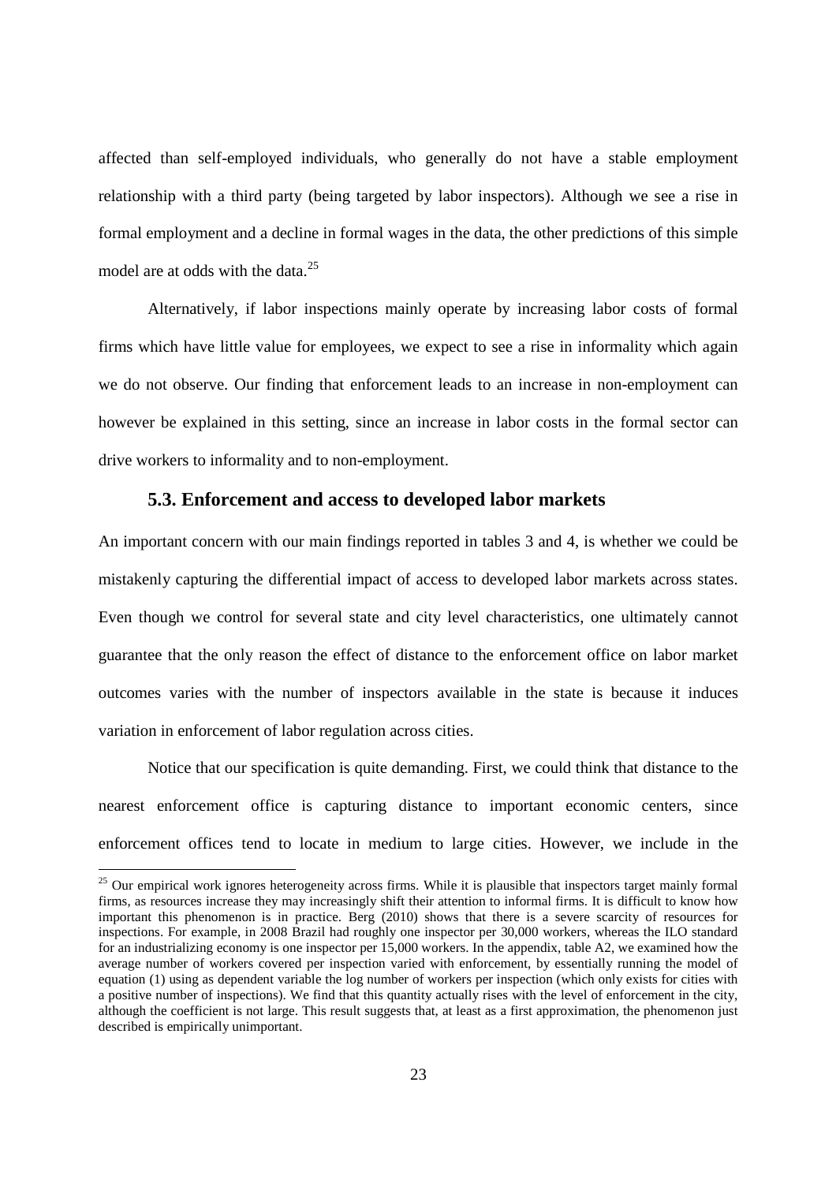affected than self-employed individuals, who generally do not have a stable employment relationship with a third party (being targeted by labor inspectors). Although we see a rise in formal employment and a decline in formal wages in the data, the other predictions of this simple model are at odds with the data.[25]

Alternatively, if labor inspections mainly operate by increasing labor costs of formal firms which have little value for employees, we expect to see a rise in informality which again we do not observe. Our finding that enforcement leads to an increase in non-employment can however be explained in this setting, since an increase in labor costs in the formal sector can drive workers to informality and to non-employment.

### 5.3. Enforcement and access to developed labor markets

An important concern with our main findings reported in tables 3 and 4, is whether we could be mistakenly capturing the differential impact of access to developed labor markets across states. Even though we control for several state and city level characteristics, one ultimately cannot guarantee that the only reason the effect of distance to the enforcement office on labor market outcomes varies with the number of inspectors available in the state is because it induces variation in enforcement of labor regulation across cities.

Notice that our specification is quite demanding. First, we could think that distance to the nearest enforcement office is capturing distance to important economic centers, since enforcement offices tend to locate in medium to large cities. However, we include in the

[25] Our empirical work ignores heterogeneity across firms. While it is plausible that inspectors target mainly formal firms, as resources increase they may increasingly shift their attention to informal firms. It is difficult to know how important this phenomenon is in practice. Berg (2010) shows that there is a severe scarcity of resources for inspections. For example, in 2008 Brazil had roughly one inspector per 30,000 workers, whereas the ILO standard for an industrializing economy is one inspector per 15,000 workers. In the appendix, table A2, we examined how the average number of workers covered per inspection varied with enforcement, by essentially running the model of equation (1) using as dependent variable the log number of workers per inspection (which only exists for cities with a positive number of inspections). We find that this quantity actually rises with the level of enforcement in the city, although the coefficient is not large. This result suggests that, at least as a first approximation, the phenomenon just described is empirically unimportant.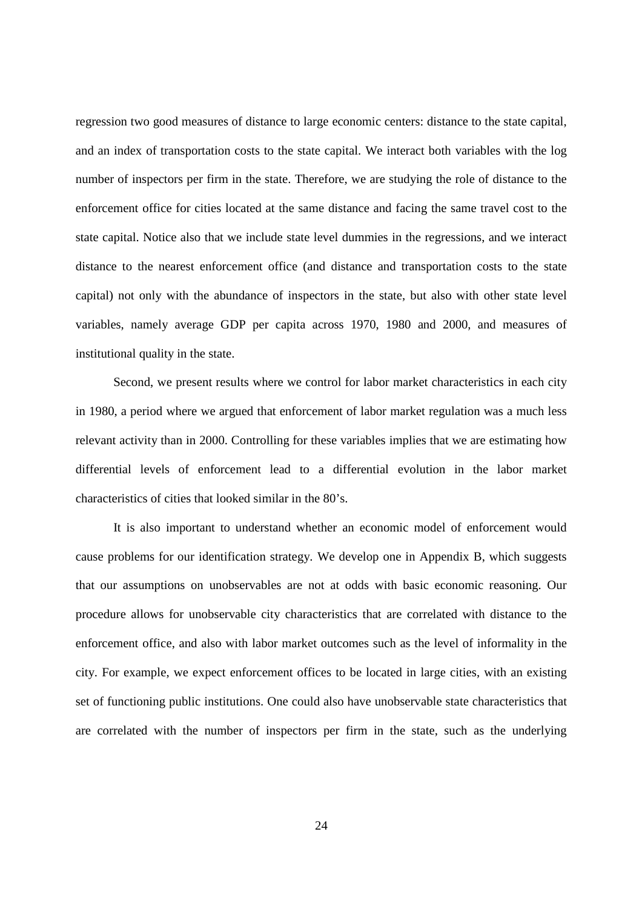regression two good measures of distance to large economic centers: distance to the state capital, and an index of transportation costs to the state capital. We interact both variables with the log number of inspectors per firm in the state. Therefore, we are studying the role of distance to the enforcement office for cities located at the same distance and facing the same travel cost to the state capital. Notice also that we include state level dummies in the regressions, and we interact distance to the nearest enforcement office (and distance and transportation costs to the state capital) not only with the abundance of inspectors in the state, but also with other state level variables, namely average GDP per capita across 1970, 1980 and 2000, and measures of institutional quality in the state.

Second, we present results where we control for labor market characteristics in each city in 1980, a period where we argued that enforcement of labor market regulation was a much less relevant activity than in 2000. Controlling for these variables implies that we are estimating how differential levels of enforcement lead to a differential evolution in the labor market characteristics of cities that looked similar in the 80's.

It is also important to understand whether an economic model of enforcement would cause problems for our identification strategy. We develop one in Appendix B, which suggests that our assumptions on unobservables are not at odds with basic economic reasoning. Our procedure allows for unobservable city characteristics that are correlated with distance to the enforcement office, and also with labor market outcomes such as the level of informality in the city. For example, we expect enforcement offices to be located in large cities, with an existing set of functioning public institutions. One could also have unobservable state characteristics that are correlated with the number of inspectors per firm in the state, such as the underlying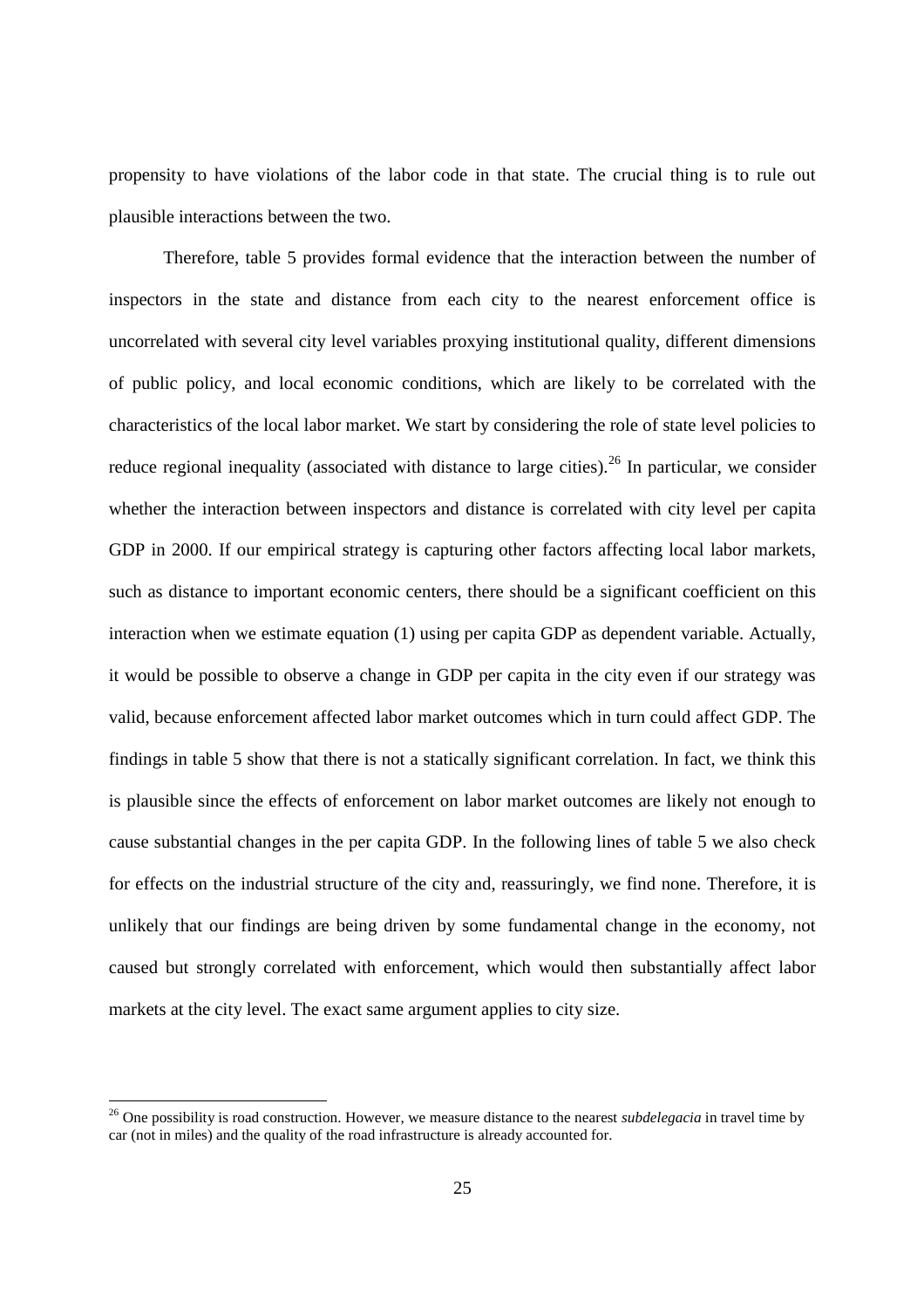propensity to have violations of the labor code in that state. The crucial thing is to rule out plausible interactions between the two.

Therefore, table 5 provides formal evidence that the interaction between the number of inspectors in the state and distance from each city to the nearest enforcement office is uncorrelated with several city level variables proxying institutional quality, different dimensions of public policy, and local economic conditions, which are likely to be correlated with the characteristics of the local labor market. We start by considering the role of state level policies to reduce regional inequality (associated with distance to large cities).[26] In particular, we consider whether the interaction between inspectors and distance is correlated with city level per capita GDP in 2000. If our empirical strategy is capturing other factors affecting local labor markets, such as distance to important economic centers, there should be a significant coefficient on this interaction when we estimate equation (1) using per capita GDP as dependent variable. Actually, it would be possible to observe a change in GDP per capita in the city even if our strategy was valid, because enforcement affected labor market outcomes which in turn could affect GDP. The findings in table 5 show that there is not a statically significant correlation. In fact, we think this is plausible since the effects of enforcement on labor market outcomes are likely not enough to cause substantial changes in the per capita GDP. In the following lines of table 5 we also check for effects on the industrial structure of the city and, reassuringly, we find none. Therefore, it is unlikely that our findings are being driven by some fundamental change in the economy, not caused but strongly correlated with enforcement, which would then substantially affect labor markets at the city level. The exact same argument applies to city size.

[26] One possibility is road construction. However, we measure distance to the nearest *subdelegacia* in travel time by car (not in miles) and the quality of the road infrastructure is already accounted for.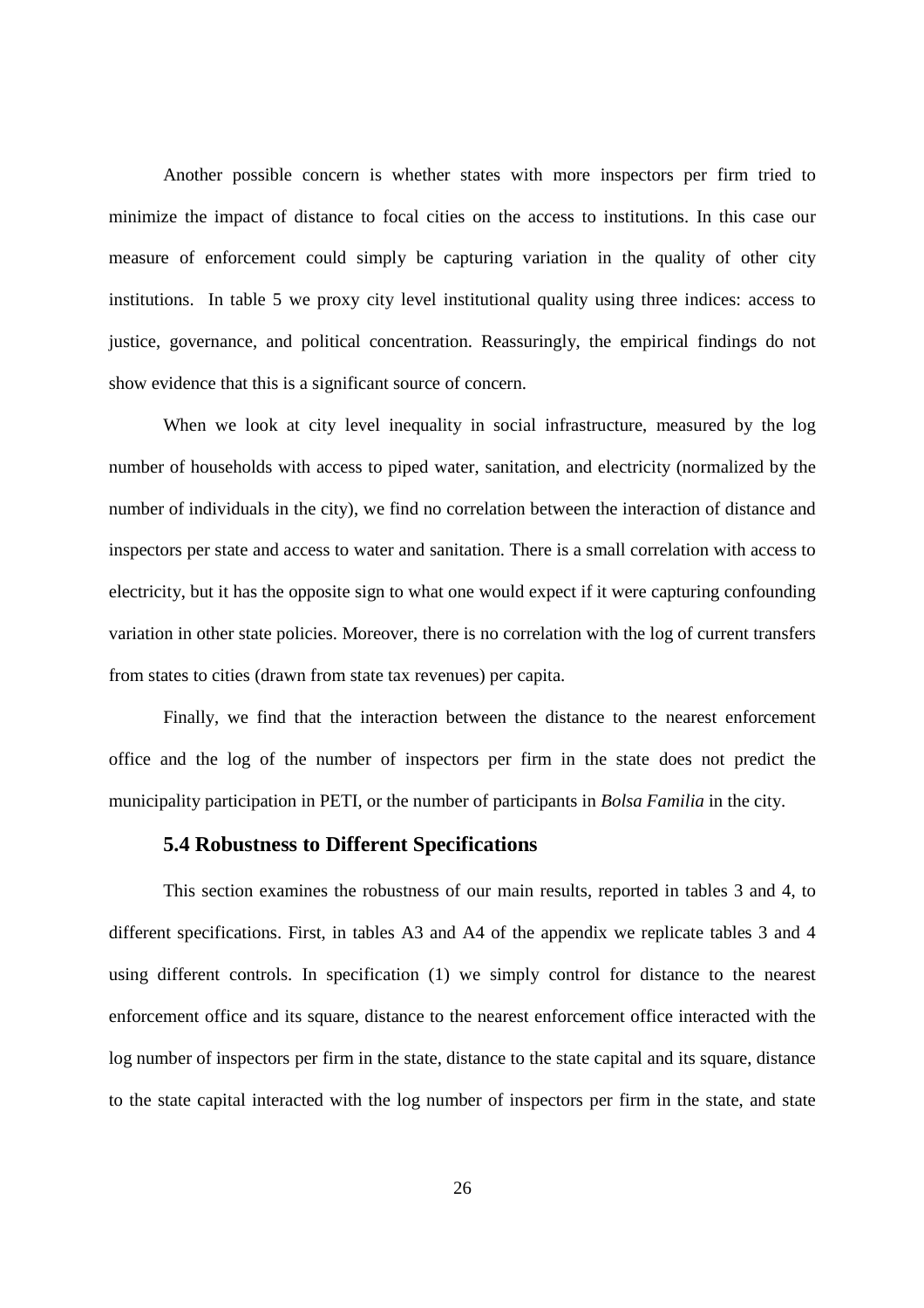Another possible concern is whether states with more inspectors per firm tried to minimize the impact of distance to focal cities on the access to institutions. In this case our measure of enforcement could simply be capturing variation in the quality of other city institutions. In table 5 we proxy city level institutional quality using three indices: access to justice, governance, and political concentration. Reassuringly, the empirical findings do not show evidence that this is a significant source of concern.

When we look at city level inequality in social infrastructure, measured by the log number of households with access to piped water, sanitation, and electricity (normalized by the number of individuals in the city), we find no correlation between the interaction of distance and inspectors per state and access to water and sanitation. There is a small correlation with access to electricity, but it has the opposite sign to what one would expect if it were capturing confounding variation in other state policies. Moreover, there is no correlation with the log of current transfers from states to cities (drawn from state tax revenues) per capita.

Finally, we find that the interaction between the distance to the nearest enforcement office and the log of the number of inspectors per firm in the state does not predict the municipality participation in PETI, or the number of participants in *Bolsa Familia* in the city.

### 5.4 Robustness to Different Specifications

This section examines the robustness of our main results, reported in tables 3 and 4, to different specifications. First, in tables A3 and A4 of the appendix we replicate tables 3 and 4 using different controls. In specification (1) we simply control for distance to the nearest enforcement office and its square, distance to the nearest enforcement office interacted with the log number of inspectors per firm in the state, distance to the state capital and its square, distance to the state capital interacted with the log number of inspectors per firm in the state, and state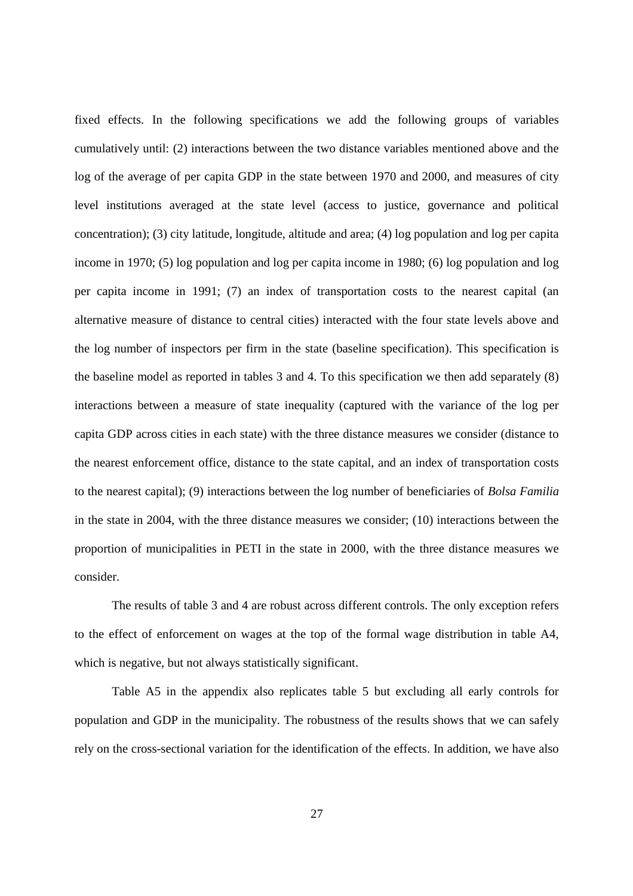fixed effects. In the following specifications we add the following groups of variables cumulatively until: (2) interactions between the two distance variables mentioned above and the log of the average of per capita GDP in the state between 1970 and 2000, and measures of city level institutions averaged at the state level (access to justice, governance and political concentration); (3) city latitude, longitude, altitude and area; (4) log population and log per capita income in 1970; (5) log population and log per capita income in 1980; (6) log population and log per capita income in 1991; (7) an index of transportation costs to the nearest capital (an alternative measure of distance to central cities) interacted with the four state levels above and the log number of inspectors per firm in the state (baseline specification). This specification is the baseline model as reported in tables 3 and 4. To this specification we then add separately (8) interactions between a measure of state inequality (captured with the variance of the log per capita GDP across cities in each state) with the three distance measures we consider (distance to the nearest enforcement office, distance to the state capital, and an index of transportation costs to the nearest capital); (9) interactions between the log number of beneficiaries of *Bolsa Familia* in the state in 2004, with the three distance measures we consider; (10) interactions between the proportion of municipalities in PETI in the state in 2000, with the three distance measures we consider.

The results of table 3 and 4 are robust across different controls. The only exception refers to the effect of enforcement on wages at the top of the formal wage distribution in table A4, which is negative, but not always statistically significant.

Table A5 in the appendix also replicates table 5 but excluding all early controls for population and GDP in the municipality. The robustness of the results shows that we can safely rely on the cross-sectional variation for the identification of the effects. In addition, we have also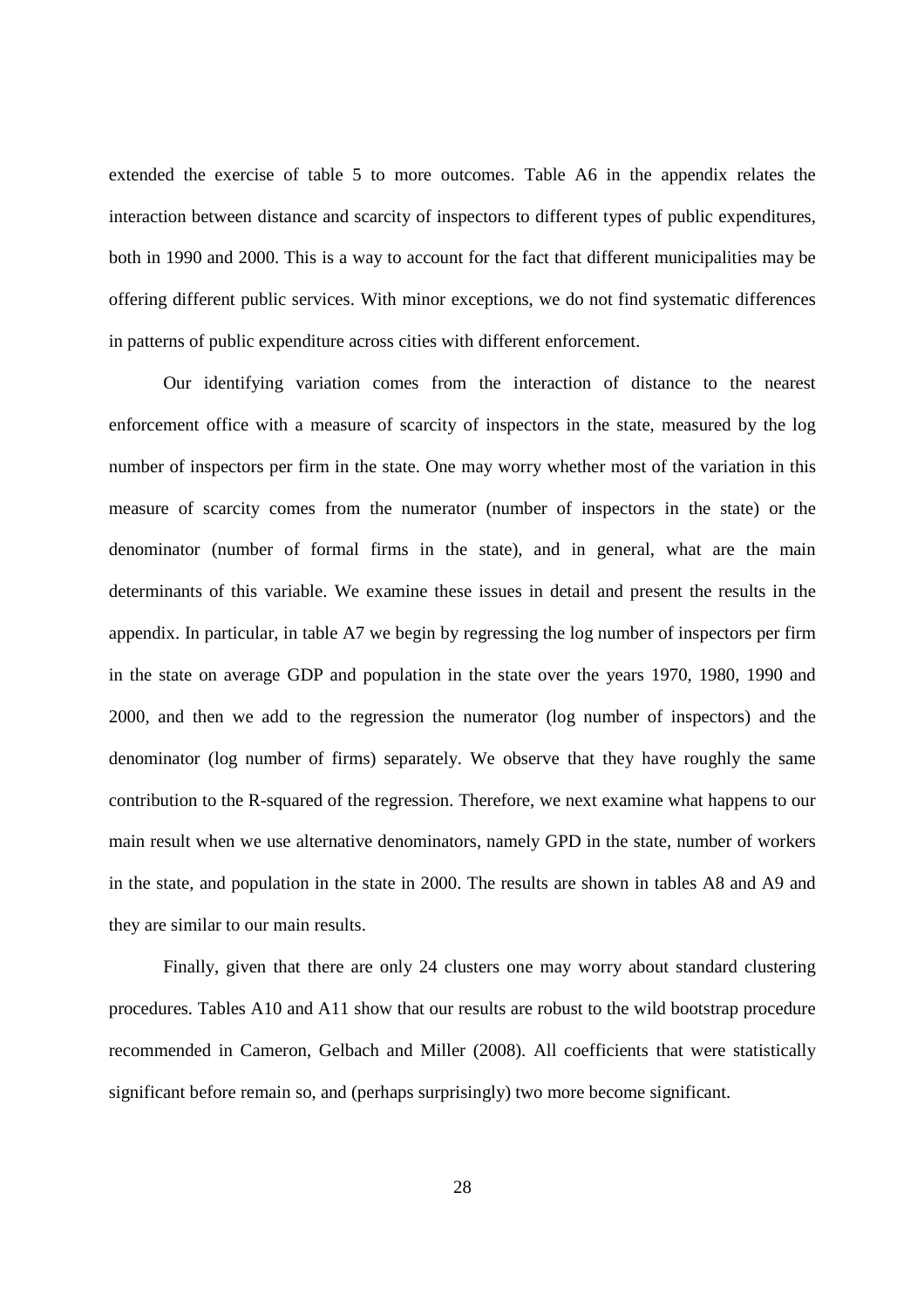extended the exercise of table 5 to more outcomes. Table A6 in the appendix relates the interaction between distance and scarcity of inspectors to different types of public expenditures, both in 1990 and 2000. This is a way to account for the fact that different municipalities may be offering different public services. With minor exceptions, we do not find systematic differences in patterns of public expenditure across cities with different enforcement.

Our identifying variation comes from the interaction of distance to the nearest enforcement office with a measure of scarcity of inspectors in the state, measured by the log number of inspectors per firm in the state. One may worry whether most of the variation in this measure of scarcity comes from the numerator (number of inspectors in the state) or the denominator (number of formal firms in the state), and in general, what are the main determinants of this variable. We examine these issues in detail and present the results in the appendix. In particular, in table A7 we begin by regressing the log number of inspectors per firm in the state on average GDP and population in the state over the years 1970, 1980, 1990 and 2000, and then we add to the regression the numerator (log number of inspectors) and the denominator (log number of firms) separately. We observe that they have roughly the same contribution to the R-squared of the regression. Therefore, we next examine what happens to our main result when we use alternative denominators, namely GPD in the state, number of workers in the state, and population in the state in 2000. The results are shown in tables A8 and A9 and they are similar to our main results.

Finally, given that there are only 24 clusters one may worry about standard clustering procedures. Tables A10 and A11 show that our results are robust to the wild bootstrap procedure recommended in Cameron, Gelbach and Miller (2008). All coefficients that were statistically significant before remain so, and (perhaps surprisingly) two more become significant.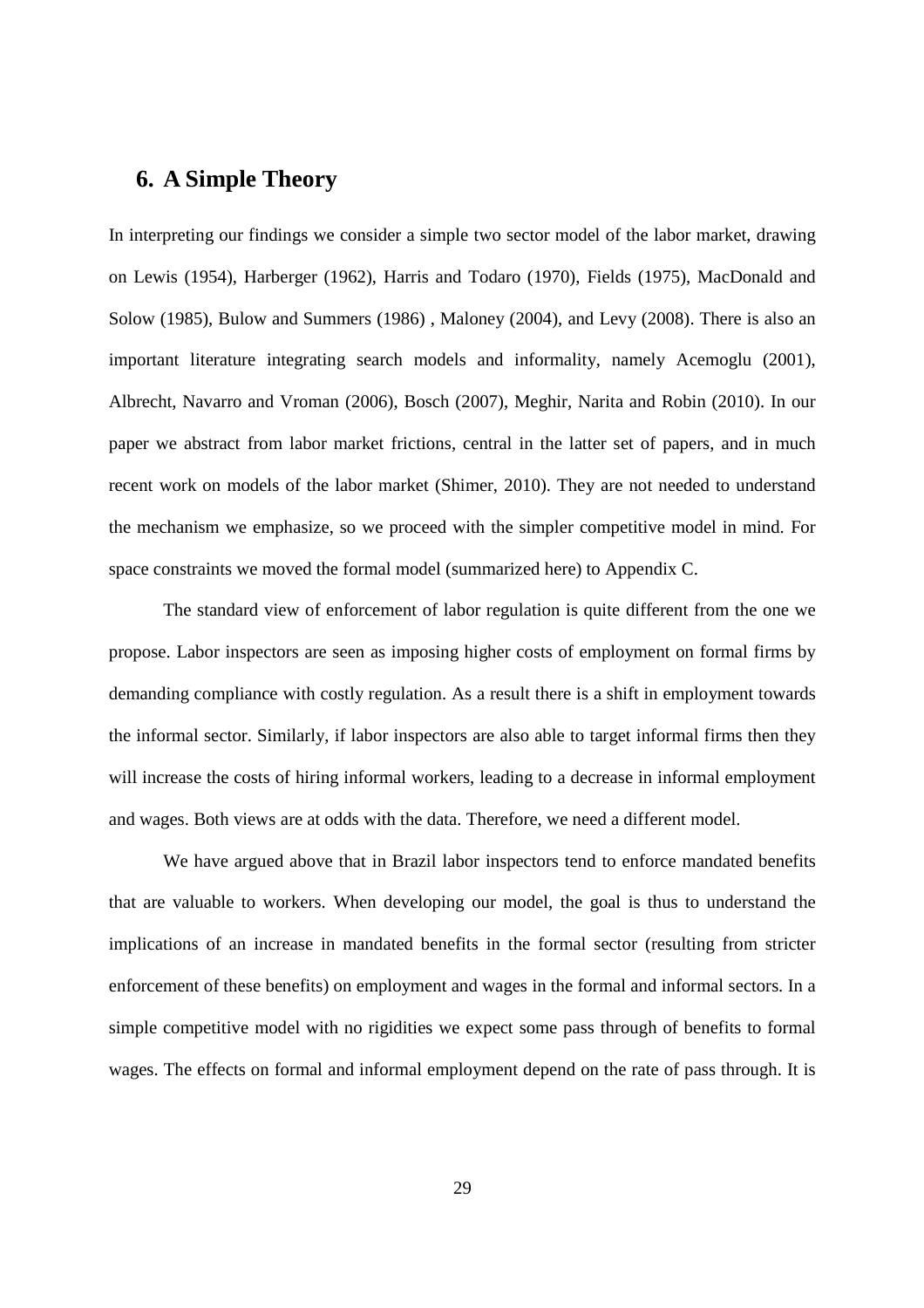## 6. A Simple Theory

In interpreting our findings we consider a simple two sector model of the labor market, drawing on Lewis (1954), Harberger (1962), Harris and Todaro (1970), Fields (1975), MacDonald and Solow (1985), Bulow and Summers (1986) , Maloney (2004), and Levy (2008). There is also an important literature integrating search models and informality, namely Acemoglu (2001), Albrecht, Navarro and Vroman (2006), Bosch (2007), Meghir, Narita and Robin (2010). In our paper we abstract from labor market frictions, central in the latter set of papers, and in much recent work on models of the labor market (Shimer, 2010). They are not needed to understand the mechanism we emphasize, so we proceed with the simpler competitive model in mind. For space constraints we moved the formal model (summarized here) to Appendix C.

The standard view of enforcement of labor regulation is quite different from the one we propose. Labor inspectors are seen as imposing higher costs of employment on formal firms by demanding compliance with costly regulation. As a result there is a shift in employment towards the informal sector. Similarly, if labor inspectors are also able to target informal firms then they will increase the costs of hiring informal workers, leading to a decrease in informal employment and wages. Both views are at odds with the data. Therefore, we need a different model.

We have argued above that in Brazil labor inspectors tend to enforce mandated benefits that are valuable to workers. When developing our model, the goal is thus to understand the implications of an increase in mandated benefits in the formal sector (resulting from stricter enforcement of these benefits) on employment and wages in the formal and informal sectors. In a simple competitive model with no rigidities we expect some pass through of benefits to formal wages. The effects on formal and informal employment depend on the rate of pass through. It is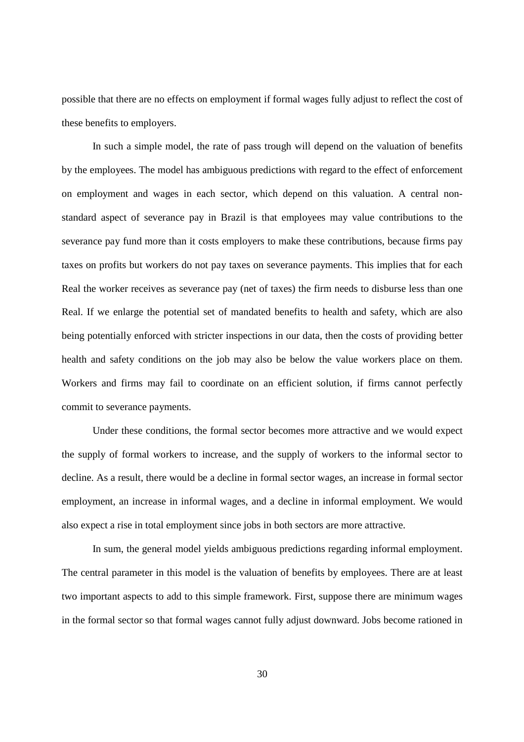possible that there are no effects on employment if formal wages fully adjust to reflect the cost of these benefits to employers.

In such a simple model, the rate of pass trough will depend on the valuation of benefits by the employees. The model has ambiguous predictions with regard to the effect of enforcement on employment and wages in each sector, which depend on this valuation. A central non-standard aspect of severance pay in Brazil is that employees may value contributions to the severance pay fund more than it costs employers to make these contributions, because firms pay taxes on profits but workers do not pay taxes on severance payments. This implies that for each Real the worker receives as severance pay (net of taxes) the firm needs to disburse less than one Real. If we enlarge the potential set of mandated benefits to health and safety, which are also being potentially enforced with stricter inspections in our data, then the costs of providing better health and safety conditions on the job may also be below the value workers place on them. Workers and firms may fail to coordinate on an efficient solution, if firms cannot perfectly commit to severance payments.

Under these conditions, the formal sector becomes more attractive and we would expect the supply of formal workers to increase, and the supply of workers to the informal sector to decline. As a result, there would be a decline in formal sector wages, an increase in formal sector employment, an increase in informal wages, and a decline in informal employment. We would also expect a rise in total employment since jobs in both sectors are more attractive.

In sum, the general model yields ambiguous predictions regarding informal employment. The central parameter in this model is the valuation of benefits by employees. There are at least two important aspects to add to this simple framework. First, suppose there are minimum wages in the formal sector so that formal wages cannot fully adjust downward. Jobs become rationed in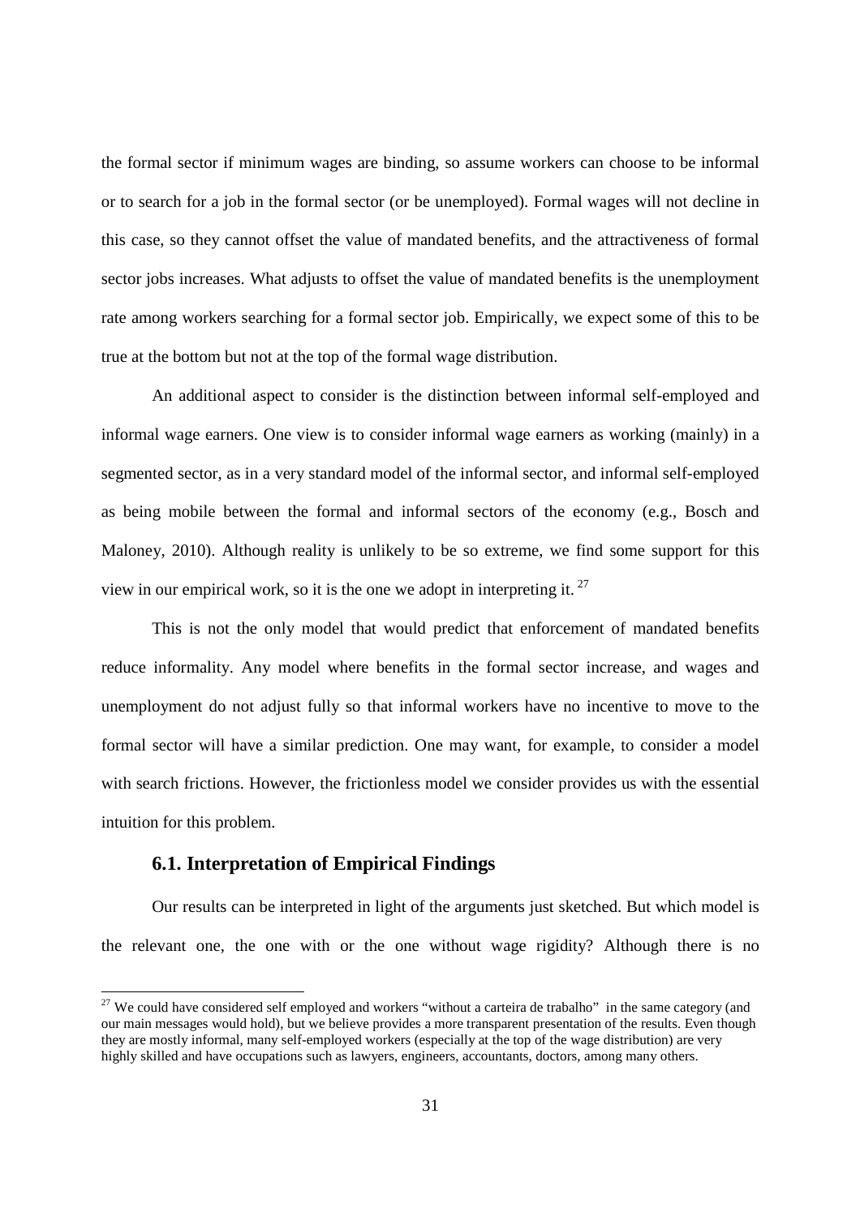the formal sector if minimum wages are binding, so assume workers can choose to be informal or to search for a job in the formal sector (or be unemployed). Formal wages will not decline in this case, so they cannot offset the value of mandated benefits, and the attractiveness of formal sector jobs increases. What adjusts to offset the value of mandated benefits is the unemployment rate among workers searching for a formal sector job. Empirically, we expect some of this to be true at the bottom but not at the top of the formal wage distribution.

An additional aspect to consider is the distinction between informal self-employed and informal wage earners. One view is to consider informal wage earners as working (mainly) in a segmented sector, as in a very standard model of the informal sector, and informal self-employed as being mobile between the formal and informal sectors of the economy (e.g., Bosch and Maloney, 2010). Although reality is unlikely to be so extreme, we find some support for this view in our empirical work, so it is the one we adopt in interpreting it. [27]

This is not the only model that would predict that enforcement of mandated benefits reduce informality. Any model where benefits in the formal sector increase, and wages and unemployment do not adjust fully so that informal workers have no incentive to move to the formal sector will have a similar prediction. One may want, for example, to consider a model with search frictions. However, the frictionless model we consider provides us with the essential intuition for this problem.

### 6.1. Interpretation of Empirical Findings

Our results can be interpreted in light of the arguments just sketched. But which model is the relevant one, the one with or the one without wage rigidity? Although there is no

---

[27] We could have considered self employed and workers "without a carteira de trabalho" in the same category (and our main messages would hold), but we believe provides a more transparent presentation of the results. Even though they are mostly informal, many self-employed workers (especially at the top of the wage distribution) are very highly skilled and have occupations such as lawyers, engineers, accountants, doctors, among many others.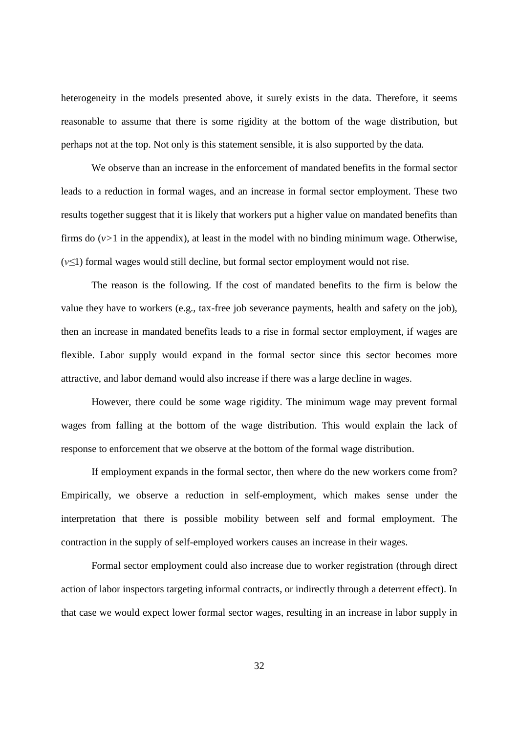heterogeneity in the models presented above, it surely exists in the data. Therefore, it seems reasonable to assume that there is some rigidity at the bottom of the wage distribution, but perhaps not at the top. Not only is this statement sensible, it is also supported by the data.

We observe than an increase in the enforcement of mandated benefits in the formal sector leads to a reduction in formal wages, and an increase in formal sector employment. These two results together suggest that it is likely that workers put a higher value on mandated benefits than firms do ($v>1$ in the appendix), at least in the model with no binding minimum wage. Otherwise, ($v \leq 1$) formal wages would still decline, but formal sector employment would not rise.

The reason is the following. If the cost of mandated benefits to the firm is below the value they have to workers (e.g., tax-free job severance payments, health and safety on the job), then an increase in mandated benefits leads to a rise in formal sector employment, if wages are flexible. Labor supply would expand in the formal sector since this sector becomes more attractive, and labor demand would also increase if there was a large decline in wages.

However, there could be some wage rigidity. The minimum wage may prevent formal wages from falling at the bottom of the wage distribution. This would explain the lack of response to enforcement that we observe at the bottom of the formal wage distribution.

If employment expands in the formal sector, then where do the new workers come from? Empirically, we observe a reduction in self-employment, which makes sense under the interpretation that there is possible mobility between self and formal employment. The contraction in the supply of self-employed workers causes an increase in their wages.

Formal sector employment could also increase due to worker registration (through direct action of labor inspectors targeting informal contracts, or indirectly through a deterrent effect). In that case we would expect lower formal sector wages, resulting in an increase in labor supply in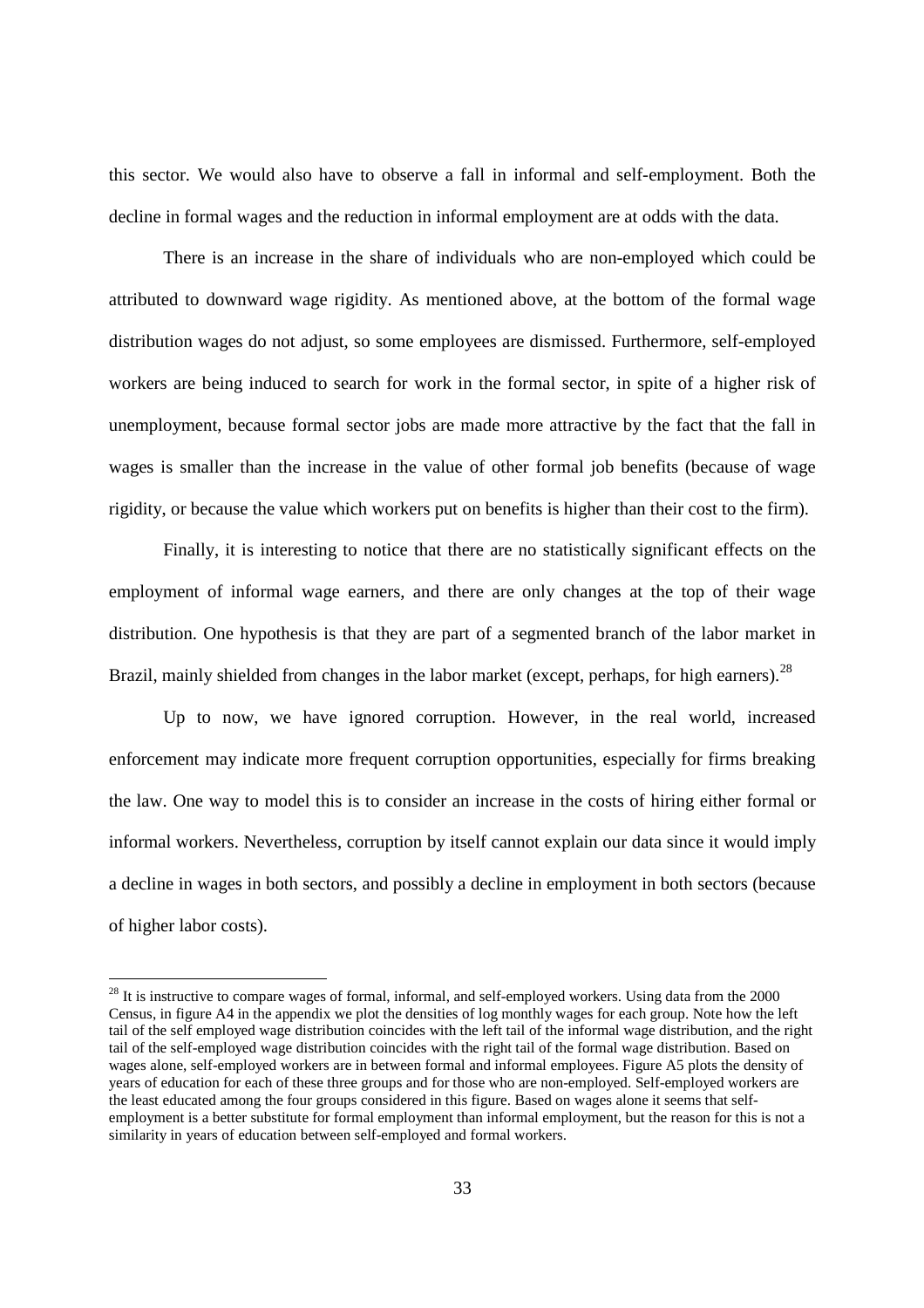this sector. We would also have to observe a fall in informal and self-employment. Both the decline in formal wages and the reduction in informal employment are at odds with the data.

There is an increase in the share of individuals who are non-employed which could be attributed to downward wage rigidity. As mentioned above, at the bottom of the formal wage distribution wages do not adjust, so some employees are dismissed. Furthermore, self-employed workers are being induced to search for work in the formal sector, in spite of a higher risk of unemployment, because formal sector jobs are made more attractive by the fact that the fall in wages is smaller than the increase in the value of other formal job benefits (because of wage rigidity, or because the value which workers put on benefits is higher than their cost to the firm).

Finally, it is interesting to notice that there are no statistically significant effects on the employment of informal wage earners, and there are only changes at the top of their wage distribution. One hypothesis is that they are part of a segmented branch of the labor market in Brazil, mainly shielded from changes in the labor market (except, perhaps, for high earners).[28]

Up to now, we have ignored corruption. However, in the real world, increased enforcement may indicate more frequent corruption opportunities, especially for firms breaking the law. One way to model this is to consider an increase in the costs of hiring either formal or informal workers. Nevertheless, corruption by itself cannot explain our data since it would imply a decline in wages in both sectors, and possibly a decline in employment in both sectors (because of higher labor costs).

[28] It is instructive to compare wages of formal, informal, and self-employed workers. Using data from the 2000 Census, in figure A4 in the appendix we plot the densities of log monthly wages for each group. Note how the left tail of the self employed wage distribution coincides with the left tail of the informal wage distribution, and the right tail of the self-employed wage distribution coincides with the right tail of the formal wage distribution. Based on wages alone, self-employed workers are in between formal and informal employees. Figure A5 plots the density of years of education for each of these three groups and for those who are non-employed. Self-employed workers are the least educated among the four groups considered in this figure. Based on wages alone it seems that self-employment is a better substitute for formal employment than informal employment, but the reason for this is not a similarity in years of education between self-employed and formal workers.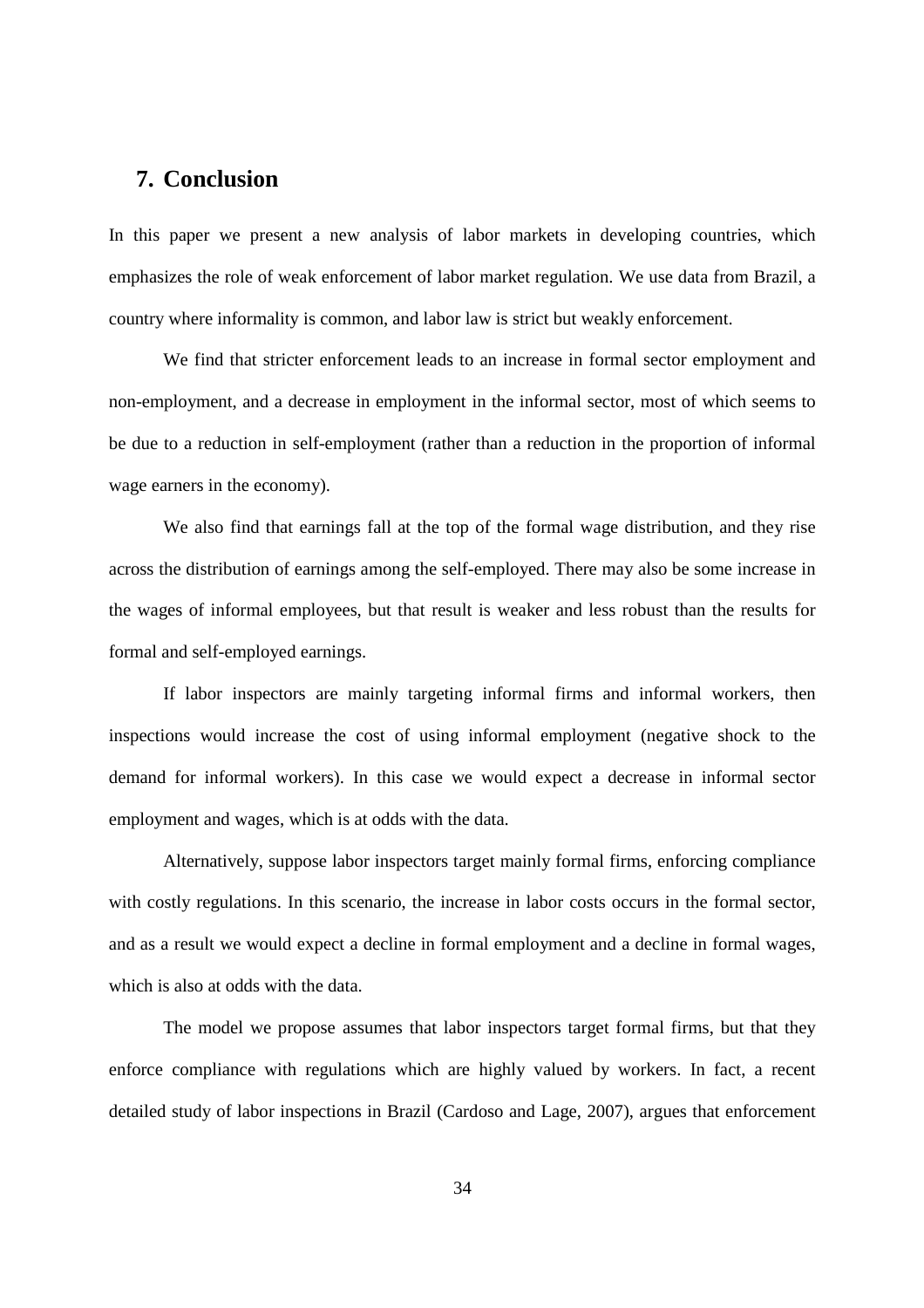## 7. Conclusion

In this paper we present a new analysis of labor markets in developing countries, which emphasizes the role of weak enforcement of labor market regulation. We use data from Brazil, a country where informality is common, and labor law is strict but weakly enforcement.

We find that stricter enforcement leads to an increase in formal sector employment and non-employment, and a decrease in employment in the informal sector, most of which seems to be due to a reduction in self-employment (rather than a reduction in the proportion of informal wage earners in the economy).

We also find that earnings fall at the top of the formal wage distribution, and they rise across the distribution of earnings among the self-employed. There may also be some increase in the wages of informal employees, but that result is weaker and less robust than the results for formal and self-employed earnings.

If labor inspectors are mainly targeting informal firms and informal workers, then inspections would increase the cost of using informal employment (negative shock to the demand for informal workers). In this case we would expect a decrease in informal sector employment and wages, which is at odds with the data.

Alternatively, suppose labor inspectors target mainly formal firms, enforcing compliance with costly regulations. In this scenario, the increase in labor costs occurs in the formal sector, and as a result we would expect a decline in formal employment and a decline in formal wages, which is also at odds with the data.

The model we propose assumes that labor inspectors target formal firms, but that they enforce compliance with regulations which are highly valued by workers. In fact, a recent detailed study of labor inspections in Brazil (Cardoso and Lage, 2007), argues that enforcement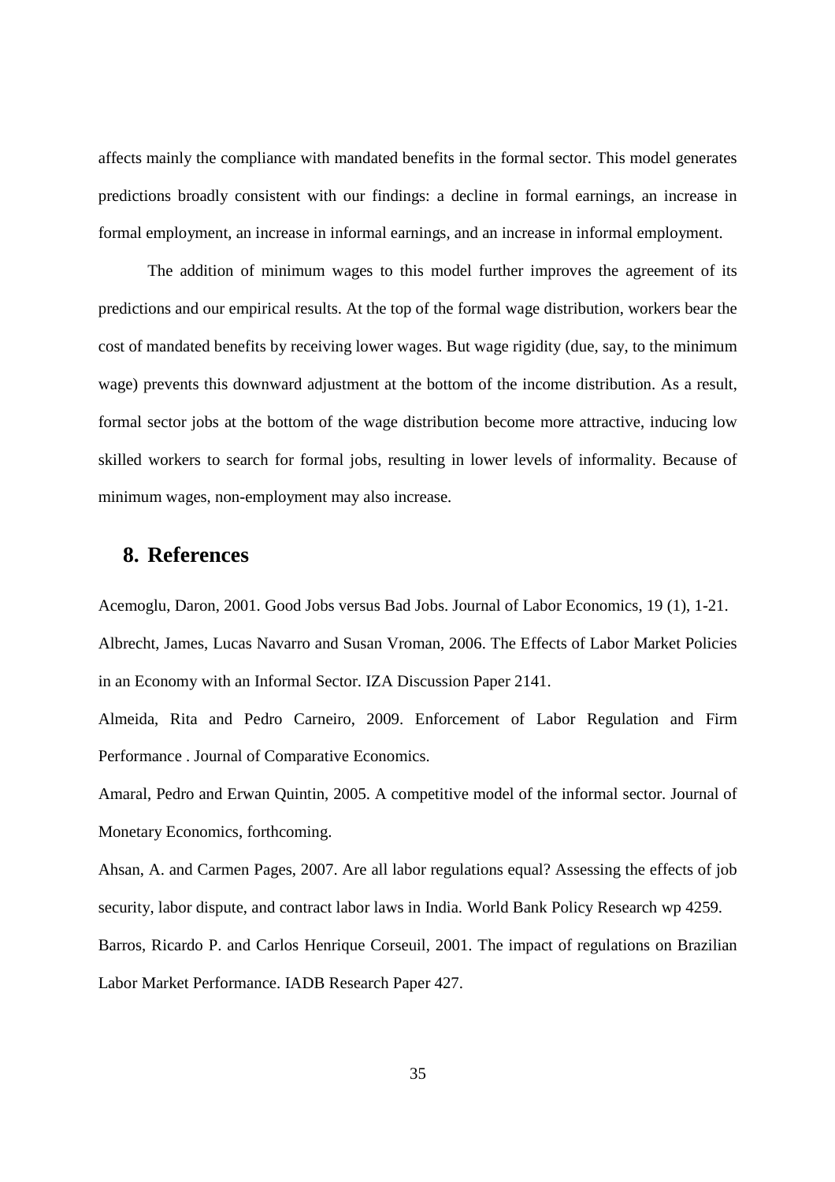affects mainly the compliance with mandated benefits in the formal sector. This model generates predictions broadly consistent with our findings: a decline in formal earnings, an increase in formal employment, an increase in informal earnings, and an increase in informal employment.

The addition of minimum wages to this model further improves the agreement of its predictions and our empirical results. At the top of the formal wage distribution, workers bear the cost of mandated benefits by receiving lower wages. But wage rigidity (due, say, to the minimum wage) prevents this downward adjustment at the bottom of the income distribution. As a result, formal sector jobs at the bottom of the wage distribution become more attractive, inducing low skilled workers to search for formal jobs, resulting in lower levels of informality. Because of minimum wages, non-employment may also increase.

## 8. References

Acemoglu, Daron, 2001. Good Jobs versus Bad Jobs. Journal of Labor Economics, 19 (1), 1-21.

Albrecht, James, Lucas Navarro and Susan Vroman, 2006. The Effects of Labor Market Policies in an Economy with an Informal Sector. IZA Discussion Paper 2141.

Almeida, Rita and Pedro Carneiro, 2009. Enforcement of Labor Regulation and Firm Performance . Journal of Comparative Economics.

Amaral, Pedro and Erwan Quintin, 2005. A competitive model of the informal sector. Journal of Monetary Economics, forthcoming.

Ahsan, A. and Carmen Pages, 2007. Are all labor regulations equal? Assessing the effects of job security, labor dispute, and contract labor laws in India. World Bank Policy Research wp 4259.

Barros, Ricardo P. and Carlos Henrique Corseuil, 2001. The impact of regulations on Brazilian Labor Market Performance. IADB Research Paper 427.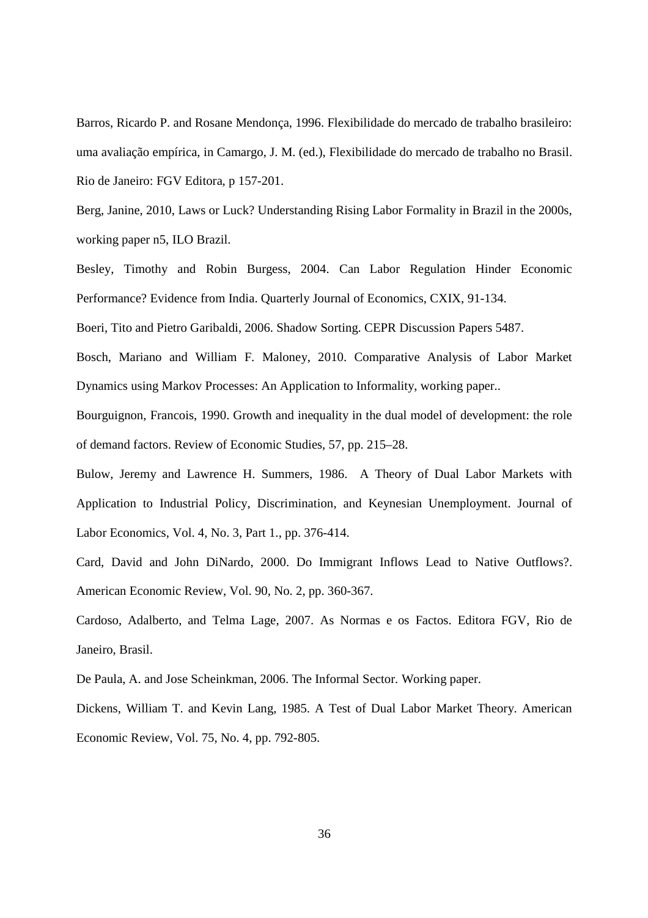Barros, Ricardo P. and Rosane Mendonça, 1996. Flexibilidade do mercado de trabalho brasileiro: uma avaliação empírica, in Camargo, J. M. (ed.), Flexibilidade do mercado de trabalho no Brasil. Rio de Janeiro: FGV Editora, p 157-201.

Berg, Janine, 2010, Laws or Luck? Understanding Rising Labor Formality in Brazil in the 2000s, working paper n5, ILO Brazil.

Besley, Timothy and Robin Burgess, 2004. Can Labor Regulation Hinder Economic Performance? Evidence from India. Quarterly Journal of Economics, CXIX, 91-134.

Boeri, Tito and Pietro Garibaldi, 2006. Shadow Sorting. CEPR Discussion Papers 5487.

Bosch, Mariano and William F. Maloney, 2010. Comparative Analysis of Labor Market Dynamics using Markov Processes: An Application to Informality, working paper..

Bourguignon, Francois, 1990. Growth and inequality in the dual model of development: the role of demand factors. Review of Economic Studies, 57, pp. 215–28.

Bulow, Jeremy and Lawrence H. Summers, 1986. A Theory of Dual Labor Markets with Application to Industrial Policy, Discrimination, and Keynesian Unemployment. Journal of Labor Economics, Vol. 4, No. 3, Part 1., pp. 376-414.

Card, David and John DiNardo, 2000. Do Immigrant Inflows Lead to Native Outflows?. American Economic Review, Vol. 90, No. 2, pp. 360-367.

Cardoso, Adalberto, and Telma Lage, 2007. As Normas e os Factos. Editora FGV, Rio de Janeiro, Brasil.

De Paula, A. and Jose Scheinkman, 2006. The Informal Sector. Working paper.

Dickens, William T. and Kevin Lang, 1985. A Test of Dual Labor Market Theory. American Economic Review, Vol. 75, No. 4, pp. 792-805.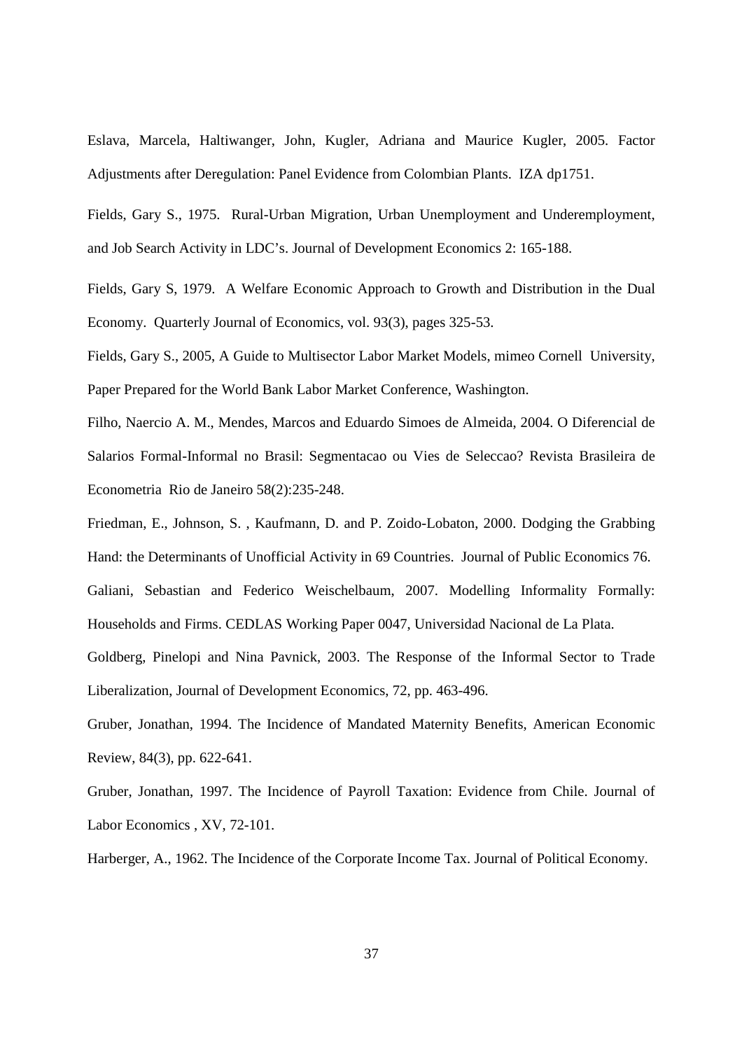Eslava, Marcela, Haltiwanger, John, Kugler, Adriana and Maurice Kugler, 2005. Factor Adjustments after Deregulation: Panel Evidence from Colombian Plants. IZA dp1751.

Fields, Gary S., 1975. Rural-Urban Migration, Urban Unemployment and Underemployment, and Job Search Activity in LDC's. Journal of Development Economics 2: 165-188.

Fields, Gary S, 1979. A Welfare Economic Approach to Growth and Distribution in the Dual Economy. Quarterly Journal of Economics, vol. 93(3), pages 325-53.

Fields, Gary S., 2005, A Guide to Multisector Labor Market Models, mimeo Cornell University, Paper Prepared for the World Bank Labor Market Conference, Washington.

Filho, Naercio A. M., Mendes, Marcos and Eduardo Simoes de Almeida, 2004. O Diferencial de Salarios Formal-Informal no Brasil: Segmentacao ou Vies de Seleccao? Revista Brasileira de Econometria Rio de Janeiro 58(2):235-248.

Friedman, E., Johnson, S. , Kaufmann, D. and P. Zoido-Lobaton, 2000. Dodging the Grabbing Hand: the Determinants of Unofficial Activity in 69 Countries. Journal of Public Economics 76.

Galiani, Sebastian and Federico Weischelbaum, 2007. Modelling Informality Formally: Households and Firms. CEDLAS Working Paper 0047, Universidad Nacional de La Plata.

Goldberg, Pinelopi and Nina Pavnick, 2003. The Response of the Informal Sector to Trade Liberalization, Journal of Development Economics, 72, pp. 463-496.

Gruber, Jonathan, 1994. The Incidence of Mandated Maternity Benefits, American Economic Review, 84(3), pp. 622-641.

Gruber, Jonathan, 1997. The Incidence of Payroll Taxation: Evidence from Chile. Journal of Labor Economics , XV, 72-101.

Harberger, A., 1962. The Incidence of the Corporate Income Tax. Journal of Political Economy.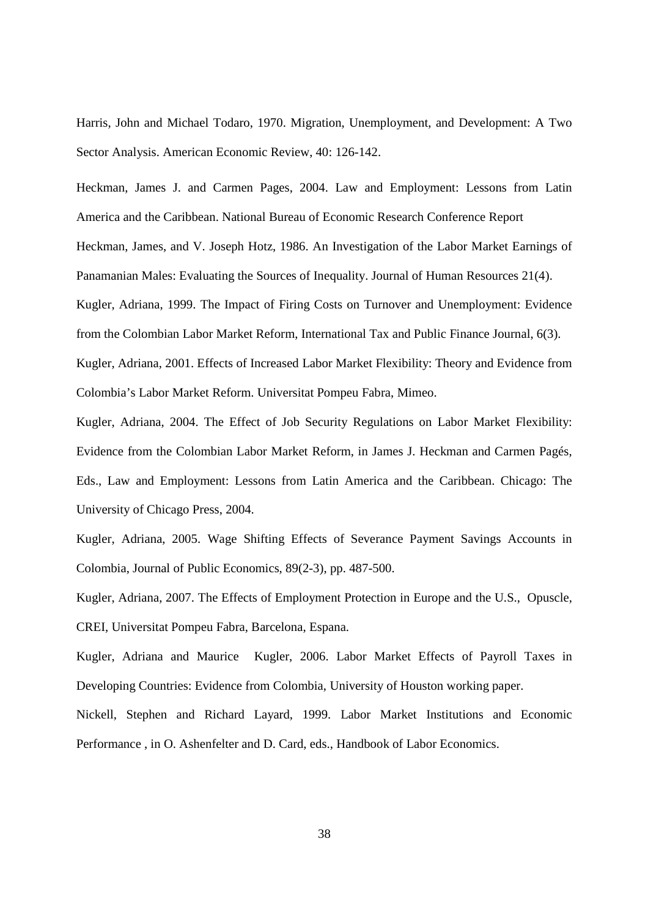Harris, John and Michael Todaro, 1970. Migration, Unemployment, and Development: A Two Sector Analysis. American Economic Review, 40: 126-142.

Heckman, James J. and Carmen Pages, 2004. Law and Employment: Lessons from Latin America and the Caribbean. National Bureau of Economic Research Conference Report

Heckman, James, and V. Joseph Hotz, 1986. An Investigation of the Labor Market Earnings of Panamanian Males: Evaluating the Sources of Inequality. Journal of Human Resources 21(4).

Kugler, Adriana, 1999. The Impact of Firing Costs on Turnover and Unemployment: Evidence from the Colombian Labor Market Reform, International Tax and Public Finance Journal, 6(3).

Kugler, Adriana, 2001. Effects of Increased Labor Market Flexibility: Theory and Evidence from Colombia's Labor Market Reform. Universitat Pompeu Fabra, Mimeo.

Kugler, Adriana, 2004. The Effect of Job Security Regulations on Labor Market Flexibility: Evidence from the Colombian Labor Market Reform, in James J. Heckman and Carmen Pagés, Eds., Law and Employment: Lessons from Latin America and the Caribbean. Chicago: The University of Chicago Press, 2004.

Kugler, Adriana, 2005. Wage Shifting Effects of Severance Payment Savings Accounts in Colombia, Journal of Public Economics, 89(2-3), pp. 487-500.

Kugler, Adriana, 2007. The Effects of Employment Protection in Europe and the U.S., Opuscle, CREI, Universitat Pompeu Fabra, Barcelona, Espana.

Kugler, Adriana and Maurice Kugler, 2006. Labor Market Effects of Payroll Taxes in Developing Countries: Evidence from Colombia, University of Houston working paper.

Nickell, Stephen and Richard Layard, 1999. Labor Market Institutions and Economic Performance , in O. Ashenfelter and D. Card, eds., Handbook of Labor Economics.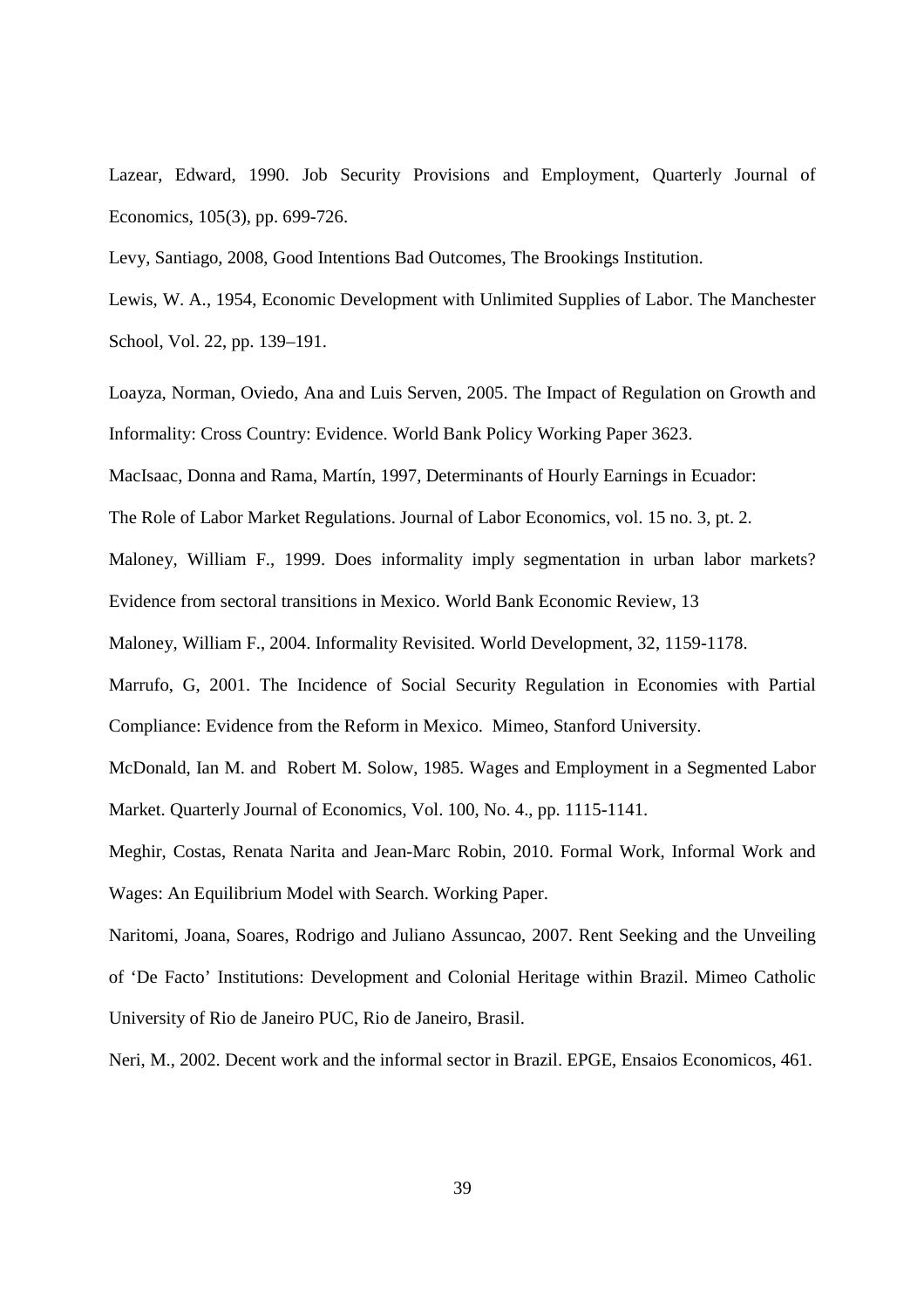Lazear, Edward, 1990. Job Security Provisions and Employment, Quarterly Journal of Economics, 105(3), pp. 699-726.

Levy, Santiago, 2008, Good Intentions Bad Outcomes, The Brookings Institution.

Lewis, W. A., 1954, Economic Development with Unlimited Supplies of Labor. The Manchester School, Vol. 22, pp. 139–191.

Loayza, Norman, Oviedo, Ana and Luis Serven, 2005. The Impact of Regulation on Growth and Informality: Cross Country: Evidence. World Bank Policy Working Paper 3623.

MacIsaac, Donna and Rama, Martín, 1997, Determinants of Hourly Earnings in Ecuador: The Role of Labor Market Regulations. Journal of Labor Economics, vol. 15 no. 3, pt. 2.

Maloney, William F., 1999. Does informality imply segmentation in urban labor markets? Evidence from sectoral transitions in Mexico. World Bank Economic Review, 13

Maloney, William F., 2004. Informality Revisited. World Development, 32, 1159-1178.

Marrufo, G, 2001. The Incidence of Social Security Regulation in Economies with Partial Compliance: Evidence from the Reform in Mexico. Mimeo, Stanford University.

McDonald, Ian M. and Robert M. Solow, 1985. Wages and Employment in a Segmented Labor Market. Quarterly Journal of Economics, Vol. 100, No. 4., pp. 1115-1141.

Meghir, Costas, Renata Narita and Jean-Marc Robin, 2010. Formal Work, Informal Work and Wages: An Equilibrium Model with Search. Working Paper.

Naritomi, Joana, Soares, Rodrigo and Juliano Assuncao, 2007. Rent Seeking and the Unveiling of 'De Facto' Institutions: Development and Colonial Heritage within Brazil. Mimeo Catholic University of Rio de Janeiro PUC, Rio de Janeiro, Brasil.

Neri, M., 2002. Decent work and the informal sector in Brazil. EPGE, Ensaios Economicos, 461.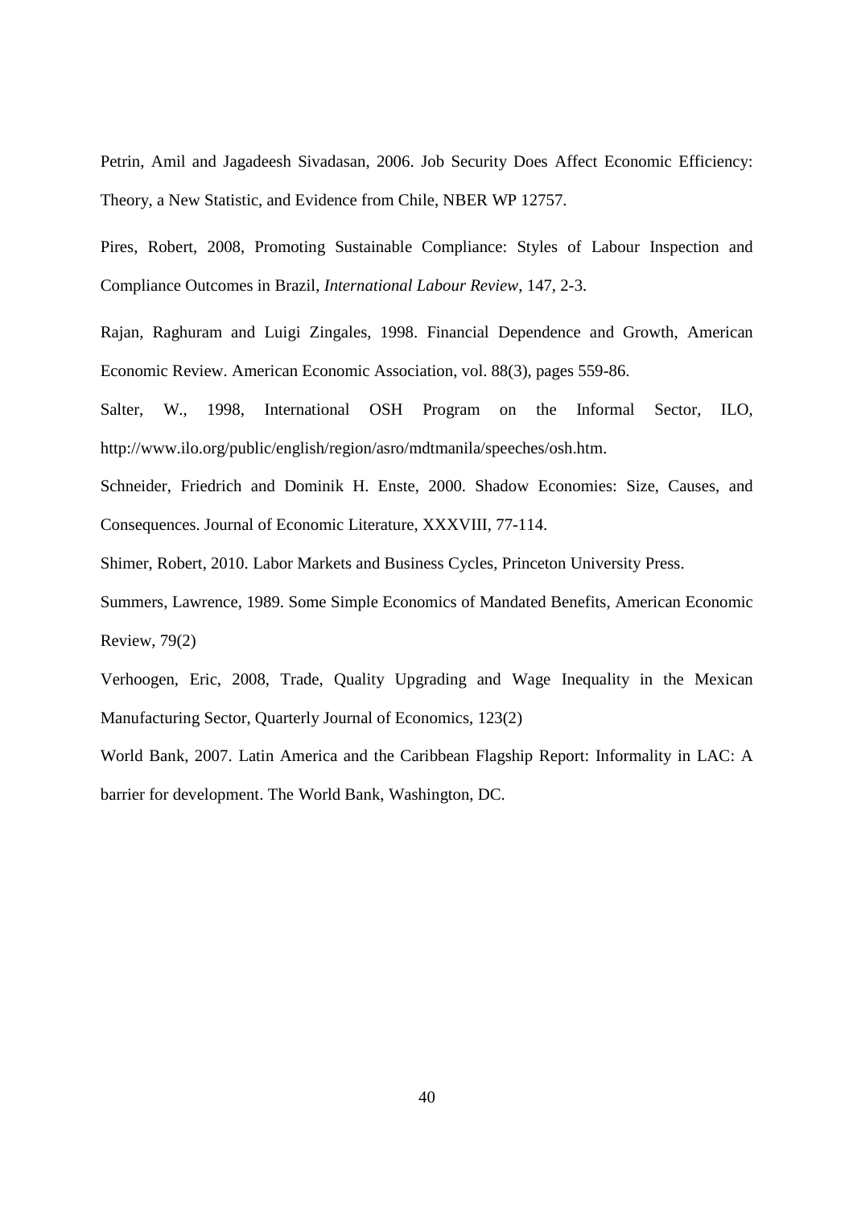Petrin, Amil and Jagadeesh Sivadasan, 2006. Job Security Does Affect Economic Efficiency: Theory, a New Statistic, and Evidence from Chile, NBER WP 12757.

Pires, Robert, 2008, Promoting Sustainable Compliance: Styles of Labour Inspection and Compliance Outcomes in Brazil, *International Labour Review*, 147, 2-3.

Rajan, Raghuram and Luigi Zingales, 1998. Financial Dependence and Growth, American Economic Review. American Economic Association, vol. 88(3), pages 559-86.

Salter, W., 1998, International OSH Program on the Informal Sector, ILO, http://www.ilo.org/public/english/region/asro/mdtmanila/speeches/osh.htm.

Schneider, Friedrich and Dominik H. Enste, 2000. Shadow Economies: Size, Causes, and Consequences. Journal of Economic Literature, XXXVIII, 77-114.

Shimer, Robert, 2010. Labor Markets and Business Cycles, Princeton University Press.

Summers, Lawrence, 1989. Some Simple Economics of Mandated Benefits, American Economic Review, 79(2)

Verhoogen, Eric, 2008, Trade, Quality Upgrading and Wage Inequality in the Mexican Manufacturing Sector, Quarterly Journal of Economics, 123(2)

World Bank, 2007. Latin America and the Caribbean Flagship Report: Informality in LAC: A barrier for development. The World Bank, Washington, DC.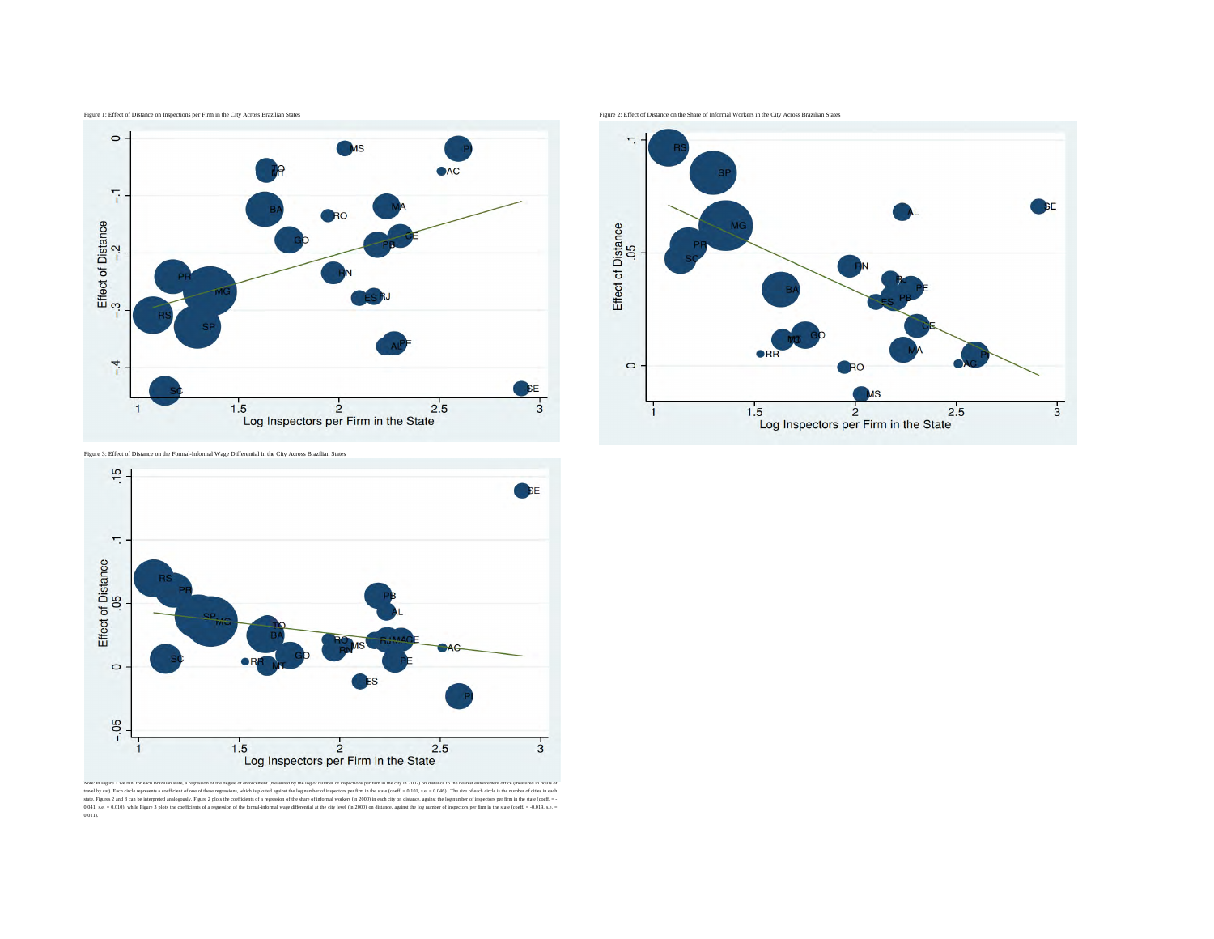Figure 1: Effect of Distance on Inspections per Firm in the City Across Brazilian States

Figure 2: Effect of Distance on the Share of Informal Workers in the City Across Brazilian States

Figure 3: Effect of Distance on the Formal-Informal Wage Differential in the City Across Brazilian States

Note: in Figure 1 we run, for each Brazilian state, a regression of the degree of enforcement (measured by the log of number of inspections per firm in the city in 2002) on distance to the nearest enforcement office (measured in hours of travel by car). Each circle represents a coefficient of one of these regressions, which is plotted against the log number of inspectors per firm in the state (coeff. = 0.101, s.e. = 0.046). The size of each circle is the number of cities in each state. Figures 2 and 3 can be interpreted analogously. Figure 2 plots the coefficients of a regression of the share of informal workers (in 2000) in each city on distance, against the log number of inspectors per firm in the state (coeff. = -0.041, s.e. = 0.010), while Figure 3 plots the coefficients of a regression of the formal-informal wage differential at the city level (in 2000) on distance, against the log number of inspectors per firm in the state (coeff. = -0.019, s.e. = 0.011).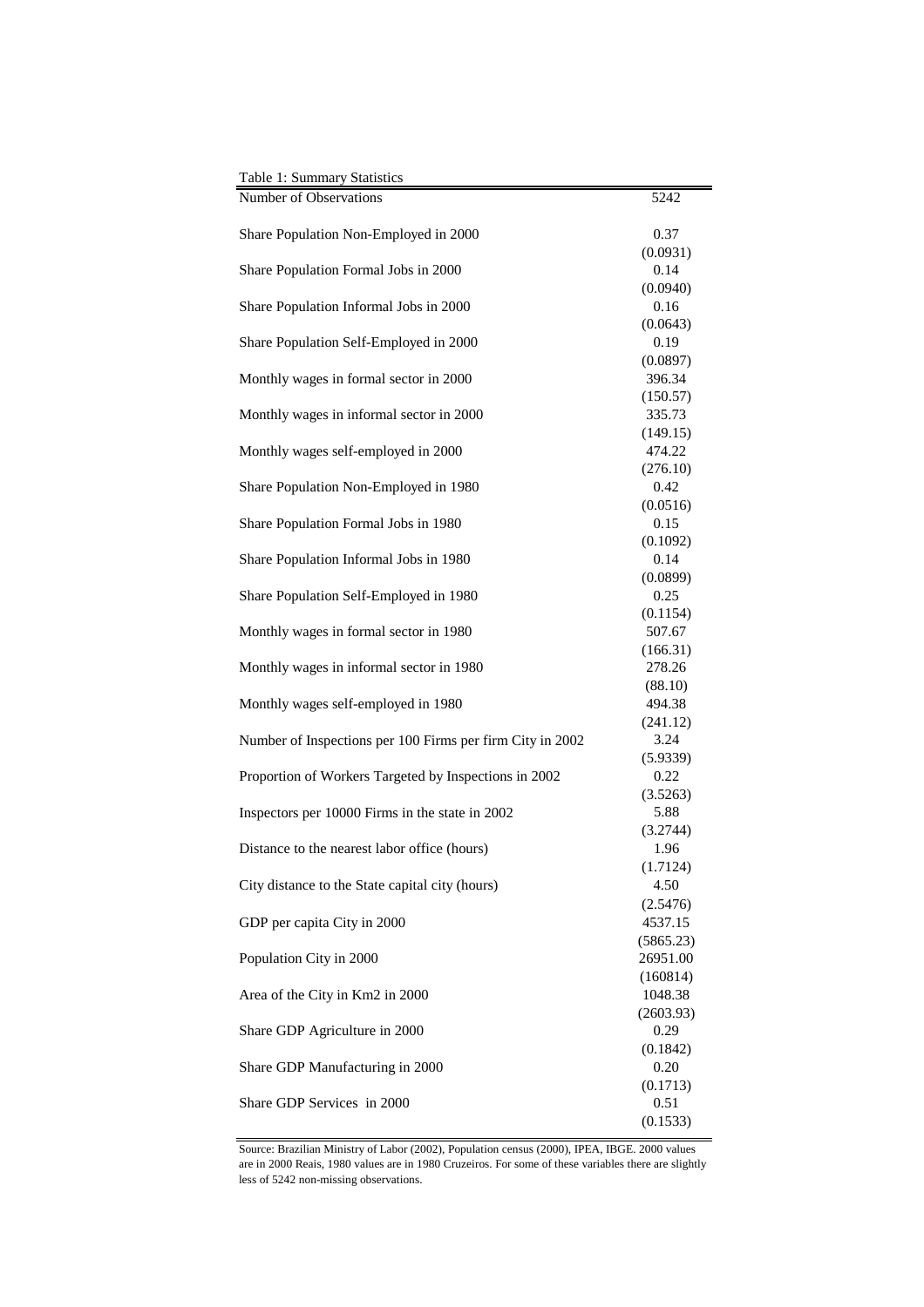Table 1: Summary Statistics

| | |
|---|---|
| Number of Observations | 5242 |
| Share Population Non-Employed in 2000 | 0.37 |
| | (0.0931) |
| Share Population Formal Jobs in 2000 | 0.14 |
| | (0.0940) |
| Share Population Informal Jobs in 2000 | 0.16 |
| | (0.0643) |
| Share Population Self-Employed in 2000 | 0.19 |
| | (0.0897) |
| Monthly wages in formal sector in 2000 | 396.34 |
| | (150.57) |
| Monthly wages in informal sector in 2000 | 335.73 |
| | (149.15) |
| Monthly wages self-employed in 2000 | 474.22 |
| | (276.10) |
| Share Population Non-Employed in 1980 | 0.42 |
| | (0.0516) |
| Share Population Formal Jobs in 1980 | 0.15 |
| | (0.1092) |
| Share Population Informal Jobs in 1980 | 0.14 |
| | (0.0899) |
| Share Population Self-Employed in 1980 | 0.25 |
| | (0.1154) |
| Monthly wages in formal sector in 1980 | 507.67 |
| | (166.31) |
| Monthly wages in informal sector in 1980 | 278.26 |
| | (88.10) |
| Monthly wages self-employed in 1980 | 494.38 |
| | (241.12) |
| Number of Inspections per 100 Firms per firm City in 2002 | 3.24 |
| | (5.9339) |
| Proportion of Workers Targeted by Inspections in 2002 | 0.22 |
| | (3.5263) |
| Inspectors per 10000 Firms in the state in 2002 | 5.88 |
| | (3.2744) |
| Distance to the nearest labor office (hours) | 1.96 |
| | (1.7124) |
| City distance to the State capital city (hours) | 4.50 |
| | (2.5476) |
| GDP per capita City in 2000 | 4537.15 |
| | (5865.23) |
| Population City in 2000 | 26951.00 |
| | (160814) |
| Area of the City in Km2 in 2000 | 1048.38 |
| | (2603.93) |
| Share GDP Agriculture in 2000 | 0.29 |
| | (0.1842) |
| Share GDP Manufacturing in 2000 | 0.20 |
| | (0.1713) |
| Share GDP Services in 2000 | 0.51 |
| | (0.1533) |

Source: Brazilian Ministry of Labor (2002), Population census (2000), IPEA, IBGE. 2000 values are in 2000 Reais, 1980 values are in 1980 Cruzeiros. For some of these variables there are slightly less of 5242 non-missing observations.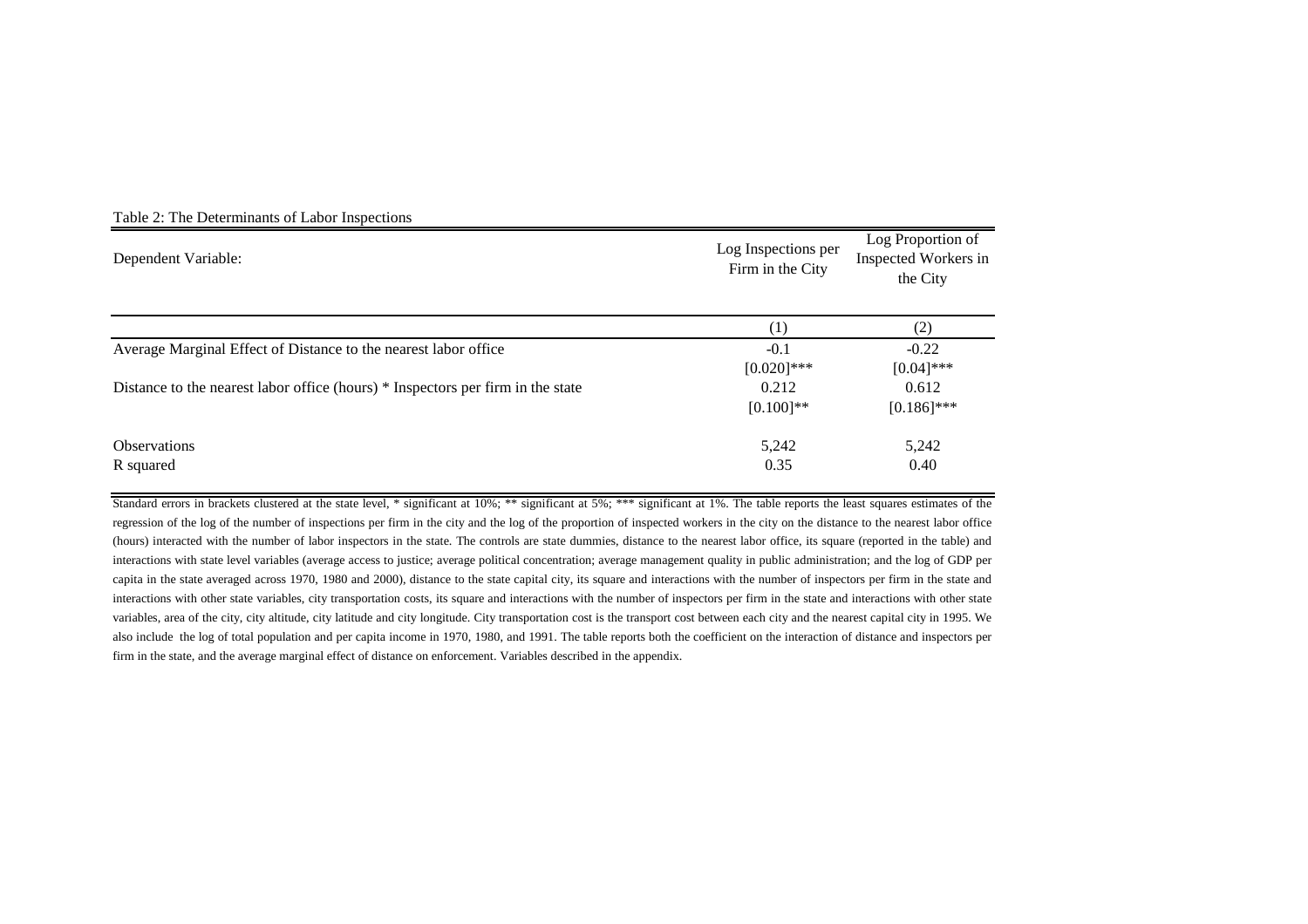Table 2: The Determinants of Labor Inspections

| Dependent Variable: | Log Inspections per Firm in the City | Log Proportion of Inspected Workers in the City |
|---|---|---|
| | (1) | (2) |
| Average Marginal Effect of Distance to the nearest labor office | -0.1 | -0.22 |
| | [0.020]*** | [0.04]*** |
| Distance to the nearest labor office (hours) * Inspectors per firm in the state | 0.212 | 0.612 |
| | [0.100]** | [0.186]*** |
| Observations | 5,242 | 5,242 |
| R squared | 0.35 | 0.40 |

Standard errors in brackets clustered at the state level, * significant at 10%; ** significant at 5%; *** significant at 1%. The table reports the least squares estimates of the regression of the log of the number of inspections per firm in the city and the log of the proportion of inspected workers in the city on the distance to the nearest labor office (hours) interacted with the number of labor inspectors in the state. The controls are state dummies, distance to the nearest labor office, its square (reported in the table) and interactions with state level variables (average access to justice; average political concentration; average management quality in public administration; and the log of GDP per capita in the state averaged across 1970, 1980 and 2000), distance to the state capital city, its square and interactions with the number of inspectors per firm in the state and interactions with other state variables, city transportation costs, its square and interactions with the number of inspectors per firm in the state and interactions with other state variables, area of the city, city altitude, city latitude and city longitude. City transportation cost is the transport cost between each city and the nearest capital city in 1995. We also include the log of total population and per capita income in 1970, 1980, and 1991. The table reports both the coefficient on the interaction of distance and inspectors per firm in the state, and the average marginal effect of distance on enforcement. Variables described in the appendix.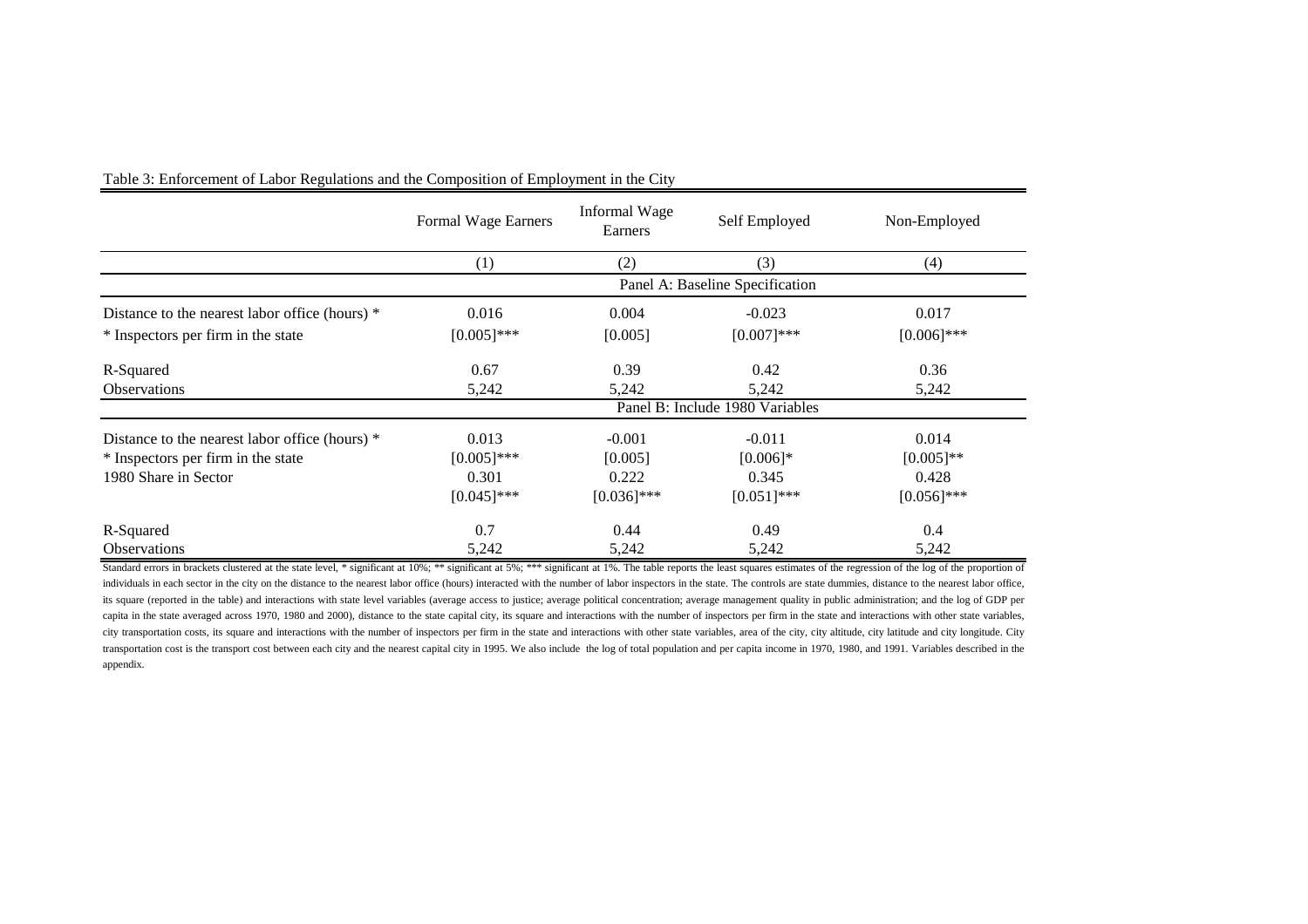Table 3: Enforcement of Labor Regulations and the Composition of Employment in the City

| | Formal Wage Earners | Informal Wage Earners | Self Employed | Non-Employed |
|---|---|---|---|---|
| | (1) | (2) | (3) | (4) |
| | Panel A: Baseline Specification | | | |
| Distance to the nearest labor office (hours) * | 0.016 | 0.004 | -0.023 | 0.017 |
| * Inspectors per firm in the state | [0.005]*** | [0.005] | [0.007]*** | [0.006]*** |
| R-Squared | 0.67 | 0.39 | 0.42 | 0.36 |
| Observations | 5,242 | 5,242 | 5,242 | 5,242 |
| | Panel B: Include 1980 Variables | | | |
| Distance to the nearest labor office (hours) * | 0.013 | -0.001 | -0.011 | 0.014 |
| * Inspectors per firm in the state | [0.005]*** | [0.005] | [0.006]* | [0.005]** |
| 1980 Share in Sector | 0.301 | 0.222 | 0.345 | 0.428 |
| | [0.045]*** | [0.036]*** | [0.051]*** | [0.056]*** |
| R-Squared | 0.7 | 0.44 | 0.49 | 0.4 |
| Observations | 5,242 | 5,242 | 5,242 | 5,242 |

Standard errors in brackets clustered at the state level, * significant at 10%; ** significant at 5%; *** significant at 1%. The table reports the least squares estimates of the regression of the log of the proportion of individuals in each sector in the city on the distance to the nearest labor office (hours) interacted with the number of labor inspectors in the state. The controls are state dummies, distance to the nearest labor office, its square (reported in the table) and interactions with state level variables (average access to justice; average political concentration; average management quality in public administration; and the log of GDP per capita in the state averaged across 1970, 1980 and 2000), distance to the state capital city, its square and interactions with the number of inspectors per firm in the state and interactions with other state variables, city transportation costs, its square and interactions with the number of inspectors per firm in the state and interactions with other state variables, area of the city, city altitude, city latitude and city longitude. City transportation cost is the transport cost between each city and the nearest capital city in 1995. We also include the log of total population and per capita income in 1970, 1980, and 1991. Variables described in the appendix.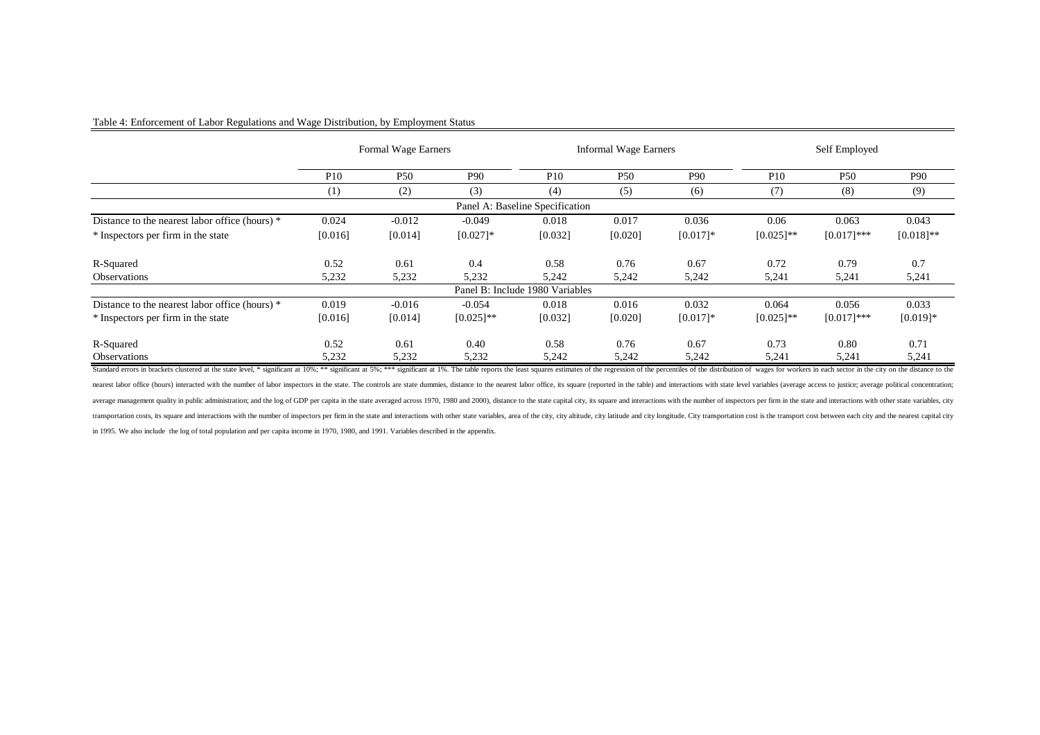Table 4: Enforcement of Labor Regulations and Wage Distribution, by Employment Status

| | Formal Wage Earners | | | Informal Wage Earners | | | Self Employed | | |
|---|---|---|---|---|---|---|---|---|---|
| | P10 | P50 | P90 | P10 | P50 | P90 | P10 | P50 | P90 |
| | (1) | (2) | (3) | (4) | (5) | (6) | (7) | (8) | (9) |
| **Panel A: Baseline Specification** | | | | | | | | | |
| Distance to the nearest labor office (hours) * | 0.024 | -0.012 | -0.049 | 0.018 | 0.017 | 0.036 | 0.06 | 0.063 | 0.043 |
| * Inspectors per firm in the state | [0.016] | [0.014] | [0.027]* | [0.032] | [0.020] | [0.017]* | [0.025]** | [0.017]*** | [0.018]** |
| R-Squared | 0.52 | 0.61 | 0.4 | 0.58 | 0.76 | 0.67 | 0.72 | 0.79 | 0.7 |
| Observations | 5,232 | 5,232 | 5,232 | 5,242 | 5,242 | 5,242 | 5,241 | 5,241 | 5,241 |
| **Panel B: Include 1980 Variables** | | | | | | | | | |
| Distance to the nearest labor office (hours) * | 0.019 | -0.016 | -0.054 | 0.018 | 0.016 | 0.032 | 0.064 | 0.056 | 0.033 |
| * Inspectors per firm in the state | [0.016] | [0.014] | [0.025]** | [0.032] | [0.020] | [0.017]* | [0.025]** | [0.017]*** | [0.019]* |
| R-Squared | 0.52 | 0.61 | 0.40 | 0.58 | 0.76 | 0.67 | 0.73 | 0.80 | 0.71 |
| Observations | 5,232 | 5,232 | 5,232 | 5,242 | 5,242 | 5,242 | 5,241 | 5,241 | 5,241 |

Standard errors in brackets clustered at the state level, * significant at 10%; ** significant at 5%; *** significant at 1%. The table reports the least squares estimates of the regression of the percentiles of the distribution of wages for workers in each sector in the city on the distance to the nearest labor office (hours) interacted with the number of labor inspectors in the state. The controls are state dummies, distance to the nearest labor office, its square (reported in the table) and interactions with state level variables (average access to justice; average political concentration; average management quality in public administration; and the log of GDP per capita in the state averaged across 1970, 1980 and 2000), distance to the state capital city, its square and interactions with the number of inspectors per firm in the state and interactions with other state variables, city transportation costs, its square and interactions with the number of inspectors per firm in the state and interactions with other state variables, area of the city, city altitude, city latitude and city longitude. City transportation cost is the transport cost between each city and the nearest capital city in 1995. We also include the log of total population and per capita income in 1970, 1980, and 1991. Variables described in the appendix.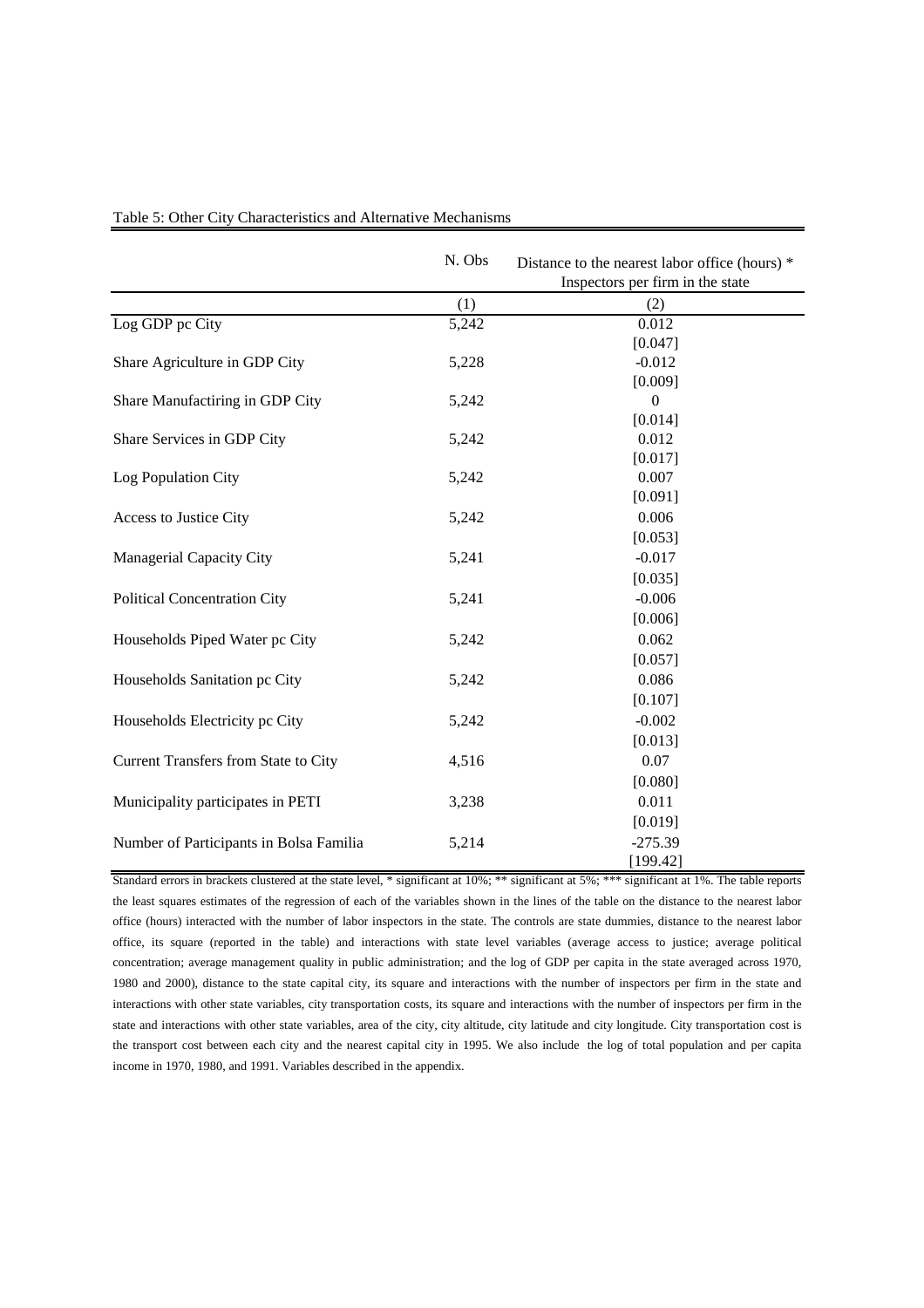Table 5: Other City Characteristics and Alternative Mechanisms

| | N. Obs | Distance to the nearest labor office (hours) * Inspectors per firm in the state |
|---|---|---|
| | (1) | (2) |
| Log GDP pc City | 5,242 | 0.012 |
| | | [0.047] |
| Share Agriculture in GDP City | 5,228 | -0.012 |
| | | [0.009] |
| Share Manufactiring in GDP City | 5,242 | 0 |
| | | [0.014] |
| Share Services in GDP City | 5,242 | 0.012 |
| | | [0.017] |
| Log Population City | 5,242 | 0.007 |
| | | [0.091] |
| Access to Justice City | 5,242 | 0.006 |
| | | [0.053] |
| Managerial Capacity City | 5,241 | -0.017 |
| | | [0.035] |
| Political Concentration City | 5,241 | -0.006 |
| | | [0.006] |
| Households Piped Water pc City | 5,242 | 0.062 |
| | | [0.057] |
| Households Sanitation pc City | 5,242 | 0.086 |
| | | [0.107] |
| Households Electricity pc City | 5,242 | -0.002 |
| | | [0.013] |
| Current Transfers from State to City | 4,516 | 0.07 |
| | | [0.080] |
| Municipality participates in PETI | 3,238 | 0.011 |
| | | [0.019] |
| Number of Participants in Bolsa Familia | 5,214 | -275.39 |
| | | [199.42] |

Standard errors in brackets clustered at the state level, * significant at 10%; ** significant at 5%; *** significant at 1%. The table reports the least squares estimates of the regression of each of the variables shown in the lines of the table on the distance to the nearest labor office (hours) interacted with the number of labor inspectors in the state. The controls are state dummies, distance to the nearest labor office, its square (reported in the table) and interactions with state level variables (average access to justice; average political concentration; average management quality in public administration; and the log of GDP per capita in the state averaged across 1970, 1980 and 2000), distance to the state capital city, its square and interactions with the number of inspectors per firm in the state and interactions with other state variables, city transportation costs, its square and interactions with the number of inspectors per firm in the state and interactions with other state variables, area of the city, city altitude, city latitude and city longitude. City transportation cost is the transport cost between each city and the nearest capital city in 1995. We also include the log of total population and per capita income in 1970, 1980, and 1991. Variables described in the appendix.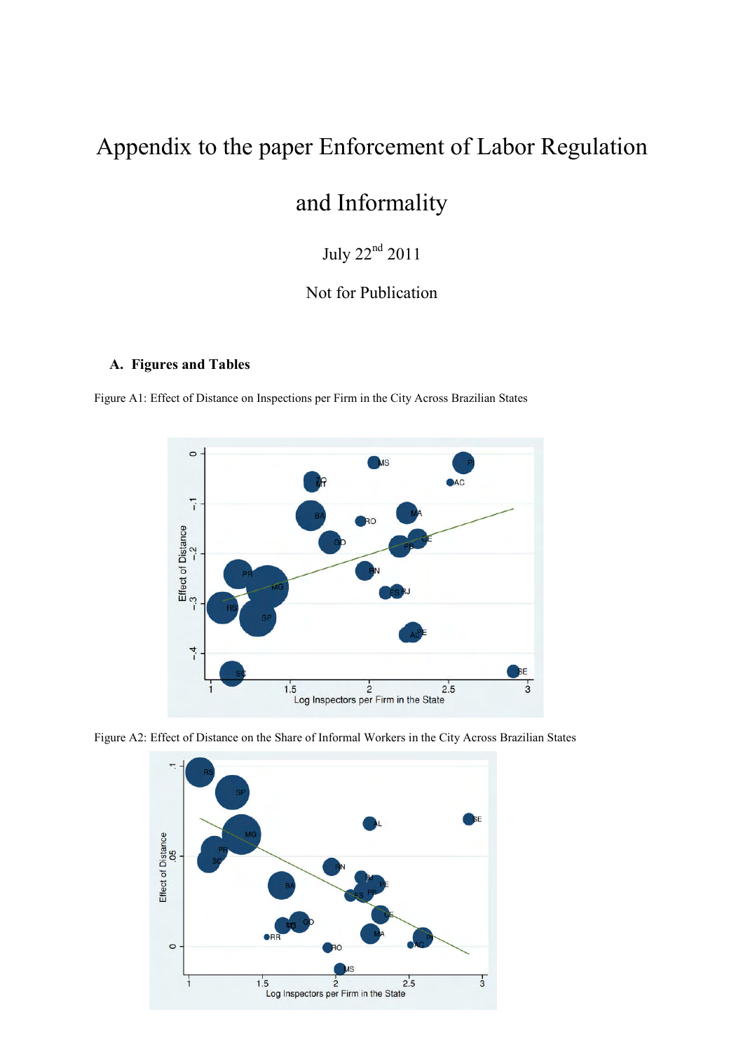# Appendix to the paper Enforcement of Labor Regulation and Informality

July 22nd 2011

Not for Publication

## A. Figures and Tables

Figure A1: Effect of Distance on Inspections per Firm in the City Across Brazilian States

Figure A2: Effect of Distance on the Share of Informal Workers in the City Across Brazilian States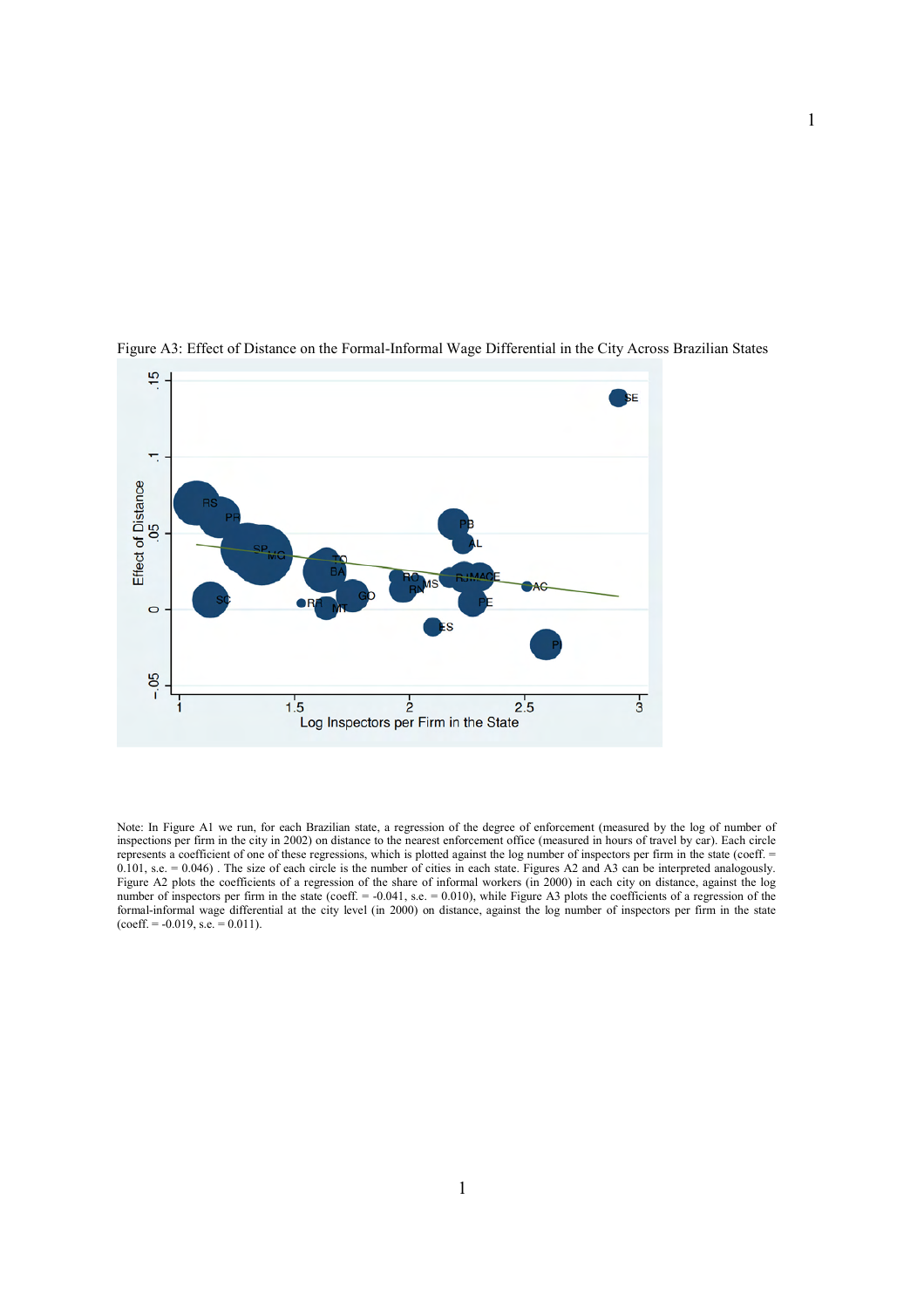Figure A3: Effect of Distance on the Formal-Informal Wage Differential in the City Across Brazilian States

Note: In Figure A1 we run, for each Brazilian state, a regression of the degree of enforcement (measured by the log of number of inspections per firm in the city in 2002) on distance to the nearest enforcement office (measured in hours of travel by car). Each circle represents a coefficient of one of these regressions, which is plotted against the log number of inspectors per firm in the state (coeff. = 0.101, s.e. = 0.046) . The size of each circle is the number of cities in each state. Figures A2 and A3 can be interpreted analogously. Figure A2 plots the coefficients of a regression of the share of informal workers (in 2000) in each city on distance, against the log number of inspectors per firm in the state (coeff. = -0.041, s.e. = 0.010), while Figure A3 plots the coefficients of a regression of the formal-informal wage differential at the city level (in 2000) on distance, against the log number of inspectors per firm in the state (coeff. = -0.019, s.e. = 0.011).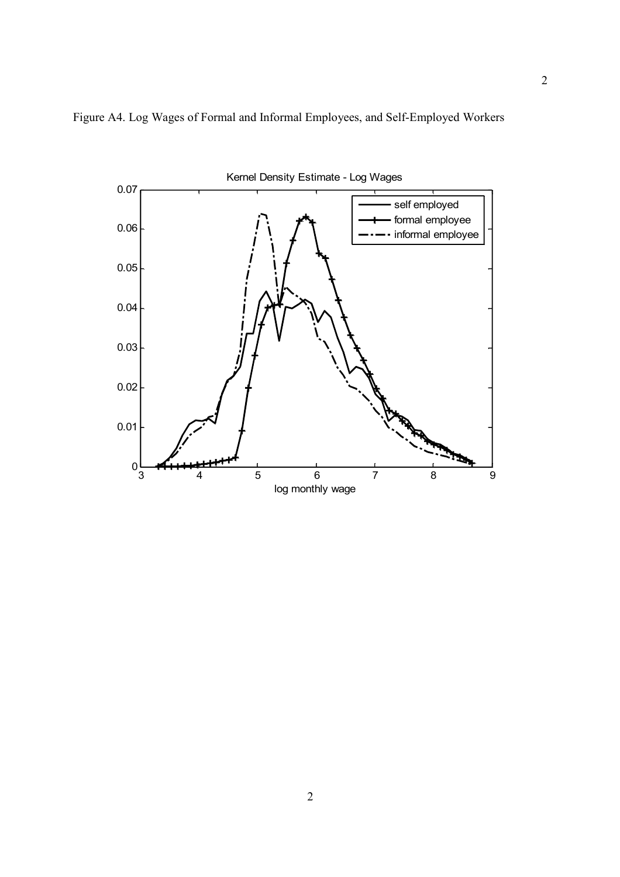Figure A4. Log Wages of Formal and Informal Employees, and Self-Employed Workers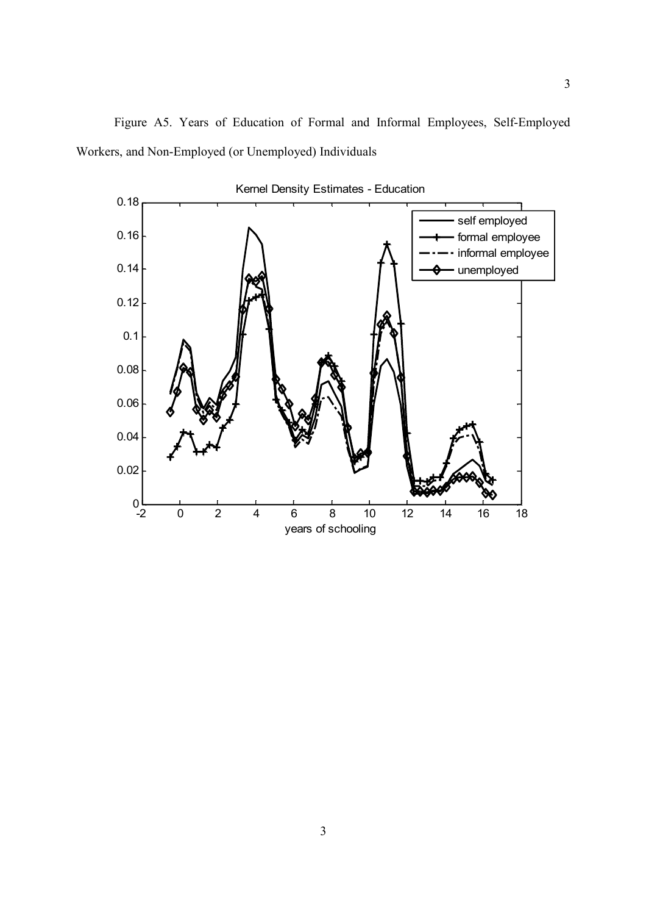Figure A5. Years of Education of Formal and Informal Employees, Self-Employed Workers, and Non-Employed (or Unemployed) Individuals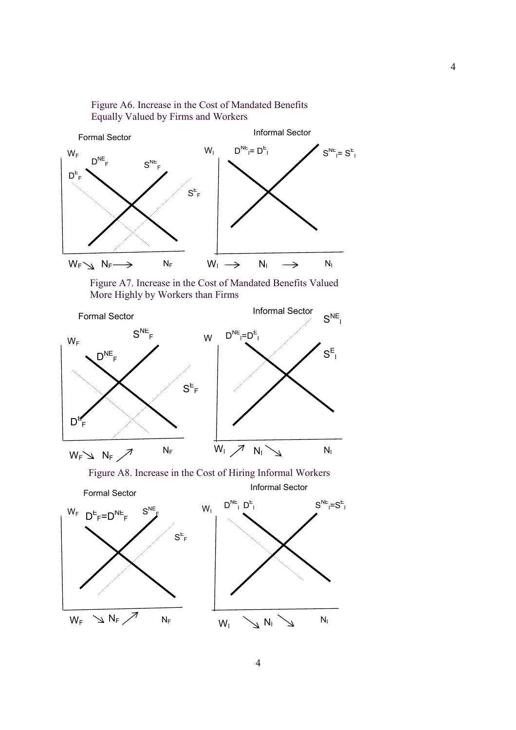Figure A6. Increase in the Cost of Mandated Benefits Equally Valued by Firms and Workers

Formal Sector

$W_F$ $D^{NE}_F$ $S^{NE}_F$ $D^E_F$ $S^E_F$

$W_F \searrow$ $N_F \longrightarrow$ $N_F$

Informal Sector

$W_I$ $D^{NE}_I = D^E_I$ $S^{NE}_I = S^E_I$

$W_I \rightarrow$ $N_I \rightarrow$ $N_I$

Figure A7. Increase in the Cost of Mandated Benefits Valued More Highly by Workers than Firms

Formal Sector

$W_F$ $S^{NE}_F$ $D^{NE}_F$ $S^E_F$ $D^E_F$

$W_F \searrow$ $N_F \nearrow$ $N_F$

Informal Sector

$W$ $D^{NE}_I = D^E_I$ $S^{NE}_I$ $S^E_I$

$W_I \nearrow$ $N_I \searrow$ $N_I$

Figure A8. Increase in the Cost of Hiring Informal Workers

Formal Sector

$W_F$ $D^E_F = D^{NE}_F$ $S^{NE}_F$ $S^E_F$

$W_F \searrow$ $N_F \nearrow$ $N_F$

Informal Sector

$W_I$ $D^{NE}_I$ $D^E_I$ $S^{NE}_I = S^E_I$

$W_I \searrow$ $N_I \searrow$ $N_I$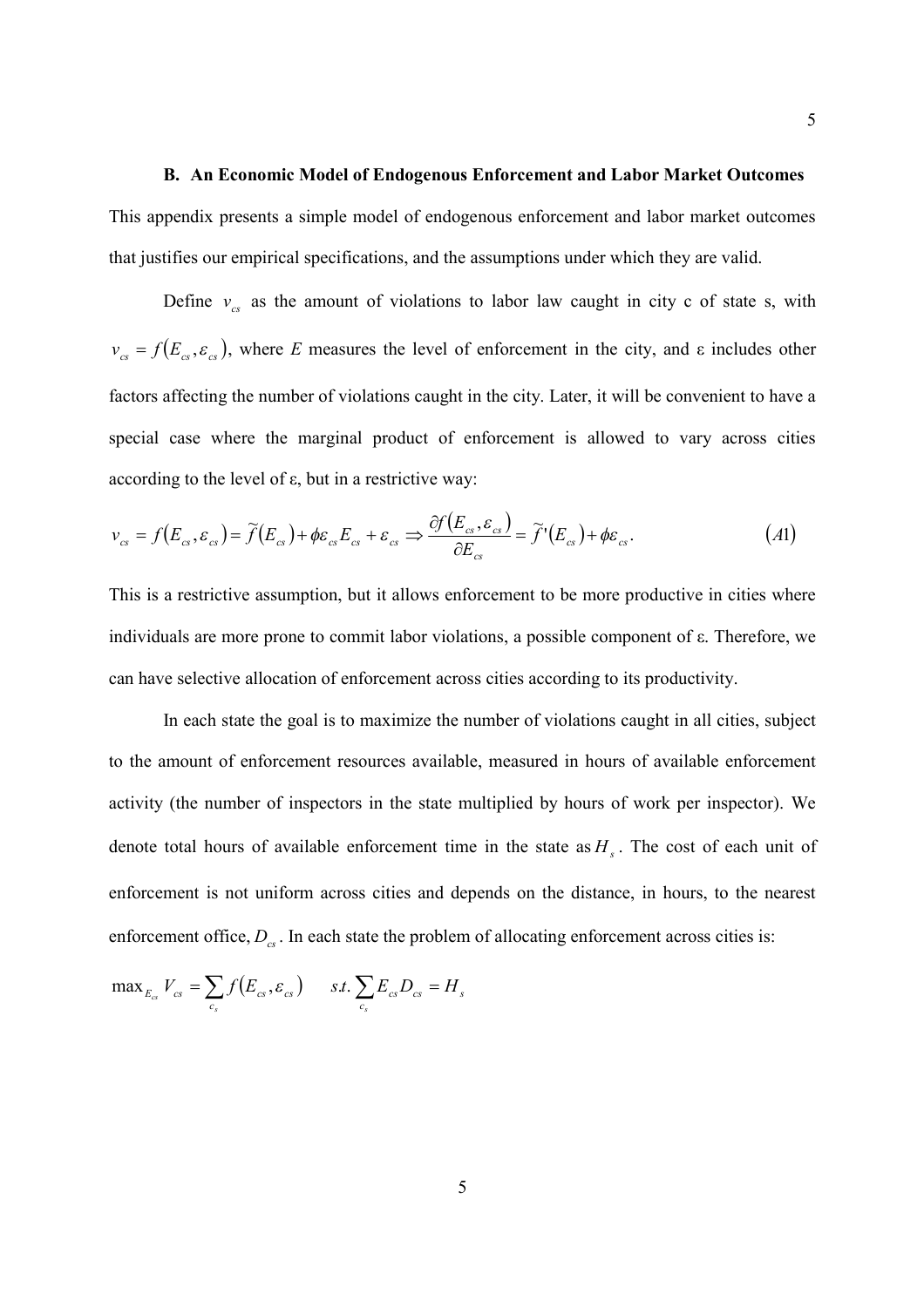### B. An Economic Model of Endogenous Enforcement and Labor Market Outcomes

This appendix presents a simple model of endogenous enforcement and labor market outcomes that justifies our empirical specifications, and the assumptions under which they are valid.

Define $v_{cs}$ as the amount of violations to labor law caught in city c of state s, with $v_{cs} = f(E_{cs}, \varepsilon_{cs})$, where $E$ measures the level of enforcement in the city, and ε includes other factors affecting the number of violations caught in the city. Later, it will be convenient to have a special case where the marginal product of enforcement is allowed to vary across cities according to the level of ε, but in a restrictive way:

$$v_{cs} = f(E_{cs}, \varepsilon_{cs}) = \widetilde{f}(E_{cs}) + \phi \varepsilon_{cs} E_{cs} + \varepsilon_{cs} \Rightarrow \frac{\partial f(E_{cs}, \varepsilon_{cs})}{\partial E_{cs}} = \widetilde{f}'(E_{cs}) + \phi \varepsilon_{cs}. \qquad (A1)$$

This is a restrictive assumption, but it allows enforcement to be more productive in cities where individuals are more prone to commit labor violations, a possible component of ε. Therefore, we can have selective allocation of enforcement across cities according to its productivity.

In each state the goal is to maximize the number of violations caught in all cities, subject to the amount of enforcement resources available, measured in hours of available enforcement activity (the number of inspectors in the state multiplied by hours of work per inspector). We denote total hours of available enforcement time in the state as $H_s$. The cost of each unit of enforcement is not uniform across cities and depends on the distance, in hours, to the nearest enforcement office, $D_{cs}$. In each state the problem of allocating enforcement across cities is:

$$\max_{E_{cs}} V_{cs} = \sum_{c_s} f(E_{cs}, \varepsilon_{cs}) \qquad s.t. \sum_{c_s} E_{cs} D_{cs} = H_s$$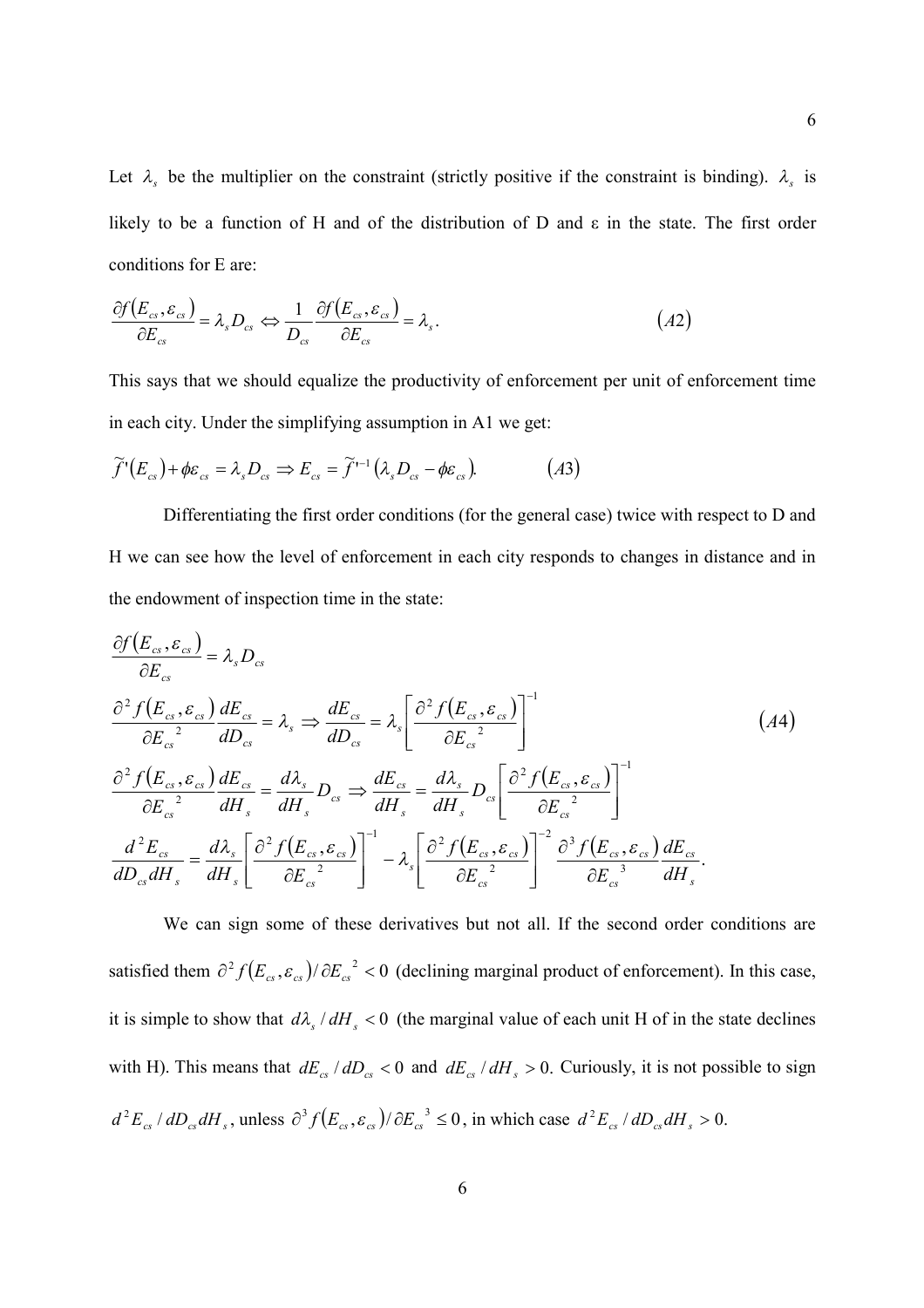Let $\lambda_s$ be the multiplier on the constraint (strictly positive if the constraint is binding). $\lambda_s$ is likely to be a function of H and of the distribution of D and ε in the state. The first order conditions for E are:

$$\frac{\partial f(E_{cs},\varepsilon_{cs})}{\partial E_{cs}} = \lambda_s D_{cs} \Leftrightarrow \frac{1}{D_{cs}}\frac{\partial f(E_{cs},\varepsilon_{cs})}{\partial E_{cs}} = \lambda_s. \qquad (A2)$$

This says that we should equalize the productivity of enforcement per unit of enforcement time in each city. Under the simplifying assumption in A1 we get:

$$\tilde{f}'(E_{cs}) + \phi\varepsilon_{cs} = \lambda_s D_{cs} \Rightarrow E_{cs} = \tilde{f}'^{-1}(\lambda_s D_{cs} - \phi\varepsilon_{cs}). \qquad (A3)$$

Differentiating the first order conditions (for the general case) twice with respect to D and H we can see how the level of enforcement in each city responds to changes in distance and in the endowment of inspection time in the state:

$$\begin{aligned}
&\frac{\partial f(E_{cs},\varepsilon_{cs})}{\partial E_{cs}} = \lambda_s D_{cs} \\
&\frac{\partial^2 f(E_{cs},\varepsilon_{cs})}{\partial E_{cs}^{\,2}}\frac{dE_{cs}}{dD_{cs}} = \lambda_s \Rightarrow \frac{dE_{cs}}{dD_{cs}} = \lambda_s\left[\frac{\partial^2 f(E_{cs},\varepsilon_{cs})}{\partial E_{cs}^{\,2}}\right]^{-1} \\
&\frac{\partial^2 f(E_{cs},\varepsilon_{cs})}{\partial E_{cs}^{\,2}}\frac{dE_{cs}}{dH_s} = \frac{d\lambda_s}{dH_s}D_{cs} \Rightarrow \frac{dE_{cs}}{dH_s} = \frac{d\lambda_s}{dH_s}D_{cs}\left[\frac{\partial^2 f(E_{cs},\varepsilon_{cs})}{\partial E_{cs}^{\,2}}\right]^{-1} \\
&\frac{d^2E_{cs}}{dD_{cs}dH_s} = \frac{d\lambda_s}{dH_s}\left[\frac{\partial^2 f(E_{cs},\varepsilon_{cs})}{\partial E_{cs}^{\,2}}\right]^{-1} - \lambda_s\left[\frac{\partial^2 f(E_{cs},\varepsilon_{cs})}{\partial E_{cs}^{\,2}}\right]^{-2}\frac{\partial^3 f(E_{cs},\varepsilon_{cs})}{\partial E_{cs}^{\,3}}\frac{dE_{cs}}{dH_s}.
\end{aligned} \qquad (A4)$$

We can sign some of these derivatives but not all. If the second order conditions are satisfied them $\partial^2 f(E_{cs},\varepsilon_{cs})/\partial E_{cs}^{\,2} < 0$ (declining marginal product of enforcement). In this case, it is simple to show that $d\lambda_s / dH_s < 0$ (the marginal value of each unit H of in the state declines with H). This means that $dE_{cs}/dD_{cs} < 0$ and $dE_{cs}/dH_s > 0$. Curiously, it is not possible to sign $d^2E_{cs}/dD_{cs}dH_s$, unless $\partial^3 f(E_{cs},\varepsilon_{cs})/\partial E_{cs}^{\,3} \le 0$, in which case $d^2E_{cs}/dD_{cs}dH_s > 0$.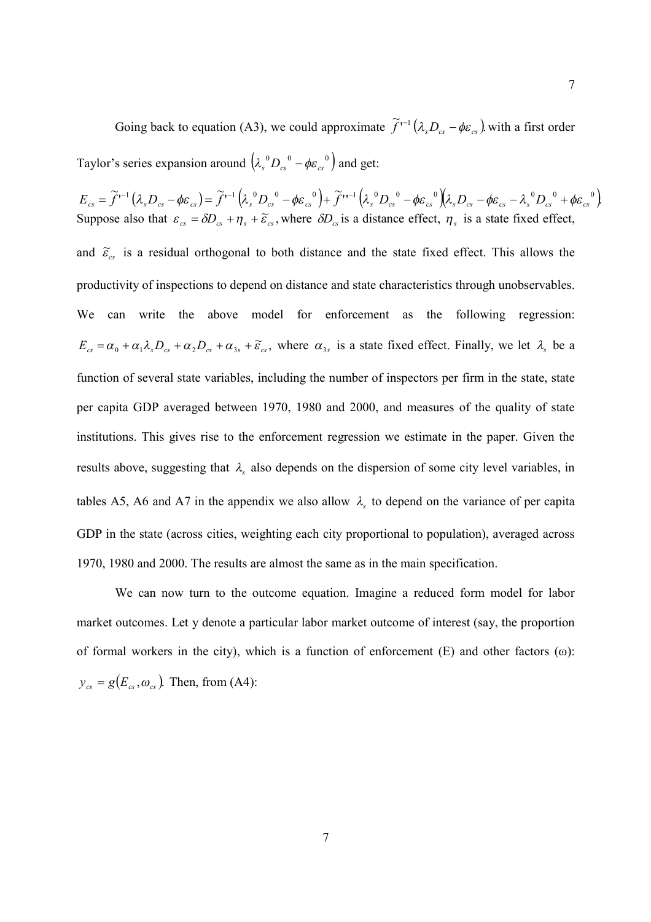Going back to equation (A3), we could approximate $\widetilde{f}'^{-1}(\lambda_s D_{cs} - \phi\varepsilon_{cs})$ with a first order Taylor's series expansion around $(\lambda_s{}^0 D_{cs}{}^0 - \phi\varepsilon_{cs}{}^0)$ and get:

$$E_{cs} = \widetilde{f}'^{-1}(\lambda_s D_{cs} - \phi\varepsilon_{cs}) = \widetilde{f}'^{-1}(\lambda_s{}^0 D_{cs}{}^0 - \phi\varepsilon_{cs}{}^0) + \widetilde{f}''^{-1}(\lambda_s{}^0 D_{cs}{}^0 - \phi\varepsilon_{cs}{}^0)(\lambda_s D_{cs} - \phi\varepsilon_{cs} - \lambda_s{}^0 D_{cs}{}^0 + \phi\varepsilon_{cs}{}^0).$$

Suppose also that $\varepsilon_{cs} = \delta D_{cs} + \eta_s + \widetilde{\varepsilon}_{cs}$, where $\delta D_{cs}$ is a distance effect, $\eta_s$ is a state fixed effect, and $\widetilde{\varepsilon}_{cs}$ is a residual orthogonal to both distance and the state fixed effect. This allows the productivity of inspections to depend on distance and state characteristics through unobservables. We can write the above model for enforcement as the following regression: $E_{cs} = \alpha_0 + \alpha_1 \lambda_s D_{cs} + \alpha_2 D_{cs} + \alpha_{3s} + \widetilde{\varepsilon}_{cs}$, where $\alpha_{3s}$ is a state fixed effect. Finally, we let $\lambda_s$ be a function of several state variables, including the number of inspectors per firm in the state, state per capita GDP averaged between 1970, 1980 and 2000, and measures of the quality of state institutions. This gives rise to the enforcement regression we estimate in the paper. Given the results above, suggesting that $\lambda_s$ also depends on the dispersion of some city level variables, in tables A5, A6 and A7 in the appendix we also allow $\lambda_s$ to depend on the variance of per capita GDP in the state (across cities, weighting each city proportional to population), averaged across 1970, 1980 and 2000. The results are almost the same as in the main specification.

We can now turn to the outcome equation. Imagine a reduced form model for labor market outcomes. Let y denote a particular labor market outcome of interest (say, the proportion of formal workers in the city), which is a function of enforcement (E) and other factors ($\omega$): $y_{cs} = g(E_{cs}, \omega_{cs})$. Then, from (A4):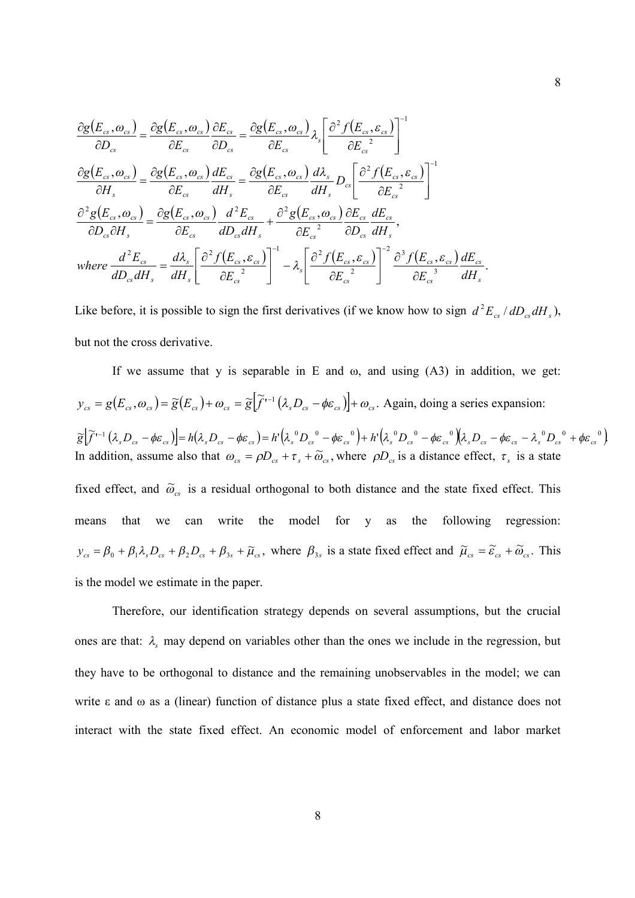$$\frac{\partial g(E_{cs},\omega_{cs})}{\partial D_{cs}} = \frac{\partial g(E_{cs},\omega_{cs})}{\partial E_{cs}}\frac{\partial E_{cs}}{\partial D_{cs}} = \frac{\partial g(E_{cs},\omega_{cs})}{\partial E_{cs}}\lambda_s\left[\frac{\partial^2 f(E_{cs},\varepsilon_{cs})}{\partial E_{cs}{}^2}\right]^{-1}$$

$$\frac{\partial g(E_{cs},\omega_{cs})}{\partial H_s} = \frac{\partial g(E_{cs},\omega_{cs})}{\partial E_{cs}}\frac{dE_{cs}}{dH_s} = \frac{\partial g(E_{cs},\omega_{cs})}{\partial E_{cs}}\frac{d\lambda_s}{dH_s}D_{cs}\left[\frac{\partial^2 f(E_{cs},\varepsilon_{cs})}{\partial E_{cs}{}^2}\right]^{-1}$$

$$\frac{\partial^2 g(E_{cs},\omega_{cs})}{\partial D_{cs}\partial H_s} = \frac{\partial g(E_{cs},\omega_{cs})}{\partial E_{cs}}\frac{d^2 E_{cs}}{dD_{cs}dH_s} + \frac{\partial^2 g(E_{cs},\omega_{cs})}{\partial E_{cs}{}^2}\frac{\partial E_{cs}}{\partial D_{cs}}\frac{dE_{cs}}{dH_s},$$

$$where\ \frac{d^2 E_{cs}}{dD_{cs}dH_s} = \frac{d\lambda_s}{dH_s}\left[\frac{\partial^2 f(E_{cs},\varepsilon_{cs})}{\partial E_{cs}{}^2}\right]^{-1} - \lambda_s\left[\frac{\partial^2 f(E_{cs},\varepsilon_{cs})}{\partial E_{cs}{}^2}\right]^{-2}\frac{\partial^3 f(E_{cs},\varepsilon_{cs})}{\partial E_{cs}{}^3}\frac{dE_{cs}}{dH_s}.$$

Like before, it is possible to sign the first derivatives (if we know how to sign $d^2E_{cs}/dD_{cs}dH_s$), but not the cross derivative.

If we assume that y is separable in E and ω, and using (A3) in addition, we get: $y_{cs} = g(E_{cs},\omega_{cs}) = \tilde{g}(E_{cs}) + \omega_{cs} = \tilde{g}\left[\tilde{f}'^{-1}(\lambda_s D_{cs} - \phi\varepsilon_{cs})\right] + \omega_{cs}$. Again, doing a series expansion:

$\tilde{g}\left[\tilde{f}'^{-1}(\lambda_s D_{cs} - \phi\varepsilon_{cs})\right] = h(\lambda_s D_{cs} - \phi\varepsilon_{cs}) = h'(\lambda_s{}^0 D_{cs}{}^0 - \phi\varepsilon_{cs}{}^0) + h'(\lambda_s{}^0 D_{cs}{}^0 - \phi\varepsilon_{cs}{}^0)(\lambda_s D_{cs} - \phi\varepsilon_{cs} - \lambda_s{}^0 D_{cs}{}^0 + \phi\varepsilon_{cs}{}^0)$. In addition, assume also that $\omega_{cs} = \rho D_{cs} + \tau_s + \tilde{\omega}_{cs}$, where $\rho D_{cs}$ is a distance effect, $\tau_s$ is a state fixed effect, and $\tilde{\omega}_{cs}$ is a residual orthogonal to both distance and the state fixed effect. This means that we can write the model for y as the following regression: $y_{cs} = \beta_0 + \beta_1\lambda_s D_{cs} + \beta_2 D_{cs} + \beta_{3s} + \tilde{\mu}_{cs}$, where $\beta_{3s}$ is a state fixed effect and $\tilde{\mu}_{cs} = \tilde{\varepsilon}_{cs} + \tilde{\omega}_{cs}$. This is the model we estimate in the paper.

Therefore, our identification strategy depends on several assumptions, but the crucial ones are that: $\lambda_s$ may depend on variables other than the ones we include in the regression, but they have to be orthogonal to distance and the remaining unobservables in the model; we can write ε and ω as a (linear) function of distance plus a state fixed effect, and distance does not interact with the state fixed effect. An economic model of enforcement and labor market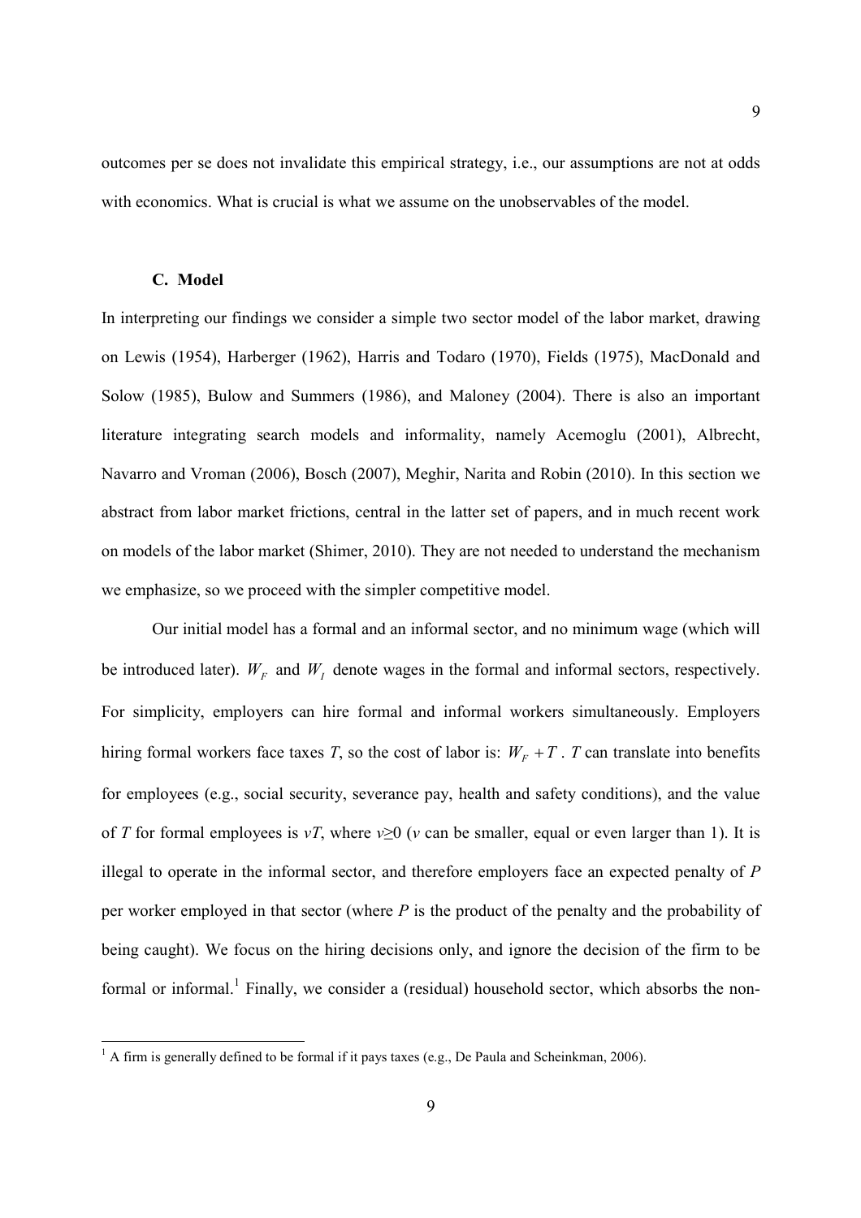outcomes per se does not invalidate this empirical strategy, i.e., our assumptions are not at odds with economics. What is crucial is what we assume on the unobservables of the model.

### C. Model

In interpreting our findings we consider a simple two sector model of the labor market, drawing on Lewis (1954), Harberger (1962), Harris and Todaro (1970), Fields (1975), MacDonald and Solow (1985), Bulow and Summers (1986), and Maloney (2004). There is also an important literature integrating search models and informality, namely Acemoglu (2001), Albrecht, Navarro and Vroman (2006), Bosch (2007), Meghir, Narita and Robin (2010). In this section we abstract from labor market frictions, central in the latter set of papers, and in much recent work on models of the labor market (Shimer, 2010). They are not needed to understand the mechanism we emphasize, so we proceed with the simpler competitive model.

Our initial model has a formal and an informal sector, and no minimum wage (which will be introduced later). $W_F$ and $W_I$ denote wages in the formal and informal sectors, respectively. For simplicity, employers can hire formal and informal workers simultaneously. Employers hiring formal workers face taxes $T$, so the cost of labor is: $W_F + T$. $T$ can translate into benefits for employees (e.g., social security, severance pay, health and safety conditions), and the value of $T$ for formal employees is $vT$, where $v \geq 0$ ($v$ can be smaller, equal or even larger than 1). It is illegal to operate in the informal sector, and therefore employers face an expected penalty of $P$ per worker employed in that sector (where $P$ is the product of the penalty and the probability of being caught). We focus on the hiring decisions only, and ignore the decision of the firm to be formal or informal.[1] Finally, we consider a (residual) household sector, which absorbs the non-

[1] A firm is generally defined to be formal if it pays taxes (e.g., De Paula and Scheinkman, 2006).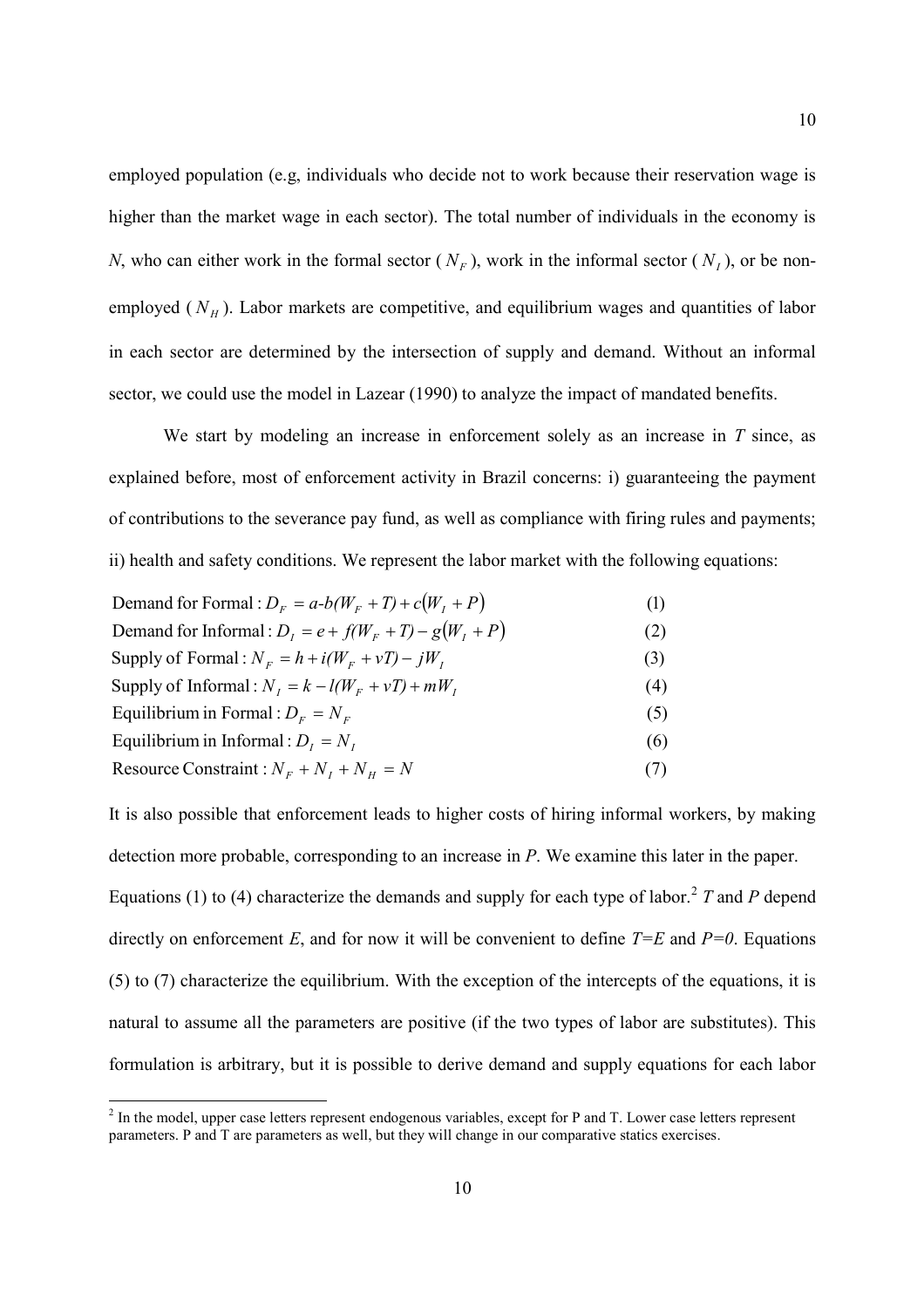employed population (e.g, individuals who decide not to work because their reservation wage is higher than the market wage in each sector). The total number of individuals in the economy is $N$, who can either work in the formal sector ($N_F$), work in the informal sector ($N_I$), or be non-employed ($N_H$). Labor markets are competitive, and equilibrium wages and quantities of labor in each sector are determined by the intersection of supply and demand. Without an informal sector, we could use the model in Lazear (1990) to analyze the impact of mandated benefits.

We start by modeling an increase in enforcement solely as an increase in $T$ since, as explained before, most of enforcement activity in Brazil concerns: i) guaranteeing the payment of contributions to the severance pay fund, as well as compliance with firing rules and payments; ii) health and safety conditions. We represent the labor market with the following equations:

$$\text{Demand for Formal}: D_F = a - b(W_F + T) + c(W_I + P) \quad (1)$$

$$\text{Demand for Informal}: D_I = e + f(W_F + T) - g(W_I + P) \quad (2)$$

$$\text{Supply of Formal}: N_F = h + i(W_F + vT) - jW_I \quad (3)$$

$$\text{Supply of Informal}: N_I = k - l(W_F + vT) + mW_I \quad (4)$$

$$\text{Equilibrium in Formal}: D_F = N_F \quad (5)$$

$$\text{Equilibrium in Informal}: D_I = N_I \quad (6)$$

$$\text{Resource Constraint}: N_F + N_I + N_H = N \quad (7)$$

It is also possible that enforcement leads to higher costs of hiring informal workers, by making detection more probable, corresponding to an increase in $P$. We examine this later in the paper. Equations (1) to (4) characterize the demands and supply for each type of labor.[2] $T$ and $P$ depend directly on enforcement $E$, and for now it will be convenient to define $T=E$ and $P=0$. Equations (5) to (7) characterize the equilibrium. With the exception of the intercepts of the equations, it is natural to assume all the parameters are positive (if the two types of labor are substitutes). This formulation is arbitrary, but it is possible to derive demand and supply equations for each labor

[2] In the model, upper case letters represent endogenous variables, except for P and T. Lower case letters represent parameters. P and T are parameters as well, but they will change in our comparative statics exercises.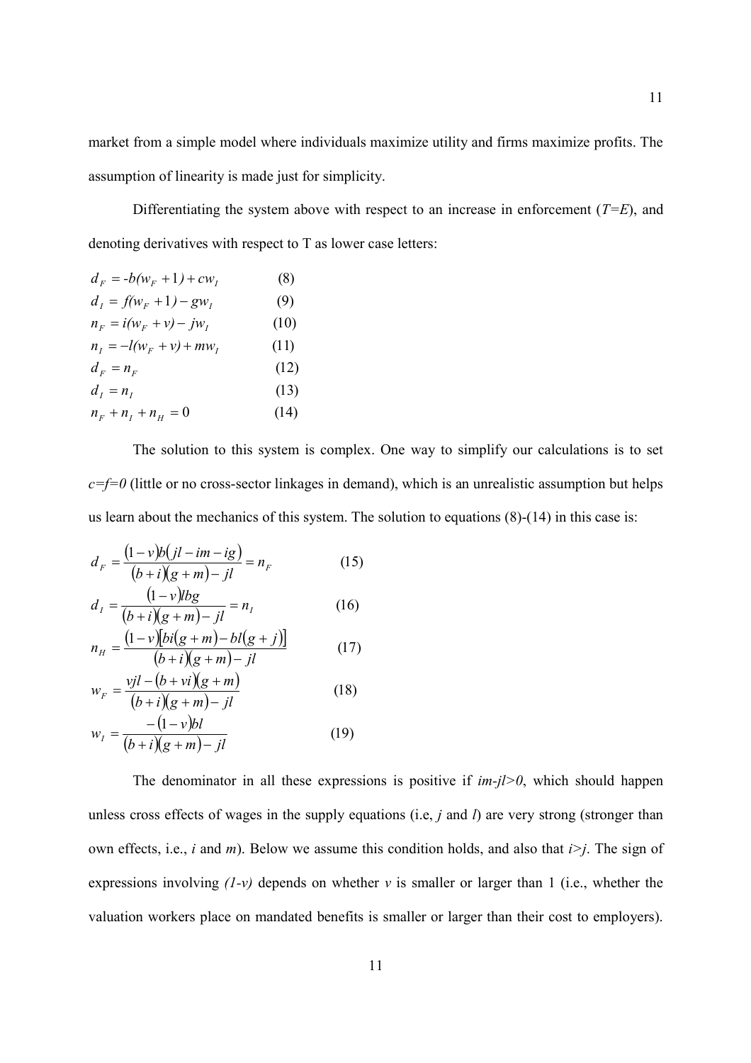market from a simple model where individuals maximize utility and firms maximize profits. The assumption of linearity is made just for simplicity.

Differentiating the system above with respect to an increase in enforcement ($T=E$), and denoting derivatives with respect to T as lower case letters:

$$d_F = -b(w_F + 1) + cw_I \qquad (8)$$

$$d_I = f(w_F + 1) - gw_I \qquad (9)$$

$$n_F = i(w_F + v) - jw_I \qquad (10)$$

$$n_I = -l(w_F + v) + mw_I \qquad (11)$$

$$d_F = n_F \qquad (12)$$

$$d_I = n_I \qquad (13)$$

$$n_F + n_I + n_H = 0 \qquad (14)$$

The solution to this system is complex. One way to simplify our calculations is to set $c=f=0$ (little or no cross-sector linkages in demand), which is an unrealistic assumption but helps us learn about the mechanics of this system. The solution to equations (8)-(14) in this case is:

$$d_F = \frac{(1-v)b(jl - im - ig)}{(b+i)(g+m) - jl} = n_F \qquad (15)$$

$$d_I = \frac{(1-v)lbg}{(b+i)(g+m) - jl} = n_I \qquad (16)$$

$$n_H = \frac{(1-v)[bi(g+m) - bl(g+j)]}{(b+i)(g+m) - jl} \qquad (17)$$

$$w_F = \frac{vjl - (b+vi)(g+m)}{(b+i)(g+m) - jl} \qquad (18)$$

$$w_I = \frac{-(1-v)bl}{(b+i)(g+m) - jl} \qquad (19)$$

The denominator in all these expressions is positive if $im-jl>0$, which should happen unless cross effects of wages in the supply equations (i.e, $j$ and $l$) are very strong (stronger than own effects, i.e., $i$ and $m$). Below we assume this condition holds, and also that $i>j$. The sign of expressions involving $(1-v)$ depends on whether $v$ is smaller or larger than 1 (i.e., whether the valuation workers place on mandated benefits is smaller or larger than their cost to employers).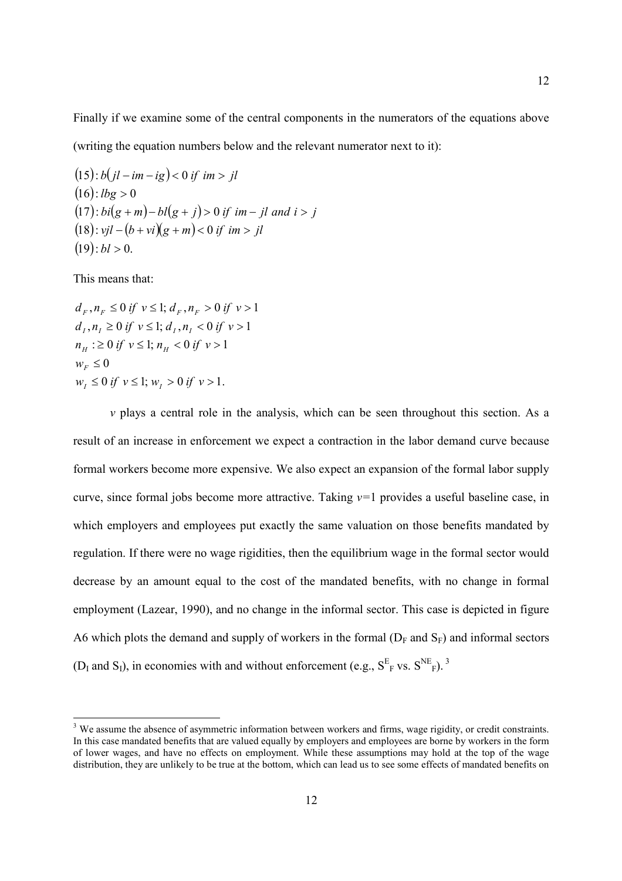Finally if we examine some of the central components in the numerators of the equations above (writing the equation numbers below and the relevant numerator next to it):

$$
\begin{aligned}
&(15): b(jl - im - ig) < 0 \; if \; im > jl \\
&(16): lbg > 0 \\
&(17): bi(g+m) - bl(g+j) > 0 \; if \; im - jl \; and \; i > j \\
&(18): vjl - (b+vi)(g+m) < 0 \; if \; im > jl \\
&(19): bl > 0.
\end{aligned}
$$

This means that:

$$
\begin{aligned}
&d_F, n_F \leq 0 \; if \; v \leq 1; \; d_F, n_F > 0 \; if \; v > 1 \\
&d_I, n_I \geq 0 \; if \; v \leq 1; \; d_I, n_I < 0 \; if \; v > 1 \\
&n_H : \geq 0 \; if \; v \leq 1; \; n_H < 0 \; if \; v > 1 \\
&w_F \leq 0 \\
&w_I \leq 0 \; if \; v \leq 1; \; w_I > 0 \; if \; v > 1.
\end{aligned}
$$

*v* plays a central role in the analysis, which can be seen throughout this section. As a result of an increase in enforcement we expect a contraction in the labor demand curve because formal workers become more expensive. We also expect an expansion of the formal labor supply curve, since formal jobs become more attractive. Taking $v$=1 provides a useful baseline case, in which employers and employees put exactly the same valuation on those benefits mandated by regulation. If there were no wage rigidities, then the equilibrium wage in the formal sector would decrease by an amount equal to the cost of the mandated benefits, with no change in formal employment (Lazear, 1990), and no change in the informal sector. This case is depicted in figure A6 which plots the demand and supply of workers in the formal ($D_F$ and $S_F$) and informal sectors ($D_I$ and $S_I$), in economies with and without enforcement (e.g., $S^E_F$ vs. $S^{NE}_F$). [3]

[3] We assume the absence of asymmetric information between workers and firms, wage rigidity, or credit constraints. In this case mandated benefits that are valued equally by employers and employees are borne by workers in the form of lower wages, and have no effects on employment. While these assumptions may hold at the top of the wage distribution, they are unlikely to be true at the bottom, which can lead us to see some effects of mandated benefits on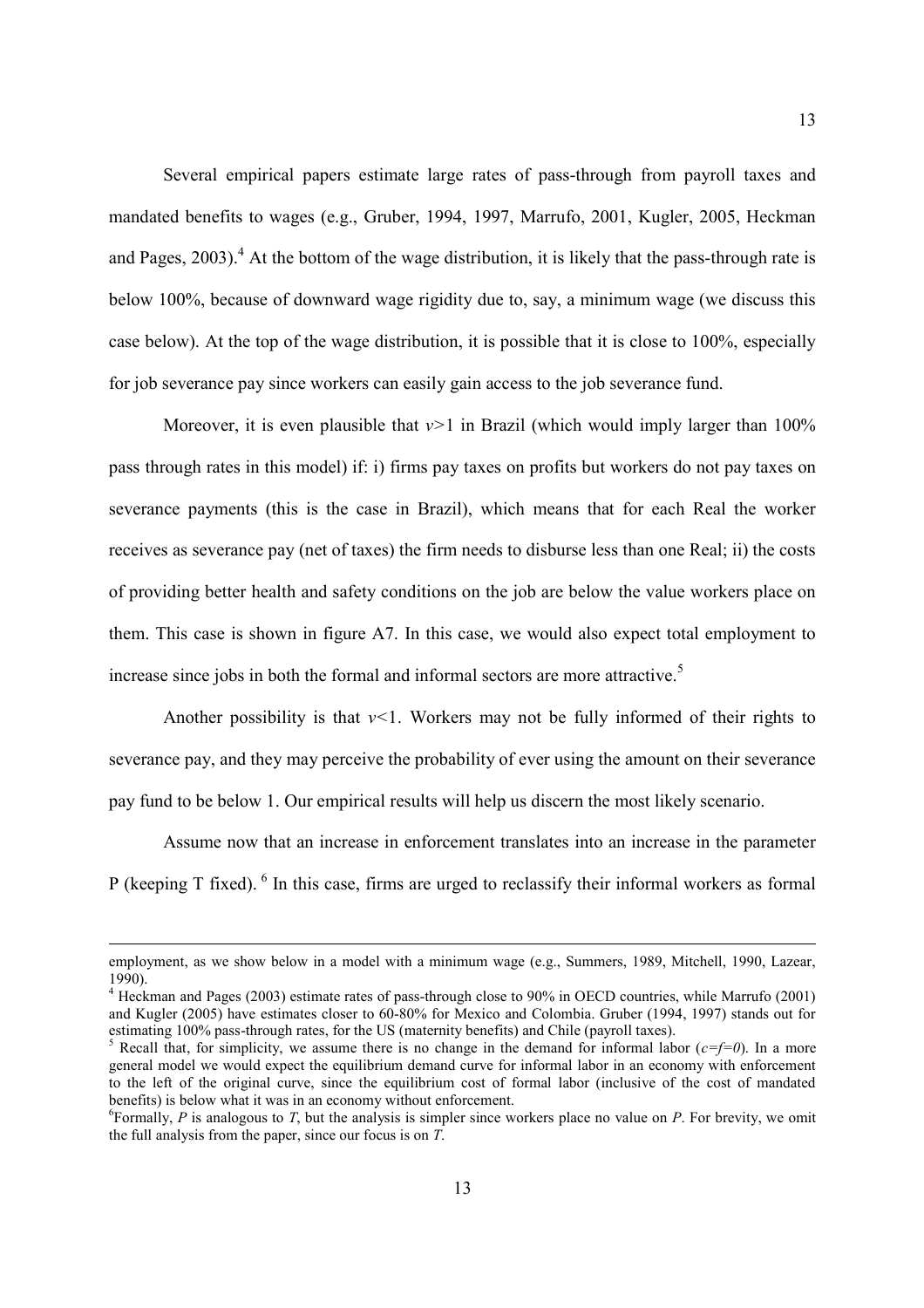Several empirical papers estimate large rates of pass-through from payroll taxes and mandated benefits to wages (e.g., Gruber, 1994, 1997, Marrufo, 2001, Kugler, 2005, Heckman and Pages, 2003).[4] At the bottom of the wage distribution, it is likely that the pass-through rate is below 100%, because of downward wage rigidity due to, say, a minimum wage (we discuss this case below). At the top of the wage distribution, it is possible that it is close to 100%, especially for job severance pay since workers can easily gain access to the job severance fund.

Moreover, it is even plausible that $v>1$ in Brazil (which would imply larger than 100% pass through rates in this model) if: i) firms pay taxes on profits but workers do not pay taxes on severance payments (this is the case in Brazil), which means that for each Real the worker receives as severance pay (net of taxes) the firm needs to disburse less than one Real; ii) the costs of providing better health and safety conditions on the job are below the value workers place on them. This case is shown in figure A7. In this case, we would also expect total employment to increase since jobs in both the formal and informal sectors are more attractive.[5]

Another possibility is that $v<1$. Workers may not be fully informed of their rights to severance pay, and they may perceive the probability of ever using the amount on their severance pay fund to be below 1. Our empirical results will help us discern the most likely scenario.

Assume now that an increase in enforcement translates into an increase in the parameter P (keeping T fixed). [6] In this case, firms are urged to reclassify their informal workers as formal

---

employment, as we show below in a model with a minimum wage (e.g., Summers, 1989, Mitchell, 1990, Lazear, 1990).

[4] Heckman and Pages (2003) estimate rates of pass-through close to 90% in OECD countries, while Marrufo (2001) and Kugler (2005) have estimates closer to 60-80% for Mexico and Colombia. Gruber (1994, 1997) stands out for estimating 100% pass-through rates, for the US (maternity benefits) and Chile (payroll taxes).

[5] Recall that, for simplicity, we assume there is no change in the demand for informal labor ($c=f=0$). In a more general model we would expect the equilibrium demand curve for informal labor in an economy with enforcement to the left of the original curve, since the equilibrium cost of formal labor (inclusive of the cost of mandated benefits) is below what it was in an economy without enforcement.

[6] Formally, $P$ is analogous to $T$, but the analysis is simpler since workers place no value on $P$. For brevity, we omit the full analysis from the paper, since our focus is on $T$.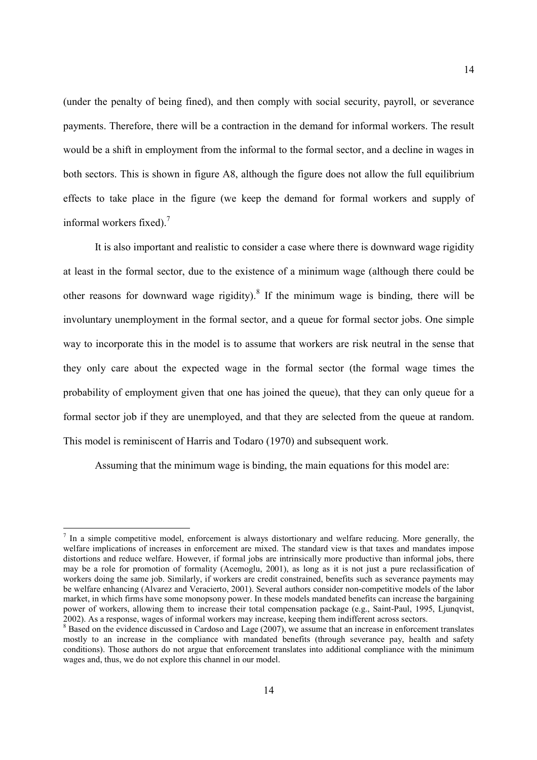(under the penalty of being fined), and then comply with social security, payroll, or severance payments. Therefore, there will be a contraction in the demand for informal workers. The result would be a shift in employment from the informal to the formal sector, and a decline in wages in both sectors. This is shown in figure A8, although the figure does not allow the full equilibrium effects to take place in the figure (we keep the demand for formal workers and supply of informal workers fixed).[7]

It is also important and realistic to consider a case where there is downward wage rigidity at least in the formal sector, due to the existence of a minimum wage (although there could be other reasons for downward wage rigidity).[8] If the minimum wage is binding, there will be involuntary unemployment in the formal sector, and a queue for formal sector jobs. One simple way to incorporate this in the model is to assume that workers are risk neutral in the sense that they only care about the expected wage in the formal sector (the formal wage times the probability of employment given that one has joined the queue), that they can only queue for a formal sector job if they are unemployed, and that they are selected from the queue at random. This model is reminiscent of Harris and Todaro (1970) and subsequent work.

Assuming that the minimum wage is binding, the main equations for this model are:

---

[7] In a simple competitive model, enforcement is always distortionary and welfare reducing. More generally, the welfare implications of increases in enforcement are mixed. The standard view is that taxes and mandates impose distortions and reduce welfare. However, if formal jobs are intrinsically more productive than informal jobs, there may be a role for promotion of formality (Acemoglu, 2001), as long as it is not just a pure reclassification of workers doing the same job. Similarly, if workers are credit constrained, benefits such as severance payments may be welfare enhancing (Alvarez and Veracierto, 2001). Several authors consider non-competitive models of the labor market, in which firms have some monopsony power. In these models mandated benefits can increase the bargaining power of workers, allowing them to increase their total compensation package (e.g., Saint-Paul, 1995, Ljunqvist, 2002). As a response, wages of informal workers may increase, keeping them indifferent across sectors.

[8] Based on the evidence discussed in Cardoso and Lage (2007), we assume that an increase in enforcement translates mostly to an increase in the compliance with mandated benefits (through severance pay, health and safety conditions). Those authors do not argue that enforcement translates into additional compliance with the minimum wages and, thus, we do not explore this channel in our model.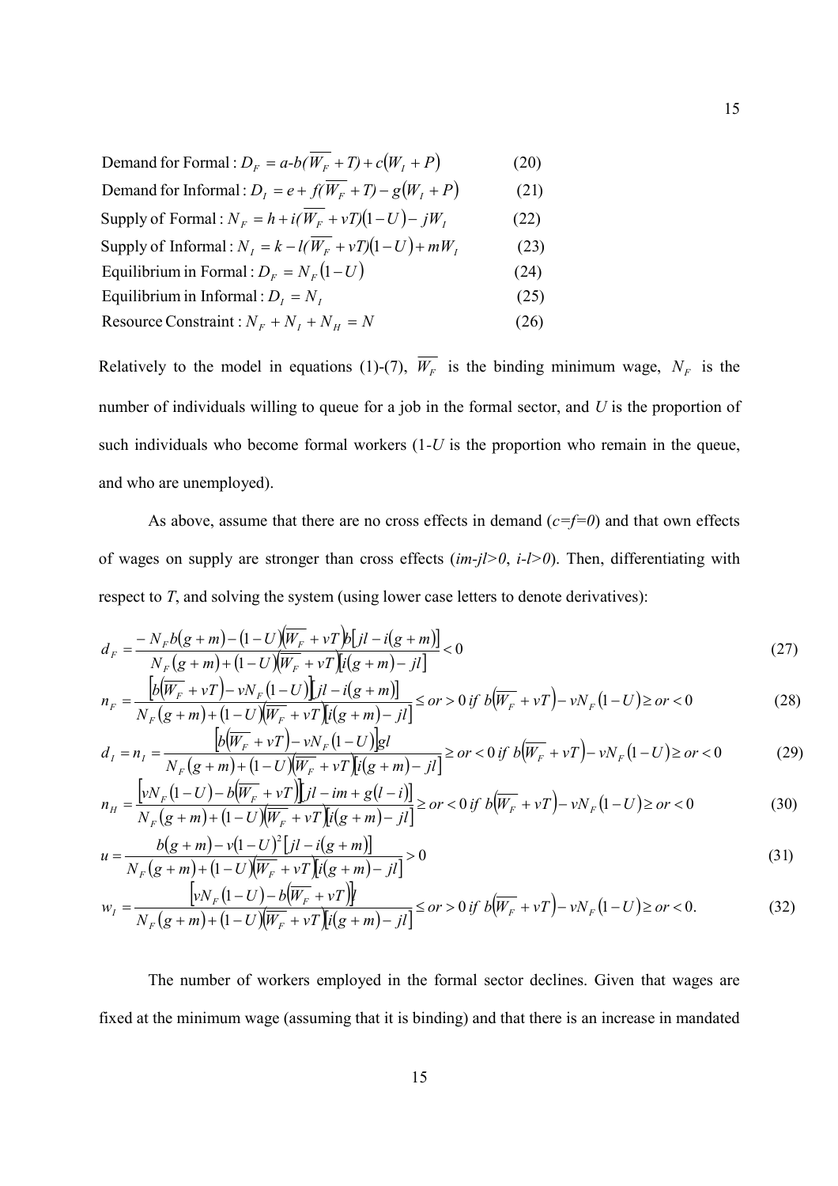$$\text{Demand for Formal}: D_F = a\text{-}b(\overline{W_F} + T) + c(W_I + P) \qquad (20)$$

$$\text{Demand for Informal}: D_I = e + f(\overline{W_F} + T) - g(W_I + P) \qquad (21)$$

$$\text{Supply of Formal}: N_F = h + i(\overline{W_F} + vT)(1-U) - jW_I \qquad (22)$$

$$\text{Supply of Informal}: N_I = k - l(\overline{W_F} + vT)(1-U) + mW_I \qquad (23)$$

$$\text{Equilibrium in Formal}: D_F = N_F(1-U) \qquad (24)$$

$$\text{Equilibrium in Informal}: D_I = N_I \qquad (25)$$

$$\text{Resource Constraint}: N_F + N_I + N_H = N \qquad (26)$$

Relatively to the model in equations (1)-(7), $\overline{W_F}$ is the binding minimum wage, $N_F$ is the number of individuals willing to queue for a job in the formal sector, and $U$ is the proportion of such individuals who become formal workers (1-$U$ is the proportion who remain in the queue, and who are unemployed).

As above, assume that there are no cross effects in demand ($c=f=0$) and that own effects of wages on supply are stronger than cross effects ($im$-$jl>0$, $i$-$l>0$). Then, differentiating with respect to $T$, and solving the system (using lower case letters to denote derivatives):

$$d_F = \frac{-N_F b(g+m) - (1-U)(\overline{W_F} + vT)b[jl - i(g+m)]}{N_F(g+m) + (1-U)(\overline{W_F} + vT)[i(g+m) - jl]} < 0 \qquad (27)$$

$$n_F = \frac{[b(\overline{W_F} + vT) - vN_F(1-U)][jl - i(g+m)]}{N_F(g+m) + (1-U)(\overline{W_F} + vT)[i(g+m) - jl]} \leq or > 0 \; if \; b(\overline{W_F} + vT) - vN_F(1-U) \geq or < 0 \qquad (28)$$

$$d_I = n_I = \frac{[b(\overline{W_F} + vT) - vN_F(1-U)]gl}{N_F(g+m) + (1-U)(\overline{W_F} + vT)[i(g+m) - jl]} \geq or < 0 \; if \; b(\overline{W_F} + vT) - vN_F(1-U) \geq or < 0 \qquad (29)$$

$$n_H = \frac{[vN_F(1-U) - b(\overline{W_F} + vT)][jl - im + g(l-i)]}{N_F(g+m) + (1-U)(\overline{W_F} + vT)[i(g+m) - jl]} \geq or < 0 \; if \; b(\overline{W_F} + vT) - vN_F(1-U) \geq or < 0 \qquad (30)$$

$$u = \frac{b(g+m) - v(1-U)^2[jl - i(g+m)]}{N_F(g+m) + (1-U)(\overline{W_F} + vT)[i(g+m) - jl]} > 0 \qquad (31)$$

$$w_I = \frac{[vN_F(1-U) - b(\overline{W_F} + vT)]l}{N_F(g+m) + (1-U)(\overline{W_F} + vT)[i(g+m) - jl]} \leq or > 0 \; if \; b(\overline{W_F} + vT) - vN_F(1-U) \geq or < 0. \qquad (32)$$

The number of workers employed in the formal sector declines. Given that wages are fixed at the minimum wage (assuming that it is binding) and that there is an increase in mandated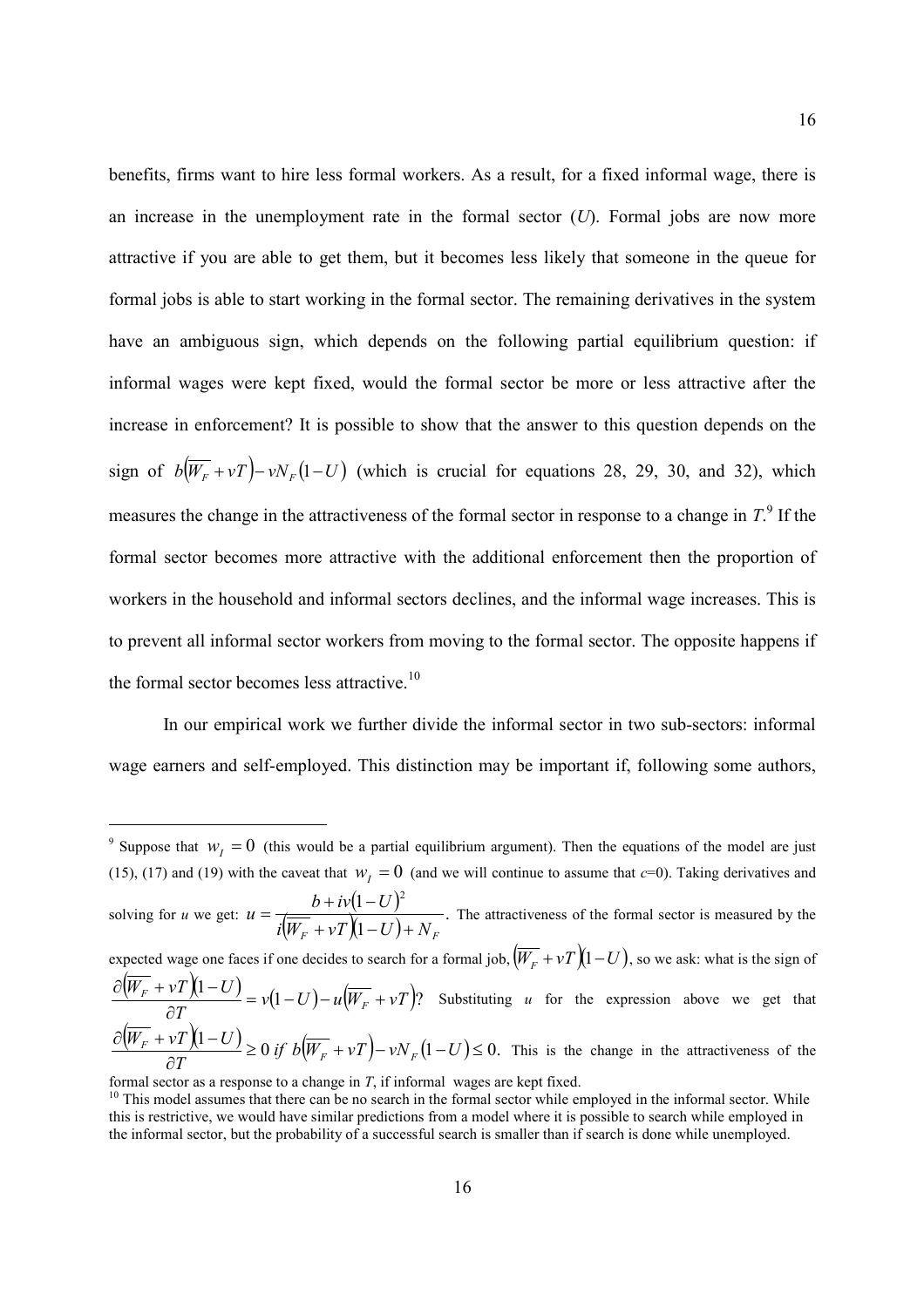benefits, firms want to hire less formal workers. As a result, for a fixed informal wage, there is an increase in the unemployment rate in the formal sector ($U$). Formal jobs are now more attractive if you are able to get them, but it becomes less likely that someone in the queue for formal jobs is able to start working in the formal sector. The remaining derivatives in the system have an ambiguous sign, which depends on the following partial equilibrium question: if informal wages were kept fixed, would the formal sector be more or less attractive after the increase in enforcement? It is possible to show that the answer to this question depends on the sign of $b\left(\overline{W_F}+vT\right)-vN_F\left(1-U\right)$ (which is crucial for equations 28, 29, 30, and 32), which measures the change in the attractiveness of the formal sector in response to a change in $T$.[9] If the formal sector becomes more attractive with the additional enforcement then the proportion of workers in the household and informal sectors declines, and the informal wage increases. This is to prevent all informal sector workers from moving to the formal sector. The opposite happens if the formal sector becomes less attractive.[10]

In our empirical work we further divide the informal sector in two sub-sectors: informal wage earners and self-employed. This distinction may be important if, following some authors,

---

[9] Suppose that $w_I = 0$ (this would be a partial equilibrium argument). Then the equations of the model are just (15), (17) and (19) with the caveat that $w_I = 0$ (and we will continue to assume that $c$=0). Taking derivatives and solving for $u$ we get: $u = \dfrac{b + iv\left(1-U\right)^2}{i\left(\overline{W_F}+vT\right)\left(1-U\right)+N_F}$. The attractiveness of the formal sector is measured by the expected wage one faces if one decides to search for a formal job, $\left(\overline{W_F}+vT\right)\left(1-U\right)$, so we ask: what is the sign of $\dfrac{\partial\left(\overline{W_F}+vT\right)\left(1-U\right)}{\partial T} = v\left(1-U\right) - u\left(\overline{W_F}+vT\right)$? Substituting $u$ for the expression above we get that $\dfrac{\partial\left(\overline{W_F}+vT\right)\left(1-U\right)}{\partial T} \geq 0 \text{ if } b\left(\overline{W_F}+vT\right)-vN_F\left(1-U\right) \leq 0$. This is the change in the attractiveness of the formal sector as a response to a change in $T$, if informal wages are kept fixed.

[10] This model assumes that there can be no search in the formal sector while employed in the informal sector. While this is restrictive, we would have similar predictions from a model where it is possible to search while employed in the informal sector, but the probability of a successful search is smaller than if search is done while unemployed.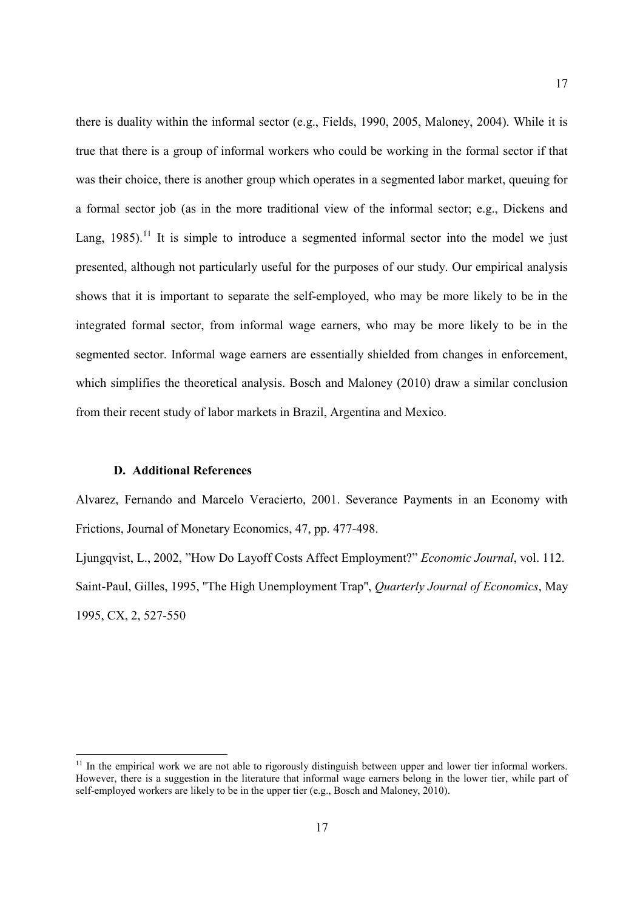there is duality within the informal sector (e.g., Fields, 1990, 2005, Maloney, 2004). While it is true that there is a group of informal workers who could be working in the formal sector if that was their choice, there is another group which operates in a segmented labor market, queuing for a formal sector job (as in the more traditional view of the informal sector; e.g., Dickens and Lang, 1985).[11] It is simple to introduce a segmented informal sector into the model we just presented, although not particularly useful for the purposes of our study. Our empirical analysis shows that it is important to separate the self-employed, who may be more likely to be in the integrated formal sector, from informal wage earners, who may be more likely to be in the segmented sector. Informal wage earners are essentially shielded from changes in enforcement, which simplifies the theoretical analysis. Bosch and Maloney (2010) draw a similar conclusion from their recent study of labor markets in Brazil, Argentina and Mexico.

### D. Additional References

Alvarez, Fernando and Marcelo Veracierto, 2001. Severance Payments in an Economy with Frictions, Journal of Monetary Economics, 47, pp. 477-498.

Ljungqvist, L., 2002, "How Do Layoff Costs Affect Employment?" *Economic Journal*, vol. 112.

Saint-Paul, Gilles, 1995, "The High Unemployment Trap", *Quarterly Journal of Economics*, May 1995, CX, 2, 527-550

[11] In the empirical work we are not able to rigorously distinguish between upper and lower tier informal workers. However, there is a suggestion in the literature that informal wage earners belong in the lower tier, while part of self-employed workers are likely to be in the upper tier (e.g., Bosch and Maloney, 2010).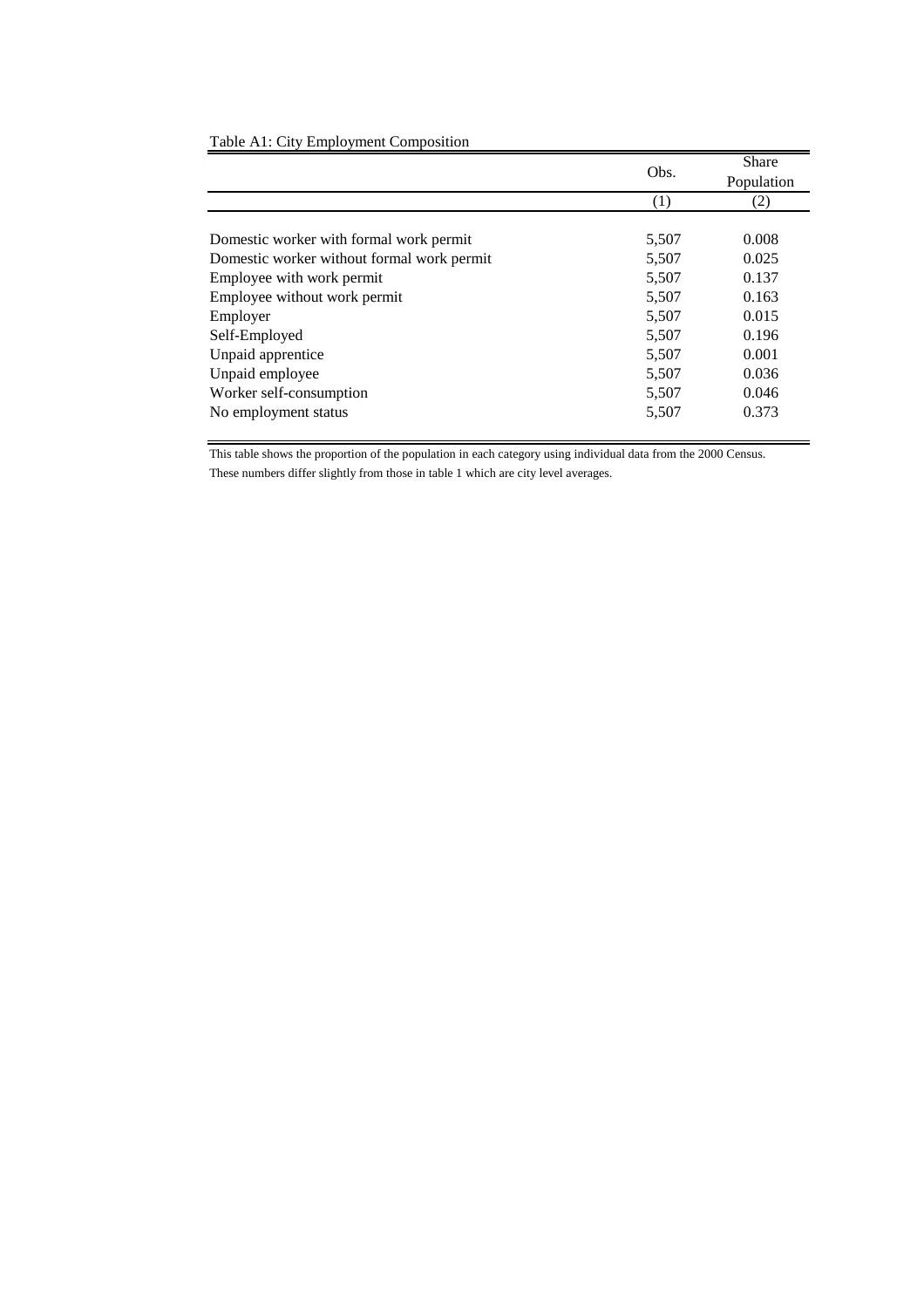Table A1: City Employment Composition

| | Obs. | Share Population |
|---|---|---|
| | (1) | (2) |
| Domestic worker with formal work permit | 5,507 | 0.008 |
| Domestic worker without formal work permit | 5,507 | 0.025 |
| Employee with work permit | 5,507 | 0.137 |
| Employee without work permit | 5,507 | 0.163 |
| Employer | 5,507 | 0.015 |
| Self-Employed | 5,507 | 0.196 |
| Unpaid apprentice | 5,507 | 0.001 |
| Unpaid employee | 5,507 | 0.036 |
| Worker self-consumption | 5,507 | 0.046 |
| No employment status | 5,507 | 0.373 |

This table shows the proportion of the population in each category using individual data from the 2000 Census. These numbers differ slightly from those in table 1 which are city level averages.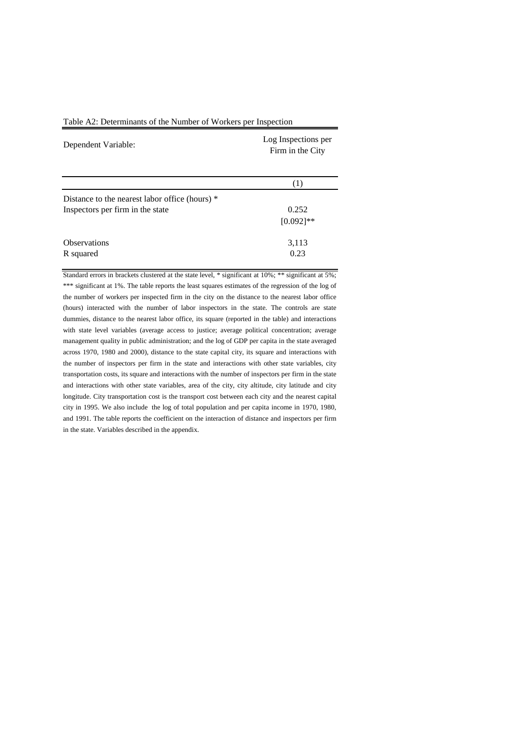Table A2: Determinants of the Number of Workers per Inspection

| Dependent Variable: | Log Inspections per Firm in the City |
|---|---|
| | (1) |
| Distance to the nearest labor office (hours) * Inspectors per firm in the state | 0.252 |
| | [0.092]** |
| Observations | 3,113 |
| R squared | 0.23 |

Standard errors in brackets clustered at the state level, * significant at 10%; ** significant at 5%; *** significant at 1%. The table reports the least squares estimates of the regression of the log of the number of workers per inspected firm in the city on the distance to the nearest labor office (hours) interacted with the number of labor inspectors in the state. The controls are state dummies, distance to the nearest labor office, its square (reported in the table) and interactions with state level variables (average access to justice; average political concentration; average management quality in public administration; and the log of GDP per capita in the state averaged across 1970, 1980 and 2000), distance to the state capital city, its square and interactions with the number of inspectors per firm in the state and interactions with other state variables, city transportation costs, its square and interactions with the number of inspectors per firm in the state and interactions with other state variables, area of the city, city altitude, city latitude and city longitude. City transportation cost is the transport cost between each city and the nearest capital city in 1995. We also include the log of total population and per capita income in 1970, 1980, and 1991. The table reports the coefficient on the interaction of distance and inspectors per firm in the state. Variables described in the appendix.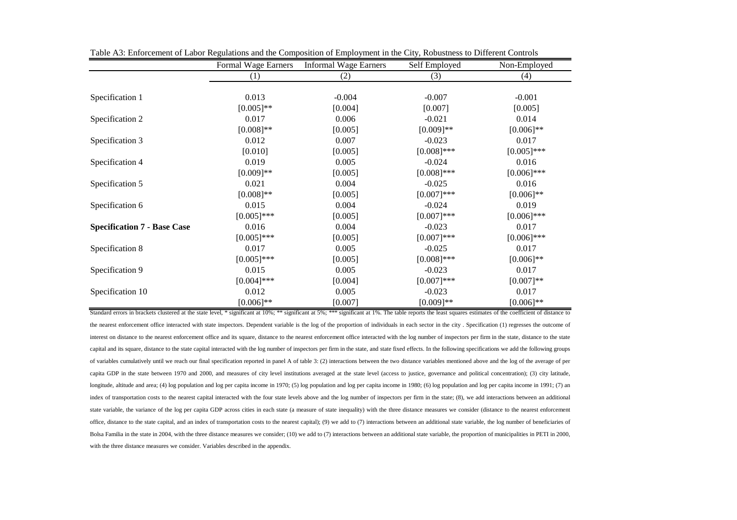Table A3: Enforcement of Labor Regulations and the Composition of Employment in the City, Robustness to Different Controls

| | Formal Wage Earners | Informal Wage Earners | Self Employed | Non-Employed |
|---|---|---|---|---|
| | (1) | (2) | (3) | (4) |
| Specification 1 | 0.013 | -0.004 | -0.007 | -0.001 |
| | [0.005]** | [0.004] | [0.007] | [0.005] |
| Specification 2 | 0.017 | 0.006 | -0.021 | 0.014 |
| | [0.008]** | [0.005] | [0.009]** | [0.006]** |
| Specification 3 | 0.012 | 0.007 | -0.023 | 0.017 |
| | [0.010] | [0.005] | [0.008]*** | [0.005]*** |
| Specification 4 | 0.019 | 0.005 | -0.024 | 0.016 |
| | [0.009]** | [0.005] | [0.008]*** | [0.006]*** |
| Specification 5 | 0.021 | 0.004 | -0.025 | 0.016 |
| | [0.008]** | [0.005] | [0.007]*** | [0.006]** |
| Specification 6 | 0.015 | 0.004 | -0.024 | 0.019 |
| | [0.005]*** | [0.005] | [0.007]*** | [0.006]*** |
| **Specification 7 - Base Case** | 0.016 | 0.004 | -0.023 | 0.017 |
| | [0.005]*** | [0.005] | [0.007]*** | [0.006]*** |
| Specification 8 | 0.017 | 0.005 | -0.025 | 0.017 |
| | [0.005]*** | [0.005] | [0.008]*** | [0.006]** |
| Specification 9 | 0.015 | 0.005 | -0.023 | 0.017 |
| | [0.004]*** | [0.004] | [0.007]*** | [0.007]** |
| Specification 10 | 0.012 | 0.005 | -0.023 | 0.017 |
| | [0.006]** | [0.007] | [0.009]** | [0.006]** |

Standard errors in brackets clustered at the state level, * significant at 10%; ** significant at 5%; *** significant at 1%. The table reports the least squares estimates of the coefficient of distance to the nearest enforcement office interacted with state inspectors. Dependent variable is the log of the proportion of individuals in each sector in the city . Specification (1) regresses the outcome of interest on distance to the nearest enforcement office and its square, distance to the nearest enforcement office interacted with the log number of inspectors per firm in the state, distance to the state capital and its square, distance to the state capital interacted with the log number of inspectors per firm in the state, and state fixed effects. In the following specifications we add the following groups of variables cumulatively until we reach our final specification reported in panel A of table 3: (2) interactions between the two distance variables mentioned above and the log of the average of per capita GDP in the state between 1970 and 2000, and measures of city level institutions averaged at the state level (access to justice, governance and political concentration); (3) city latitude, longitude, altitude and area; (4) log population and log per capita income in 1970; (5) log population and log per capita income in 1980; (6) log population and log per capita income in 1991; (7) an index of transportation costs to the nearest capital interacted with the four state levels above and the log number of inspectors per firm in the state; (8), we add interactions between an additional state variable, the variance of the log per capita GDP across cities in each state (a measure of state inequality) with the three distance measures we consider (distance to the nearest enforcement office, distance to the state capital, and an index of transportation costs to the nearest capital); (9) we add to (7) interactions between an additional state variable, the log number of beneficiaries of Bolsa Familia in the state in 2004, with the three distance measures we consider; (10) we add to (7) interactions between an additional state variable, the proportion of municipalities in PETI in 2000, with the three distance measures we consider. Variables described in the appendix.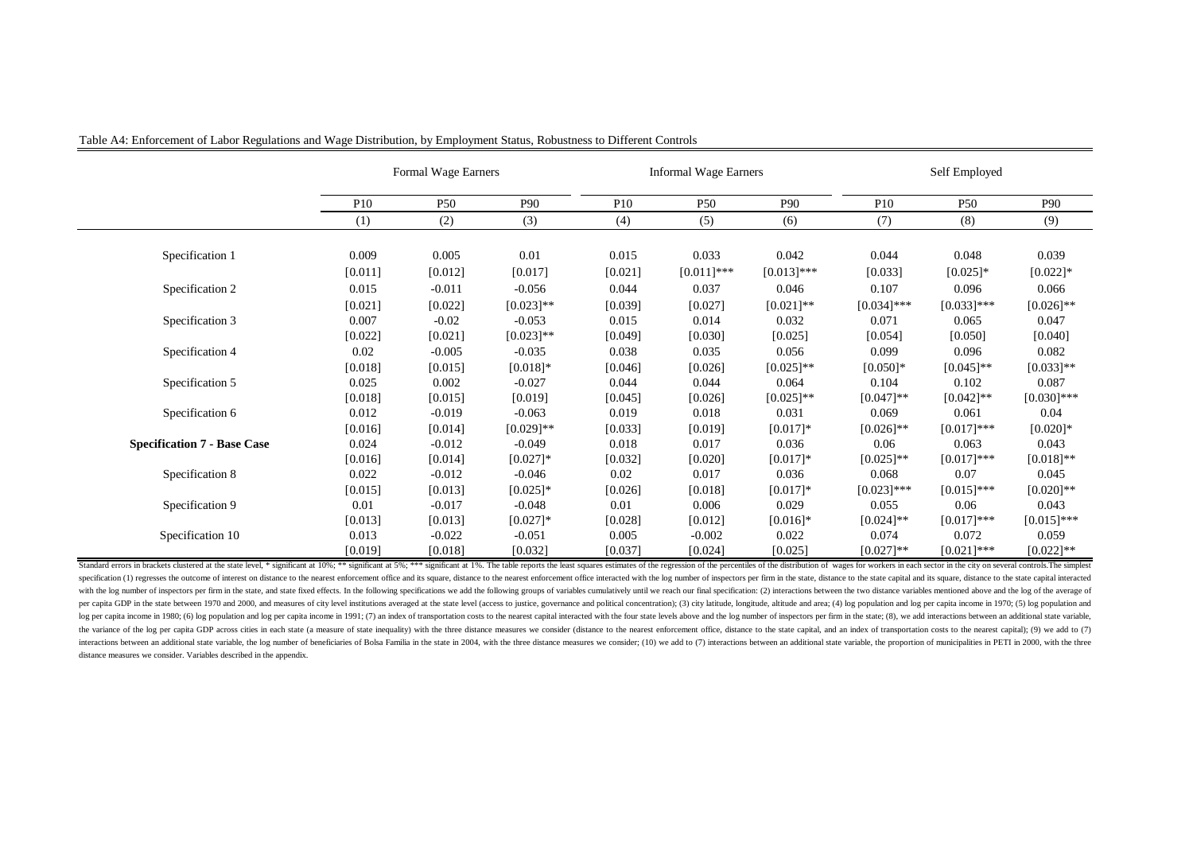Table A4: Enforcement of Labor Regulations and Wage Distribution, by Employment Status, Robustness to Different Controls

| | Formal Wage Earners | | | Informal Wage Earners | | | Self Employed | | |
|---|---|---|---|---|---|---|---|---|---|
| | P10 | P50 | P90 | P10 | P50 | P90 | P10 | P50 | P90 |
| | (1) | (2) | (3) | (4) | (5) | (6) | (7) | (8) | (9) |
| Specification 1 | 0.009 | 0.005 | 0.01 | 0.015 | 0.033 | 0.042 | 0.044 | 0.048 | 0.039 |
| | [0.011] | [0.012] | [0.017] | [0.021] | [0.011]*** | [0.013]*** | [0.033] | [0.025]* | [0.022]* |
| Specification 2 | 0.015 | -0.011 | -0.056 | 0.044 | 0.037 | 0.046 | 0.107 | 0.096 | 0.066 |
| | [0.021] | [0.022] | [0.023]** | [0.039] | [0.027] | [0.021]** | [0.034]*** | [0.033]*** | [0.026]** |
| Specification 3 | 0.007 | -0.02 | -0.053 | 0.015 | 0.014 | 0.032 | 0.071 | 0.065 | 0.047 |
| | [0.022] | [0.021] | [0.023]** | [0.049] | [0.030] | [0.025] | [0.054] | [0.050] | [0.040] |
| Specification 4 | 0.02 | -0.005 | -0.035 | 0.038 | 0.035 | 0.056 | 0.099 | 0.096 | 0.082 |
| | [0.018] | [0.015] | [0.018]* | [0.046] | [0.026] | [0.025]** | [0.050]* | [0.045]** | [0.033]** |
| Specification 5 | 0.025 | 0.002 | -0.027 | 0.044 | 0.044 | 0.064 | 0.104 | 0.102 | 0.087 |
| | [0.018] | [0.015] | [0.019] | [0.045] | [0.026] | [0.025]** | [0.047]** | [0.042]** | [0.030]*** |
| Specification 6 | 0.012 | -0.019 | -0.063 | 0.019 | 0.018 | 0.031 | 0.069 | 0.061 | 0.04 |
| | [0.016] | [0.014] | [0.029]** | [0.033] | [0.019] | [0.017]* | [0.026]** | [0.017]*** | [0.020]* |
| **Specification 7 - Base Case** | 0.024 | -0.012 | -0.049 | 0.018 | 0.017 | 0.036 | 0.06 | 0.063 | 0.043 |
| | [0.016] | [0.014] | [0.027]* | [0.032] | [0.020] | [0.017]* | [0.025]** | [0.017]*** | [0.018]** |
| Specification 8 | 0.022 | -0.012 | -0.046 | 0.02 | 0.017 | 0.036 | 0.068 | 0.07 | 0.045 |
| | [0.015] | [0.013] | [0.025]* | [0.026] | [0.018] | [0.017]* | [0.023]*** | [0.015]*** | [0.020]** |
| Specification 9 | 0.01 | -0.017 | -0.048 | 0.01 | 0.006 | 0.029 | 0.055 | 0.06 | 0.043 |
| | [0.013] | [0.013] | [0.027]* | [0.028] | [0.012] | [0.016]* | [0.024]** | [0.017]*** | [0.015]*** |
| Specification 10 | 0.013 | -0.022 | -0.051 | 0.005 | -0.002 | 0.022 | 0.074 | 0.072 | 0.059 |
| | [0.019] | [0.018] | [0.032] | [0.037] | [0.024] | [0.025] | [0.027]** | [0.021]*** | [0.022]** |

Standard errors in brackets clustered at the state level, * significant at 10%; ** significant at 5%; *** significant at 1%. The table reports the least squares estimates of the regression of the percentiles of the distribution of wages for workers in each sector in the city on several controls.The simplest specification (1) regresses the outcome of interest on distance to the nearest enforcement office and its square, distance to the nearest enforcement office interacted with the log number of inspectors per firm in the state, distance to the state capital and its square, distance to the state capital interacted with the log number of inspectors per firm in the state, and state fixed effects. In the following specifications we add the following groups of variables cumulatively until we reach our final specification: (2) interactions between the two distance variables mentioned above and the log of the average of per capita GDP in the state between 1970 and 2000, and measures of city level institutions averaged at the state level (access to justice, governance and political concentration); (3) city latitude, longitude, altitude and area; (4) log population and log per capita income in 1970; (5) log population and log per capita income in 1980; (6) log population and log per capita income in 1991; (7) an index of transportation costs to the nearest capital interacted with the four state levels above and the log number of inspectors per firm in the state; (8), we add interactions between an additional state variable, the variance of the log per capita GDP across cities in each state (a measure of state inequality) with the three distance measures we consider (distance to the nearest enforcement office, distance to the state capital, and an index of transportation costs to the nearest capital); (9) we add to (7) interactions between an additional state variable, the log number of beneficiaries of Bolsa Familia in the state in 2004, with the three distance measures we consider; (10) we add to (7) interactions between an additional state variable, the proportion of municipalities in PETI in 2000, with the three distance measures we consider. Variables described in the appendix.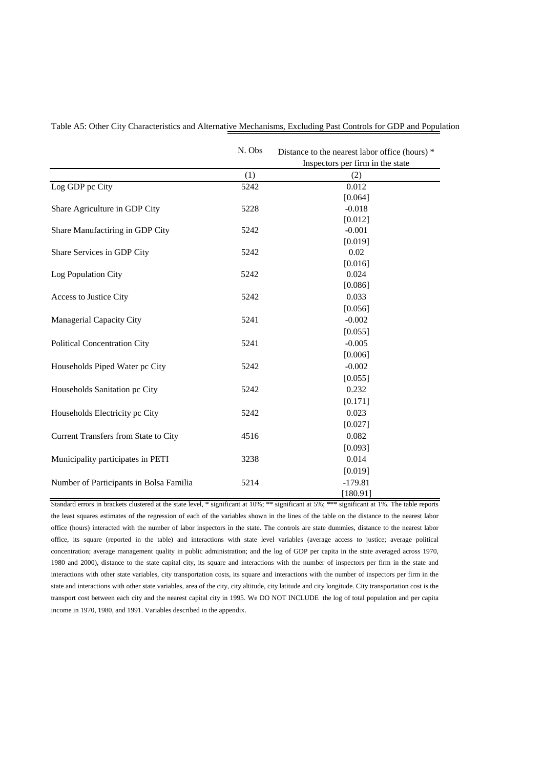Table A5: Other City Characteristics and Alternative Mechanisms, Excluding Past Controls for GDP and Population

| | N. Obs | Distance to the nearest labor office (hours) * Inspectors per firm in the state |
|---|---|---|
| | (1) | (2) |
| Log GDP pc City | 5242 | 0.012 |
| | | [0.064] |
| Share Agriculture in GDP City | 5228 | -0.018 |
| | | [0.012] |
| Share Manufactiring in GDP City | 5242 | -0.001 |
| | | [0.019] |
| Share Services in GDP City | 5242 | 0.02 |
| | | [0.016] |
| Log Population City | 5242 | 0.024 |
| | | [0.086] |
| Access to Justice City | 5242 | 0.033 |
| | | [0.056] |
| Managerial Capacity City | 5241 | -0.002 |
| | | [0.055] |
| Political Concentration City | 5241 | -0.005 |
| | | [0.006] |
| Households Piped Water pc City | 5242 | -0.002 |
| | | [0.055] |
| Households Sanitation pc City | 5242 | 0.232 |
| | | [0.171] |
| Households Electricity pc City | 5242 | 0.023 |
| | | [0.027] |
| Current Transfers from State to City | 4516 | 0.082 |
| | | [0.093] |
| Municipality participates in PETI | 3238 | 0.014 |
| | | [0.019] |
| Number of Participants in Bolsa Familia | 5214 | -179.81 |
| | | [180.91] |

Standard errors in brackets clustered at the state level, * significant at 10%; ** significant at 5%; *** significant at 1%. The table reports the least squares estimates of the regression of each of the variables shown in the lines of the table on the distance to the nearest labor office (hours) interacted with the number of labor inspectors in the state. The controls are state dummies, distance to the nearest labor office, its square (reported in the table) and interactions with state level variables (average access to justice; average political concentration; average management quality in public administration; and the log of GDP per capita in the state averaged across 1970, 1980 and 2000), distance to the state capital city, its square and interactions with the number of inspectors per firm in the state and interactions with other state variables, city transportation costs, its square and interactions with the number of inspectors per firm in the state and interactions with other state variables, area of the city, city altitude, city latitude and city longitude. City transportation cost is the transport cost between each city and the nearest capital city in 1995. We DO NOT INCLUDE the log of total population and per capita income in 1970, 1980, and 1991. Variables described in the appendix.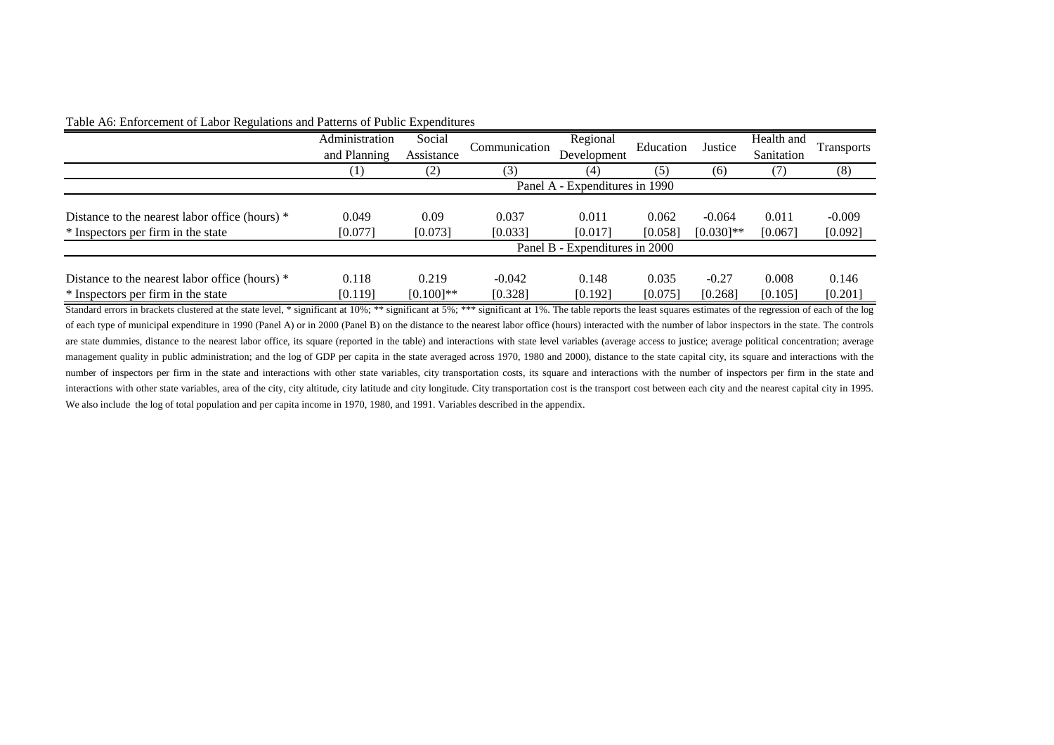Table A6: Enforcement of Labor Regulations and Patterns of Public Expenditures

| | Administration and Planning | Social Assistance | Communication | Regional Development | Education | Justice | Health and Sanitation | Transports |
|---|---|---|---|---|---|---|---|---|
| | (1) | (2) | (3) | (4) | (5) | (6) | (7) | (8) |
| **Panel A - Expenditures in 1990** | | | | | | | | |
| Distance to the nearest labor office (hours) * | 0.049 | 0.09 | 0.037 | 0.011 | 0.062 | -0.064 | 0.011 | -0.009 |
| * Inspectors per firm in the state | [0.077] | [0.073] | [0.033] | [0.017] | [0.058] | [0.030]** | [0.067] | [0.092] |
| **Panel B - Expenditures in 2000** | | | | | | | | |
| Distance to the nearest labor office (hours) * | 0.118 | 0.219 | -0.042 | 0.148 | 0.035 | -0.27 | 0.008 | 0.146 |
| * Inspectors per firm in the state | [0.119] | [0.100]** | [0.328] | [0.192] | [0.075] | [0.268] | [0.105] | [0.201] |

Standard errors in brackets clustered at the state level, * significant at 10%; ** significant at 5%; *** significant at 1%. The table reports the least squares estimates of the regression of each of the log of each type of municipal expenditure in 1990 (Panel A) or in 2000 (Panel B) on the distance to the nearest labor office (hours) interacted with the number of labor inspectors in the state. The controls are state dummies, distance to the nearest labor office, its square (reported in the table) and interactions with state level variables (average access to justice; average political concentration; average management quality in public administration; and the log of GDP per capita in the state averaged across 1970, 1980 and 2000), distance to the state capital city, its square and interactions with the number of inspectors per firm in the state and interactions with other state variables, city transportation costs, its square and interactions with the number of inspectors per firm in the state and interactions with other state variables, area of the city, city altitude, city latitude and city longitude. City transportation cost is the transport cost between each city and the nearest capital city in 1995. We also include the log of total population and per capita income in 1970, 1980, and 1991. Variables described in the appendix.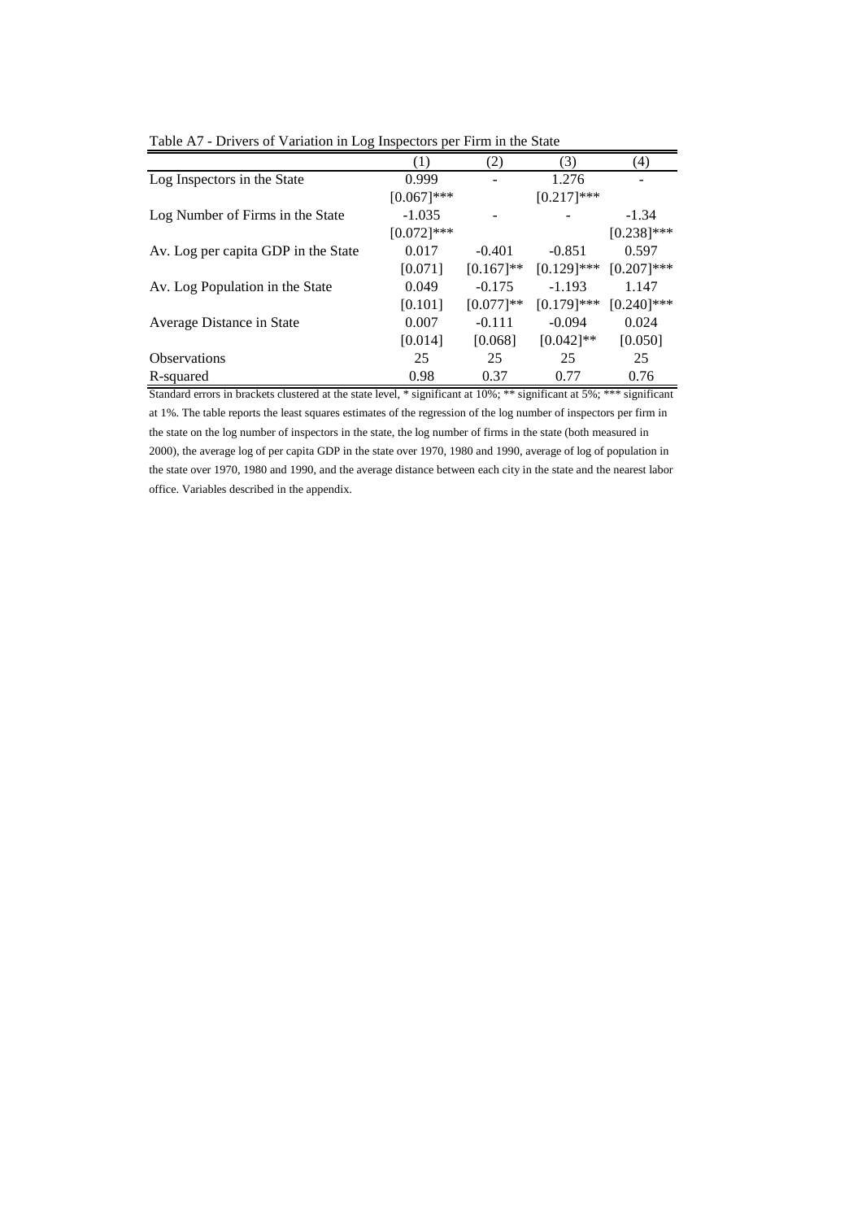Table A7 - Drivers of Variation in Log Inspectors per Firm in the State

| | (1) | (2) | (3) | (4) |
|---|---|---|---|---|
| Log Inspectors in the State | 0.999 | - | 1.276 | - |
| | [0.067]*** | | [0.217]*** | |
| Log Number of Firms in the State | -1.035 | - | - | -1.34 |
| | [0.072]*** | | | [0.238]*** |
| Av. Log per capita GDP in the State | 0.017 | -0.401 | -0.851 | 0.597 |
| | [0.071] | [0.167]** | [0.129]*** | [0.207]*** |
| Av. Log Population in the State | 0.049 | -0.175 | -1.193 | 1.147 |
| | [0.101] | [0.077]** | [0.179]*** | [0.240]*** |
| Average Distance in State | 0.007 | -0.111 | -0.094 | 0.024 |
| | [0.014] | [0.068] | [0.042]** | [0.050] |
| Observations | 25 | 25 | 25 | 25 |
| R-squared | 0.98 | 0.37 | 0.77 | 0.76 |

Standard errors in brackets clustered at the state level, * significant at 10%; ** significant at 5%; *** significant at 1%. The table reports the least squares estimates of the regression of the log number of inspectors per firm in the state on the log number of inspectors in the state, the log number of firms in the state (both measured in 2000), the average log of per capita GDP in the state over 1970, 1980 and 1990, average of log of population in the state over 1970, 1980 and 1990, and the average distance between each city in the state and the nearest labor office. Variables described in the appendix.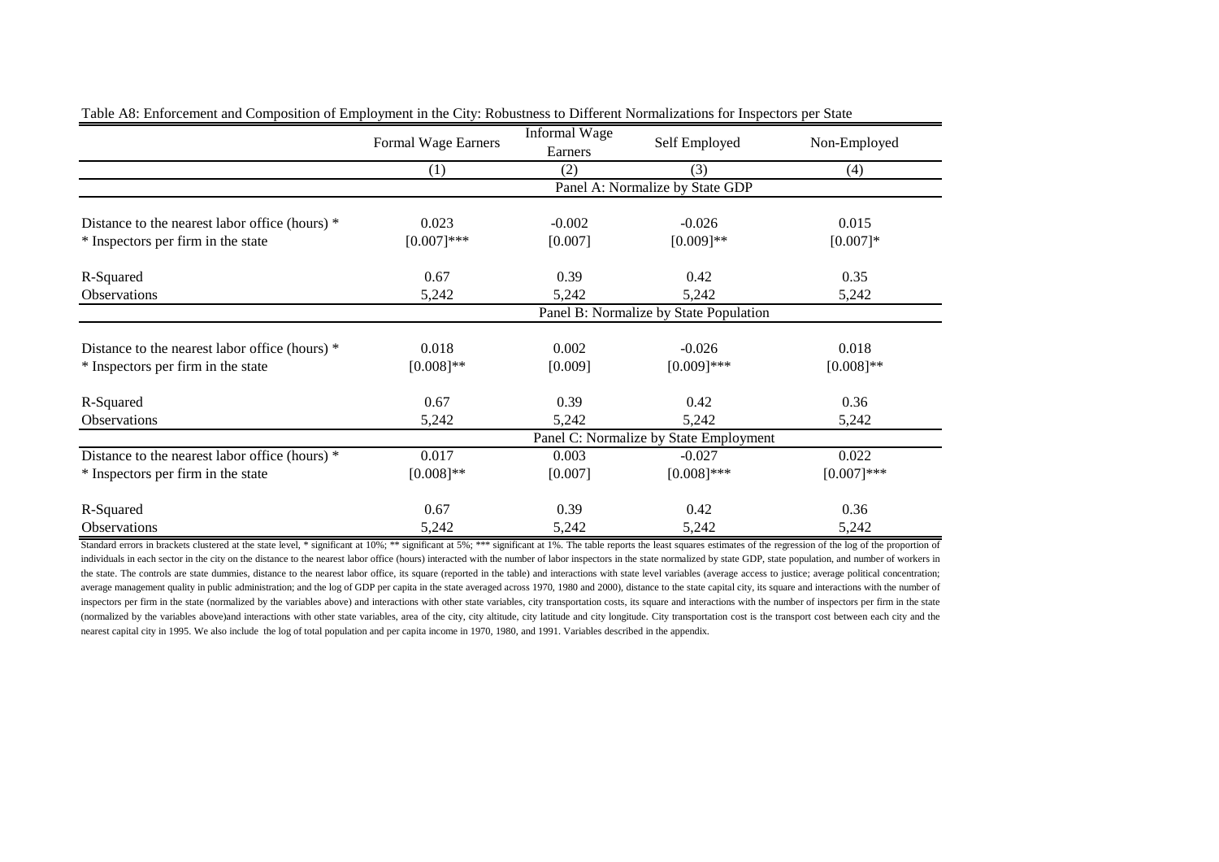Table A8: Enforcement and Composition of Employment in the City: Robustness to Different Normalizations for Inspectors per State

| | Formal Wage Earners | Informal Wage Earners | Self Employed | Non-Employed |
|---|---|---|---|---|
| | (1) | (2) | (3) | (4) |
| | Panel A: Normalize by State GDP | | | |
| Distance to the nearest labor office (hours) * | 0.023 | -0.002 | -0.026 | 0.015 |
| * Inspectors per firm in the state | [0.007]*** | [0.007] | [0.009]** | [0.007]* |
| R-Squared | 0.67 | 0.39 | 0.42 | 0.35 |
| Observations | 5,242 | 5,242 | 5,242 | 5,242 |
| | Panel B: Normalize by State Population | | | |
| Distance to the nearest labor office (hours) * | 0.018 | 0.002 | -0.026 | 0.018 |
| * Inspectors per firm in the state | [0.008]** | [0.009] | [0.009]*** | [0.008]** |
| R-Squared | 0.67 | 0.39 | 0.42 | 0.36 |
| Observations | 5,242 | 5,242 | 5,242 | 5,242 |
| | Panel C: Normalize by State Employment | | | |
| Distance to the nearest labor office (hours) * | 0.017 | 0.003 | -0.027 | 0.022 |
| * Inspectors per firm in the state | [0.008]** | [0.007] | [0.008]*** | [0.007]*** |
| R-Squared | 0.67 | 0.39 | 0.42 | 0.36 |
| Observations | 5,242 | 5,242 | 5,242 | 5,242 |

Standard errors in brackets clustered at the state level, * significant at 10%; ** significant at 5%; *** significant at 1%. The table reports the least squares estimates of the regression of the log of the proportion of individuals in each sector in the city on the distance to the nearest labor office (hours) interacted with the number of labor inspectors in the state normalized by state GDP, state population, and number of workers in the state. The controls are state dummies, distance to the nearest labor office, its square (reported in the table) and interactions with state level variables (average access to justice; average political concentration; average management quality in public administration; and the log of GDP per capita in the state averaged across 1970, 1980 and 2000), distance to the state capital city, its square and interactions with the number of inspectors per firm in the state (normalized by the variables above) and interactions with other state variables, city transportation costs, its square and interactions with the number of inspectors per firm in the state (normalized by the variables above)and interactions with other state variables, area of the city, city altitude, city latitude and city longitude. City transportation cost is the transport cost between each city and the nearest capital city in 1995. We also include the log of total population and per capita income in 1970, 1980, and 1991. Variables described in the appendix.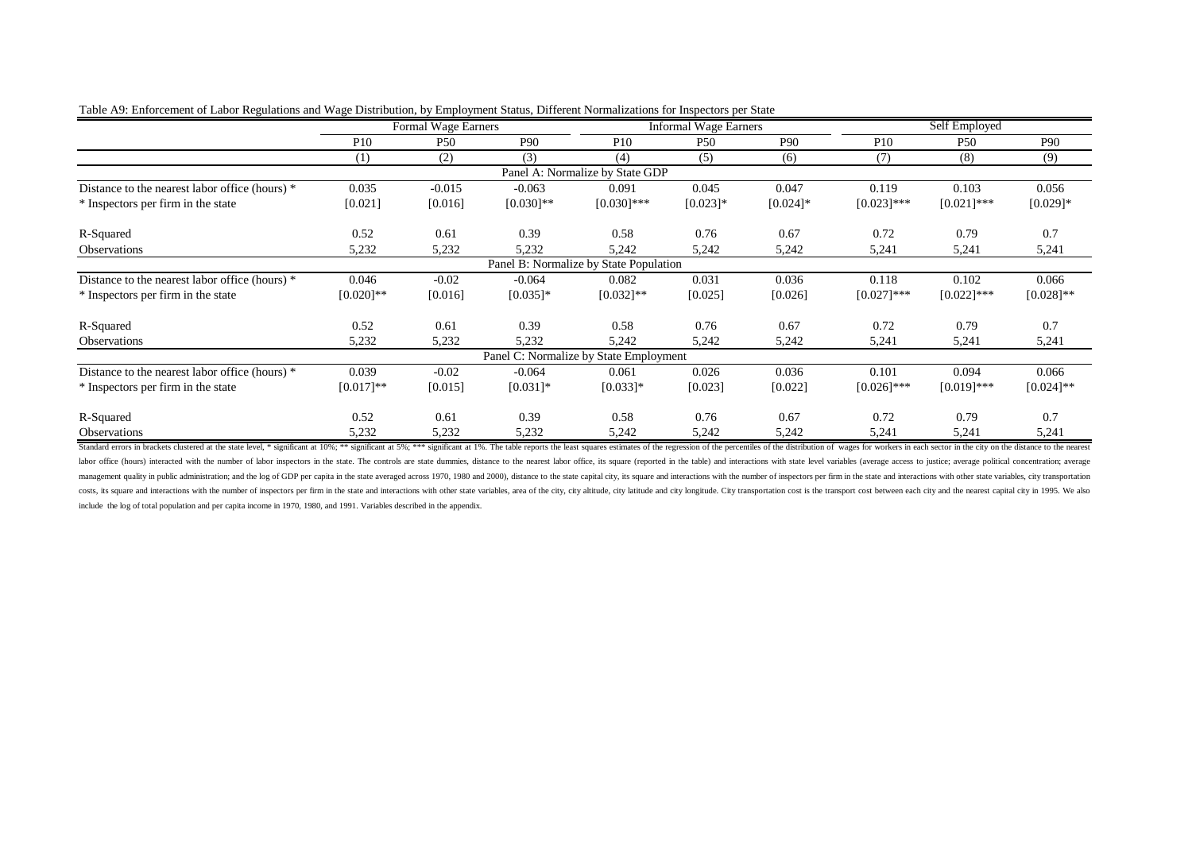Table A9: Enforcement of Labor Regulations and Wage Distribution, by Employment Status, Different Normalizations for Inspectors per State

| | Formal Wage Earners | | | Informal Wage Earners | | | Self Employed | | |
|---|---|---|---|---|---|---|---|---|---|
| | P10 | P50 | P90 | P10 | P50 | P90 | P10 | P50 | P90 |
| | (1) | (2) | (3) | (4) | (5) | (6) | (7) | (8) | (9) |
| **Panel A: Normalize by State GDP** | | | | | | | | | |
| Distance to the nearest labor office (hours) * | 0.035 | -0.015 | -0.063 | 0.091 | 0.045 | 0.047 | 0.119 | 0.103 | 0.056 |
| * Inspectors per firm in the state | [0.021] | [0.016] | [0.030]** | [0.030]*** | [0.023]* | [0.024]* | [0.023]*** | [0.021]*** | [0.029]* |
| R-Squared | 0.52 | 0.61 | 0.39 | 0.58 | 0.76 | 0.67 | 0.72 | 0.79 | 0.7 |
| Observations | 5,232 | 5,232 | 5,232 | 5,242 | 5,242 | 5,242 | 5,241 | 5,241 | 5,241 |
| **Panel B: Normalize by State Population** | | | | | | | | | |
| Distance to the nearest labor office (hours) * | 0.046 | -0.02 | -0.064 | 0.082 | 0.031 | 0.036 | 0.118 | 0.102 | 0.066 |
| * Inspectors per firm in the state | [0.020]** | [0.016] | [0.035]* | [0.032]** | [0.025] | [0.026] | [0.027]*** | [0.022]*** | [0.028]** |
| R-Squared | 0.52 | 0.61 | 0.39 | 0.58 | 0.76 | 0.67 | 0.72 | 0.79 | 0.7 |
| Observations | 5,232 | 5,232 | 5,232 | 5,242 | 5,242 | 5,242 | 5,241 | 5,241 | 5,241 |
| **Panel C: Normalize by State Employment** | | | | | | | | | |
| Distance to the nearest labor office (hours) * | 0.039 | -0.02 | -0.064 | 0.061 | 0.026 | 0.036 | 0.101 | 0.094 | 0.066 |
| * Inspectors per firm in the state | [0.017]** | [0.015] | [0.031]* | [0.033]* | [0.023] | [0.022] | [0.026]*** | [0.019]*** | [0.024]** |
| R-Squared | 0.52 | 0.61 | 0.39 | 0.58 | 0.76 | 0.67 | 0.72 | 0.79 | 0.7 |
| Observations | 5,232 | 5,232 | 5,232 | 5,242 | 5,242 | 5,242 | 5,241 | 5,241 | 5,241 |

Standard errors in brackets clustered at the state level, * significant at 10%; ** significant at 5%; *** significant at 1%. The table reports the least squares estimates of the regression of the percentiles of the distribution of wages for workers in each sector in the city on the distance to the nearest labor office (hours) interacted with the number of labor inspectors in the state. The controls are state dummies, distance to the nearest labor office, its square (reported in the table) and interactions with state level variables (average access to justice; average political concentration; average management quality in public administration; and the log of GDP per capita in the state averaged across 1970, 1980 and 2000), distance to the state capital city, its square and interactions with the number of inspectors per firm in the state and interactions with other state variables, city transportation costs, its square and interactions with the number of inspectors per firm in the state and interactions with other state variables, area of the city, city altitude, city latitude and city longitude. City transportation cost is the transport cost between each city and the nearest capital city in 1995. We also include the log of total population and per capita income in 1970, 1980, and 1991. Variables described in the appendix.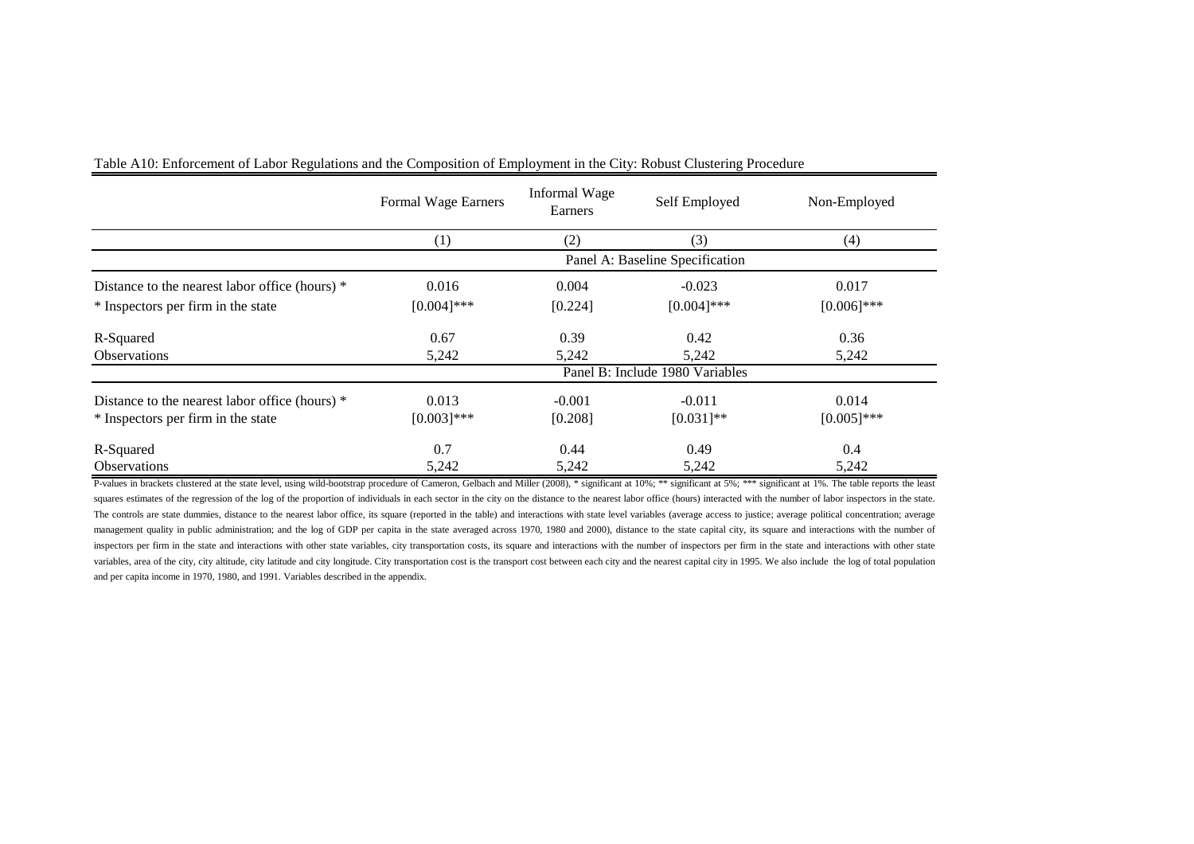Table A10: Enforcement of Labor Regulations and the Composition of Employment in the City: Robust Clustering Procedure

| | Formal Wage Earners | Informal Wage Earners | Self Employed | Non-Employed |
|---|---|---|---|---|
| | (1) | (2) | (3) | (4) |
| | Panel A: Baseline Specification | | | |
| Distance to the nearest labor office (hours) * | 0.016 | 0.004 | -0.023 | 0.017 |
| * Inspectors per firm in the state | [0.004]*** | [0.224] | [0.004]*** | [0.006]*** |
| R-Squared | 0.67 | 0.39 | 0.42 | 0.36 |
| Observations | 5,242 | 5,242 | 5,242 | 5,242 |
| | Panel B: Include 1980 Variables | | | |
| Distance to the nearest labor office (hours) * | 0.013 | -0.001 | -0.011 | 0.014 |
| * Inspectors per firm in the state | [0.003]*** | [0.208] | [0.031]** | [0.005]*** |
| R-Squared | 0.7 | 0.44 | 0.49 | 0.4 |
| Observations | 5,242 | 5,242 | 5,242 | 5,242 |

P-values in brackets clustered at the state level, using wild-bootstrap procedure of Cameron, Gelbach and Miller (2008), * significant at 10%; ** significant at 5%; *** significant at 1%. The table reports the least squares estimates of the regression of the log of the proportion of individuals in each sector in the city on the distance to the nearest labor office (hours) interacted with the number of labor inspectors in the state. The controls are state dummies, distance to the nearest labor office, its square (reported in the table) and interactions with state level variables (average access to justice; average political concentration; average management quality in public administration; and the log of GDP per capita in the state averaged across 1970, 1980 and 2000), distance to the state capital city, its square and interactions with the number of inspectors per firm in the state and interactions with other state variables, city transportation costs, its square and interactions with the number of inspectors per firm in the state and interactions with other state variables, area of the city, city altitude, city latitude and city longitude. City transportation cost is the transport cost between each city and the nearest capital city in 1995. We also include the log of total population and per capita income in 1970, 1980, and 1991. Variables described in the appendix.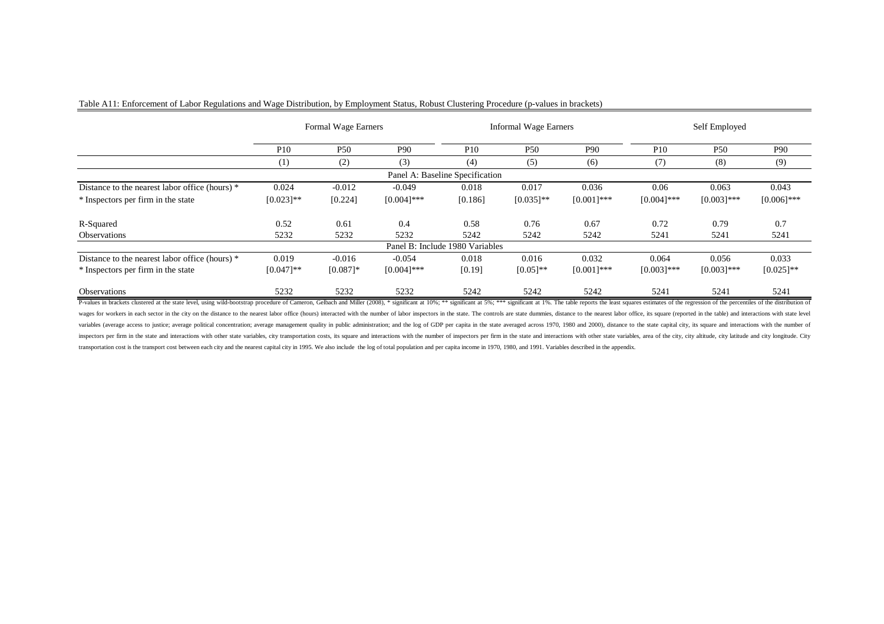Table A11: Enforcement of Labor Regulations and Wage Distribution, by Employment Status, Robust Clustering Procedure (p-values in brackets)

| | Formal Wage Earners | | | Informal Wage Earners | | | Self Employed | | |
|---|---|---|---|---|---|---|---|---|---|
| | P10 | P50 | P90 | P10 | P50 | P90 | P10 | P50 | P90 |
| | (1) | (2) | (3) | (4) | (5) | (6) | (7) | (8) | (9) |
| **Panel A: Baseline Specification** | | | | | | | | | |
| Distance to the nearest labor office (hours) * | 0.024 | -0.012 | -0.049 | 0.018 | 0.017 | 0.036 | 0.06 | 0.063 | 0.043 |
| * Inspectors per firm in the state | [0.023]** | [0.224] | [0.004]*** | [0.186] | [0.035]** | [0.001]*** | [0.004]*** | [0.003]*** | [0.006]*** |
| R-Squared | 0.52 | 0.61 | 0.4 | 0.58 | 0.76 | 0.67 | 0.72 | 0.79 | 0.7 |
| Observations | 5232 | 5232 | 5232 | 5242 | 5242 | 5242 | 5241 | 5241 | 5241 |
| **Panel B: Include 1980 Variables** | | | | | | | | | |
| Distance to the nearest labor office (hours) * | 0.019 | -0.016 | -0.054 | 0.018 | 0.016 | 0.032 | 0.064 | 0.056 | 0.033 |
| * Inspectors per firm in the state | [0.047]** | [0.087]* | [0.004]*** | [0.19] | [0.05]** | [0.001]*** | [0.003]*** | [0.003]*** | [0.025]** |
| Observations | 5232 | 5232 | 5232 | 5242 | 5242 | 5242 | 5241 | 5241 | 5241 |

P-values in brackets clustered at the state level, using wild-bootstrap procedure of Cameron, Gelbach and Miller (2008), * significant at 10%; ** significant at 5%; *** significant at 1%. The table reports the least squares estimates of the regression of the percentiles of the distribution of wages for workers in each sector in the city on the distance to the nearest labor office (hours) interacted with the number of labor inspectors in the state. The controls are state dummies, distance to the nearest labor office, its square (reported in the table) and interactions with state level variables (average access to justice; average political concentration; average management quality in public administration; and the log of GDP per capita in the state averaged across 1970, 1980 and 2000), distance to the state capital city, its square and interactions with the number of inspectors per firm in the state and interactions with other state variables, city transportation costs, its square and interactions with the number of inspectors per firm in the state and interactions with other state variables, area of the city, city altitude, city latitude and city longitude. City transportation cost is the transport cost between each city and the nearest capital city in 1995. We also include the log of total population and per capita income in 1970, 1980, and 1991. Variables described in the appendix.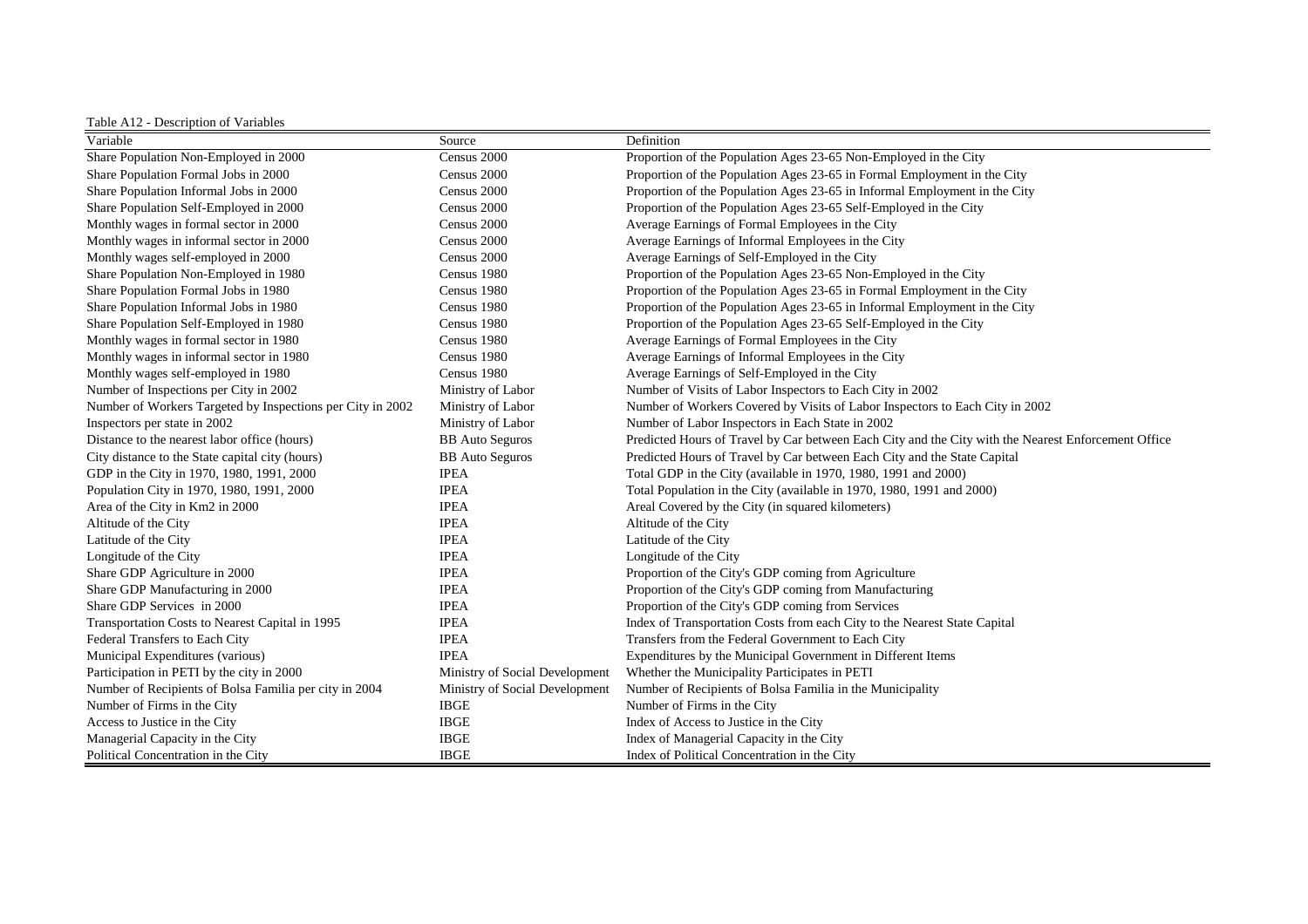Table A12 - Description of Variables

| Variable | Source | Definition |
|---|---|---|
| Share Population Non-Employed in 2000 | Census 2000 | Proportion of the Population Ages 23-65 Non-Employed in the City |
| Share Population Formal Jobs in 2000 | Census 2000 | Proportion of the Population Ages 23-65 in Formal Employment in the City |
| Share Population Informal Jobs in 2000 | Census 2000 | Proportion of the Population Ages 23-65 in Informal Employment in the City |
| Share Population Self-Employed in 2000 | Census 2000 | Proportion of the Population Ages 23-65 Self-Employed in the City |
| Monthly wages in formal sector in 2000 | Census 2000 | Average Earnings of Formal Employees in the City |
| Monthly wages in informal sector in 2000 | Census 2000 | Average Earnings of Informal Employees in the City |
| Monthly wages self-employed in 2000 | Census 2000 | Average Earnings of Self-Employed in the City |
| Share Population Non-Employed in 1980 | Census 1980 | Proportion of the Population Ages 23-65 Non-Employed in the City |
| Share Population Formal Jobs in 1980 | Census 1980 | Proportion of the Population Ages 23-65 in Formal Employment in the City |
| Share Population Informal Jobs in 1980 | Census 1980 | Proportion of the Population Ages 23-65 in Informal Employment in the City |
| Share Population Self-Employed in 1980 | Census 1980 | Proportion of the Population Ages 23-65 Self-Employed in the City |
| Monthly wages in formal sector in 1980 | Census 1980 | Average Earnings of Formal Employees in the City |
| Monthly wages in informal sector in 1980 | Census 1980 | Average Earnings of Informal Employees in the City |
| Monthly wages self-employed in 1980 | Census 1980 | Average Earnings of Self-Employed in the City |
| Number of Inspections per City in 2002 | Ministry of Labor | Number of Visits of Labor Inspectors to Each City in 2002 |
| Number of Workers Targeted by Inspections per City in 2002 | Ministry of Labor | Number of Workers Covered by Visits of Labor Inspectors to Each City in 2002 |
| Inspectors per state in 2002 | Ministry of Labor | Number of Labor Inspectors in Each State in 2002 |
| Distance to the nearest labor office (hours) | BB Auto Seguros | Predicted Hours of Travel by Car between Each City and the City with the Nearest Enforcement Office |
| City distance to the State capital city (hours) | BB Auto Seguros | Predicted Hours of Travel by Car between Each City and the State Capital |
| GDP in the City in 1970, 1980, 1991, 2000 | IPEA | Total GDP in the City (available in 1970, 1980, 1991 and 2000) |
| Population City in 1970, 1980, 1991, 2000 | IPEA | Total Population in the City (available in 1970, 1980, 1991 and 2000) |
| Area of the City in Km2 in 2000 | IPEA | Areal Covered by the City (in squared kilometers) |
| Altitude of the City | IPEA | Altitude of the City |
| Latitude of the City | IPEA | Latitude of the City |
| Longitude of the City | IPEA | Longitude of the City |
| Share GDP Agriculture in 2000 | IPEA | Proportion of the City's GDP coming from Agriculture |
| Share GDP Manufacturing in 2000 | IPEA | Proportion of the City's GDP coming from Manufacturing |
| Share GDP Services in 2000 | IPEA | Proportion of the City's GDP coming from Services |
| Transportation Costs to Nearest Capital in 1995 | IPEA | Index of Transportation Costs from each City to the Nearest State Capital |
| Federal Transfers to Each City | IPEA | Transfers from the Federal Government to Each City |
| Municipal Expenditures (various) | IPEA | Expenditures by the Municipal Government in Different Items |
| Participation in PETI by the city in 2000 | Ministry of Social Development | Whether the Municipality Participates in PETI |
| Number of Recipients of Bolsa Familia per city in 2004 | Ministry of Social Development | Number of Recipients of Bolsa Familia in the Municipality |
| Number of Firms in the City | IBGE | Number of Firms in the City |
| Access to Justice in the City | IBGE | Index of Access to Justice in the City |
| Managerial Capacity in the City | IBGE | Index of Managerial Capacity in the City |
| Political Concentration in the City | IBGE | Index of Political Concentration in the City |